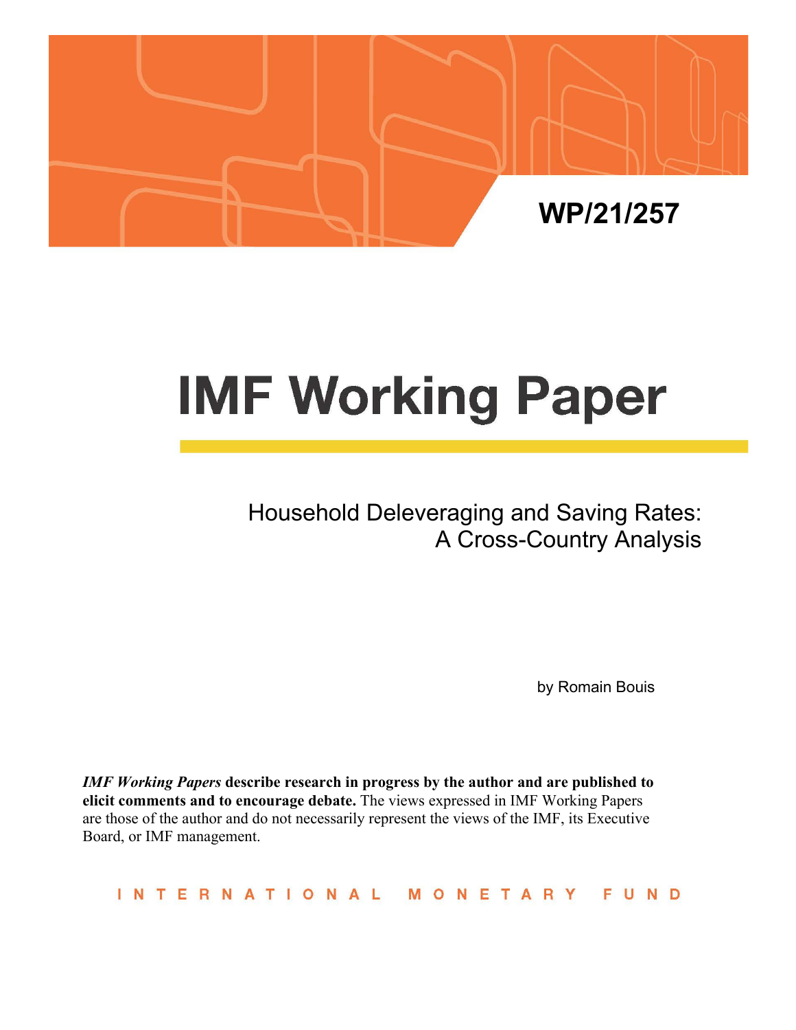WP/21/257

# IMF Working Paper

## Household Deleveraging and Saving Rates: A Cross-Country Analysis

by Romain Bouis

***IMF Working Papers* describe research in progress by the author and are published to elicit comments and to encourage debate.** The views expressed in IMF Working Papers are those of the author and do not necessarily represent the views of the IMF, its Executive Board, or IMF management.

INTERNATIONAL MONETARY FUND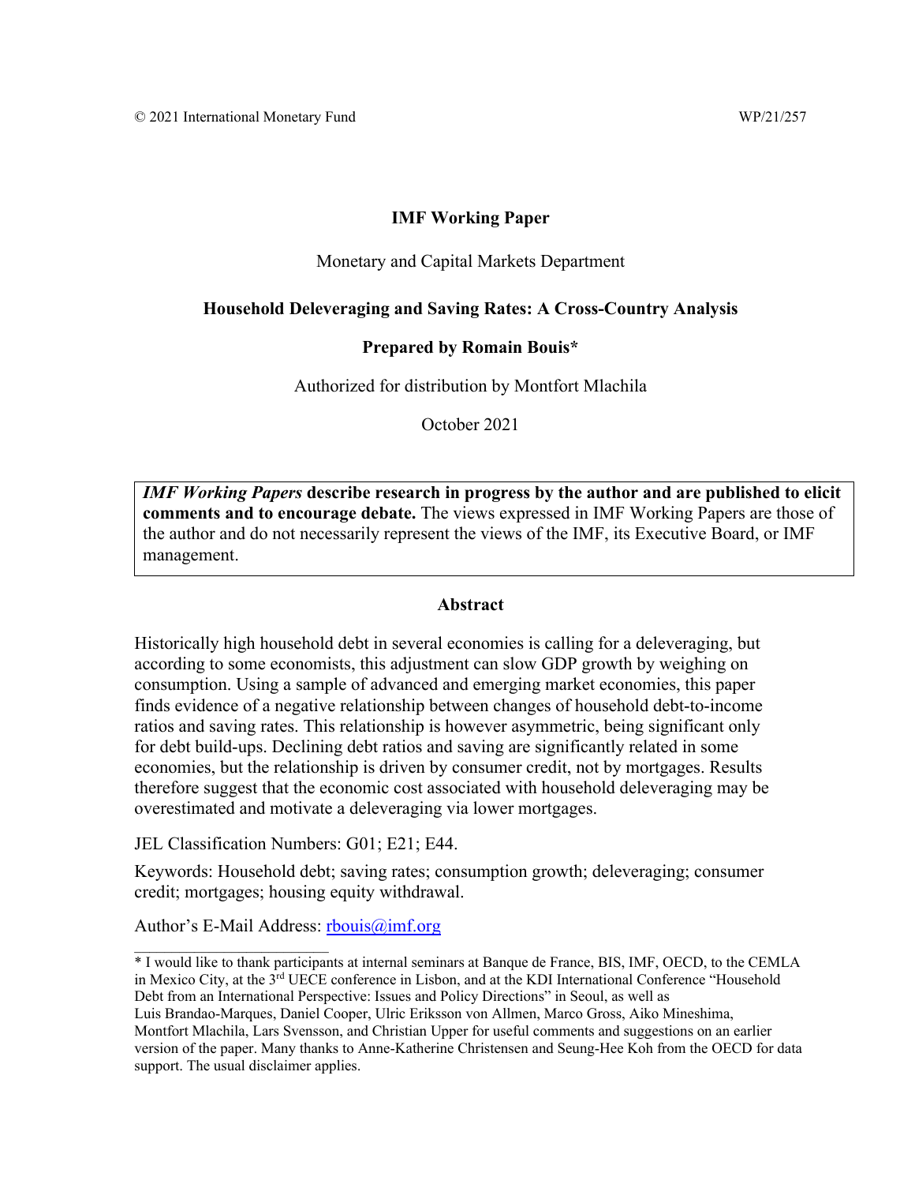© 2021 International Monetary Fund WP/21/257

**IMF Working Paper**

Monetary and Capital Markets Department

**Household Deleveraging and Saving Rates: A Cross-Country Analysis**

**Prepared by Romain Bouis***

Authorized for distribution by Montfort Mlachila

October 2021

***IMF Working Papers* describe research in progress by the author and are published to elicit comments and to encourage debate.** The views expressed in IMF Working Papers are those of the author and do not necessarily represent the views of the IMF, its Executive Board, or IMF management.

## Abstract

Historically high household debt in several economies is calling for a deleveraging, but according to some economists, this adjustment can slow GDP growth by weighing on consumption. Using a sample of advanced and emerging market economies, this paper finds evidence of a negative relationship between changes of household debt-to-income ratios and saving rates. This relationship is however asymmetric, being significant only for debt build-ups. Declining debt ratios and saving are significantly related in some economies, but the relationship is driven by consumer credit, not by mortgages. Results therefore suggest that the economic cost associated with household deleveraging may be overestimated and motivate a deleveraging via lower mortgages.

JEL Classification Numbers: G01; E21; E44.

Keywords: Household debt; saving rates; consumption growth; deleveraging; consumer credit; mortgages; housing equity withdrawal.

Author's E-Mail Address: rbouis@imf.org

---

\* I would like to thank participants at internal seminars at Banque de France, BIS, IMF, OECD, to the CEMLA in Mexico City, at the 3rd UECE conference in Lisbon, and at the KDI International Conference "Household Debt from an International Perspective: Issues and Policy Directions" in Seoul, as well as Luis Brandao-Marques, Daniel Cooper, Ulric Eriksson von Allmen, Marco Gross, Aiko Mineshima, Montfort Mlachila, Lars Svensson, and Christian Upper for useful comments and suggestions on an earlier version of the paper. Many thanks to Anne-Katherine Christensen and Seung-Hee Koh from the OECD for data support. The usual disclaimer applies.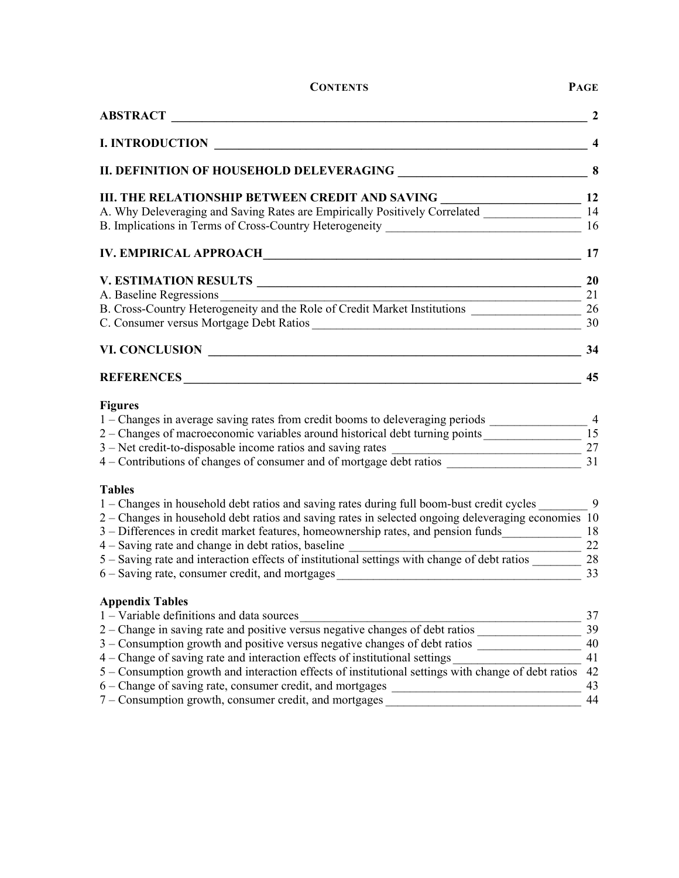## CONTENTS

| | PAGE |
|---|---|
| **ABSTRACT** | **2** |
| **I. INTRODUCTION** | **4** |
| **II. DEFINITION OF HOUSEHOLD DELEVERAGING** | **8** |
| **III. THE RELATIONSHIP BETWEEN CREDIT AND SAVING** | **12** |
| A. Why Deleveraging and Saving Rates are Empirically Positively Correlated | 14 |
| B. Implications in Terms of Cross-Country Heterogeneity | 16 |
| **IV. EMPIRICAL APPROACH** | **17** |
| **V. ESTIMATION RESULTS** | **20** |
| A. Baseline Regressions | 21 |
| B. Cross-Country Heterogeneity and the Role of Credit Market Institutions | 26 |
| C. Consumer versus Mortgage Debt Ratios | 30 |
| **VI. CONCLUSION** | **34** |
| **REFERENCES** | **45** |

**Figures**

| | |
|---|---|
| 1 – Changes in average saving rates from credit booms to deleveraging periods | 4 |
| 2 – Changes of macroeconomic variables around historical debt turning points | 15 |
| 3 – Net credit-to-disposable income ratios and saving rates | 27 |
| 4 – Contributions of changes of consumer and of mortgage debt ratios | 31 |

**Tables**

| | |
|---|---|
| 1 – Changes in household debt ratios and saving rates during full boom-bust credit cycles | 9 |
| 2 – Changes in household debt ratios and saving rates in selected ongoing deleveraging economies | 10 |
| 3 – Differences in credit market features, homeownership rates, and pension funds | 18 |
| 4 – Saving rate and change in debt ratios, baseline | 22 |
| 5 – Saving rate and interaction effects of institutional settings with change of debt ratios | 28 |
| 6 – Saving rate, consumer credit, and mortgages | 33 |

**Appendix Tables**

| | |
|---|---|
| 1 – Variable definitions and data sources | 37 |
| 2 – Change in saving rate and positive versus negative changes of debt ratios | 39 |
| 3 – Consumption growth and positive versus negative changes of debt ratios | 40 |
| 4 – Change of saving rate and interaction effects of institutional settings | 41 |
| 5 – Consumption growth and interaction effects of institutional settings with change of debt ratios | 42 |
| 6 – Change of saving rate, consumer credit, and mortgages | 43 |
| 7 – Consumption growth, consumer credit, and mortgages | 44 |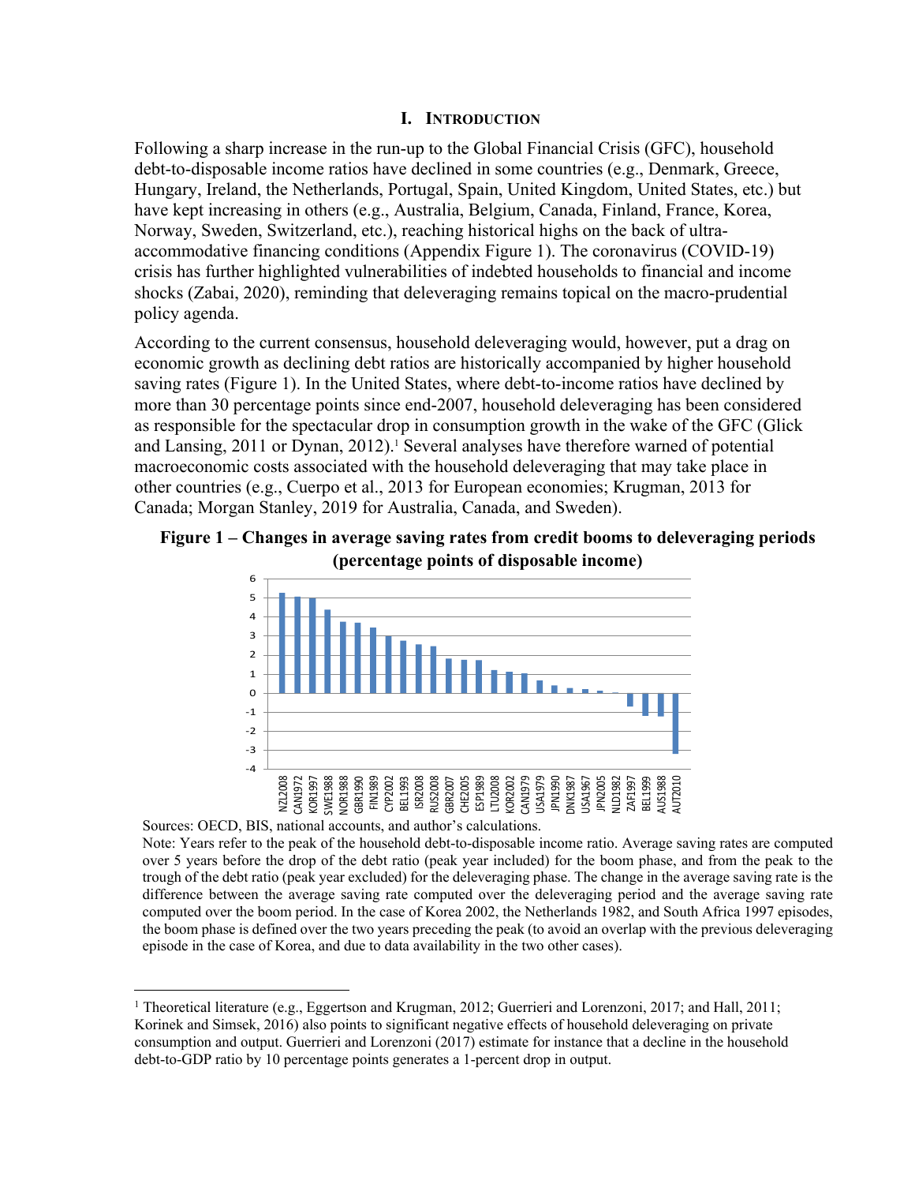# I. INTRODUCTION

Following a sharp increase in the run-up to the Global Financial Crisis (GFC), household debt-to-disposable income ratios have declined in some countries (e.g., Denmark, Greece, Hungary, Ireland, the Netherlands, Portugal, Spain, United Kingdom, United States, etc.) but have kept increasing in others (e.g., Australia, Belgium, Canada, Finland, France, Korea, Norway, Sweden, Switzerland, etc.), reaching historical highs on the back of ultra-accommodative financing conditions (Appendix Figure 1). The coronavirus (COVID-19) crisis has further highlighted vulnerabilities of indebted households to financial and income shocks (Zabai, 2020), reminding that deleveraging remains topical on the macro-prudential policy agenda.

According to the current consensus, household deleveraging would, however, put a drag on economic growth as declining debt ratios are historically accompanied by higher household saving rates (Figure 1). In the United States, where debt-to-income ratios have declined by more than 30 percentage points since end-2007, household deleveraging has been considered as responsible for the spectacular drop in consumption growth in the wake of the GFC (Glick and Lansing, 2011 or Dynan, 2012).[1] Several analyses have therefore warned of potential macroeconomic costs associated with the household deleveraging that may take place in other countries (e.g., Cuerpo et al., 2013 for European economies; Krugman, 2013 for Canada; Morgan Stanley, 2019 for Australia, Canada, and Sweden).

**Figure 1 – Changes in average saving rates from credit booms to deleveraging periods (percentage points of disposable income)**

Sources: OECD, BIS, national accounts, and author's calculations.

Note: Years refer to the peak of the household debt-to-disposable income ratio. Average saving rates are computed over 5 years before the drop of the debt ratio (peak year included) for the boom phase, and from the peak to the trough of the debt ratio (peak year excluded) for the deleveraging phase. The change in the average saving rate is the difference between the average saving rate computed over the deleveraging period and the average saving rate computed over the boom period. In the case of Korea 2002, the Netherlands 1982, and South Africa 1997 episodes, the boom phase is defined over the two years preceding the peak (to avoid an overlap with the previous deleveraging episode in the case of Korea, and due to data availability in the two other cases).

---

[1] Theoretical literature (e.g., Eggertson and Krugman, 2012; Guerrieri and Lorenzoni, 2017; and Hall, 2011; Korinek and Simsek, 2016) also points to significant negative effects of household deleveraging on private consumption and output. Guerrieri and Lorenzoni (2017) estimate for instance that a decline in the household debt-to-GDP ratio by 10 percentage points generates a 1-percent drop in output.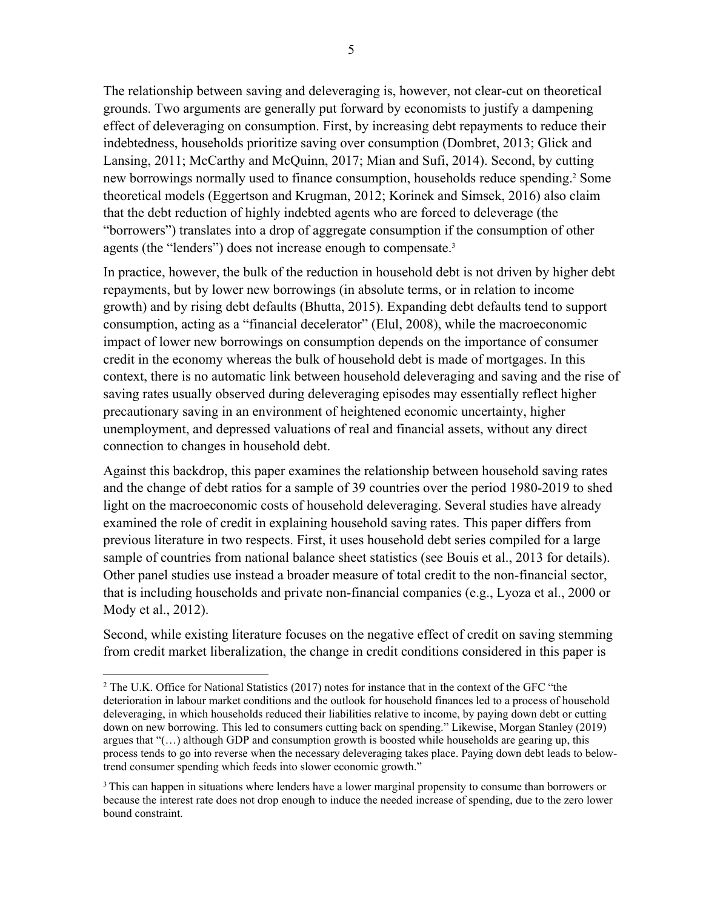The relationship between saving and deleveraging is, however, not clear-cut on theoretical grounds. Two arguments are generally put forward by economists to justify a dampening effect of deleveraging on consumption. First, by increasing debt repayments to reduce their indebtedness, households prioritize saving over consumption (Dombret, 2013; Glick and Lansing, 2011; McCarthy and McQuinn, 2017; Mian and Sufi, 2014). Second, by cutting new borrowings normally used to finance consumption, households reduce spending.[2] Some theoretical models (Eggertson and Krugman, 2012; Korinek and Simsek, 2016) also claim that the debt reduction of highly indebted agents who are forced to deleverage (the "borrowers") translates into a drop of aggregate consumption if the consumption of other agents (the "lenders") does not increase enough to compensate.[3]

In practice, however, the bulk of the reduction in household debt is not driven by higher debt repayments, but by lower new borrowings (in absolute terms, or in relation to income growth) and by rising debt defaults (Bhutta, 2015). Expanding debt defaults tend to support consumption, acting as a "financial decelerator" (Elul, 2008), while the macroeconomic impact of lower new borrowings on consumption depends on the importance of consumer credit in the economy whereas the bulk of household debt is made of mortgages. In this context, there is no automatic link between household deleveraging and saving and the rise of saving rates usually observed during deleveraging episodes may essentially reflect higher precautionary saving in an environment of heightened economic uncertainty, higher unemployment, and depressed valuations of real and financial assets, without any direct connection to changes in household debt.

Against this backdrop, this paper examines the relationship between household saving rates and the change of debt ratios for a sample of 39 countries over the period 1980-2019 to shed light on the macroeconomic costs of household deleveraging. Several studies have already examined the role of credit in explaining household saving rates. This paper differs from previous literature in two respects. First, it uses household debt series compiled for a large sample of countries from national balance sheet statistics (see Bouis et al., 2013 for details). Other panel studies use instead a broader measure of total credit to the non-financial sector, that is including households and private non-financial companies (e.g., Lyoza et al., 2000 or Mody et al., 2012).

Second, while existing literature focuses on the negative effect of credit on saving stemming from credit market liberalization, the change in credit conditions considered in this paper is

---

[2] The U.K. Office for National Statistics (2017) notes for instance that in the context of the GFC "the deterioration in labour market conditions and the outlook for household finances led to a process of household deleveraging, in which households reduced their liabilities relative to income, by paying down debt or cutting down on new borrowing. This led to consumers cutting back on spending." Likewise, Morgan Stanley (2019) argues that "(…) although GDP and consumption growth is boosted while households are gearing up, this process tends to go into reverse when the necessary deleveraging takes place. Paying down debt leads to below-trend consumer spending which feeds into slower economic growth."

[3] This can happen in situations where lenders have a lower marginal propensity to consume than borrowers or because the interest rate does not drop enough to induce the needed increase of spending, due to the zero lower bound constraint.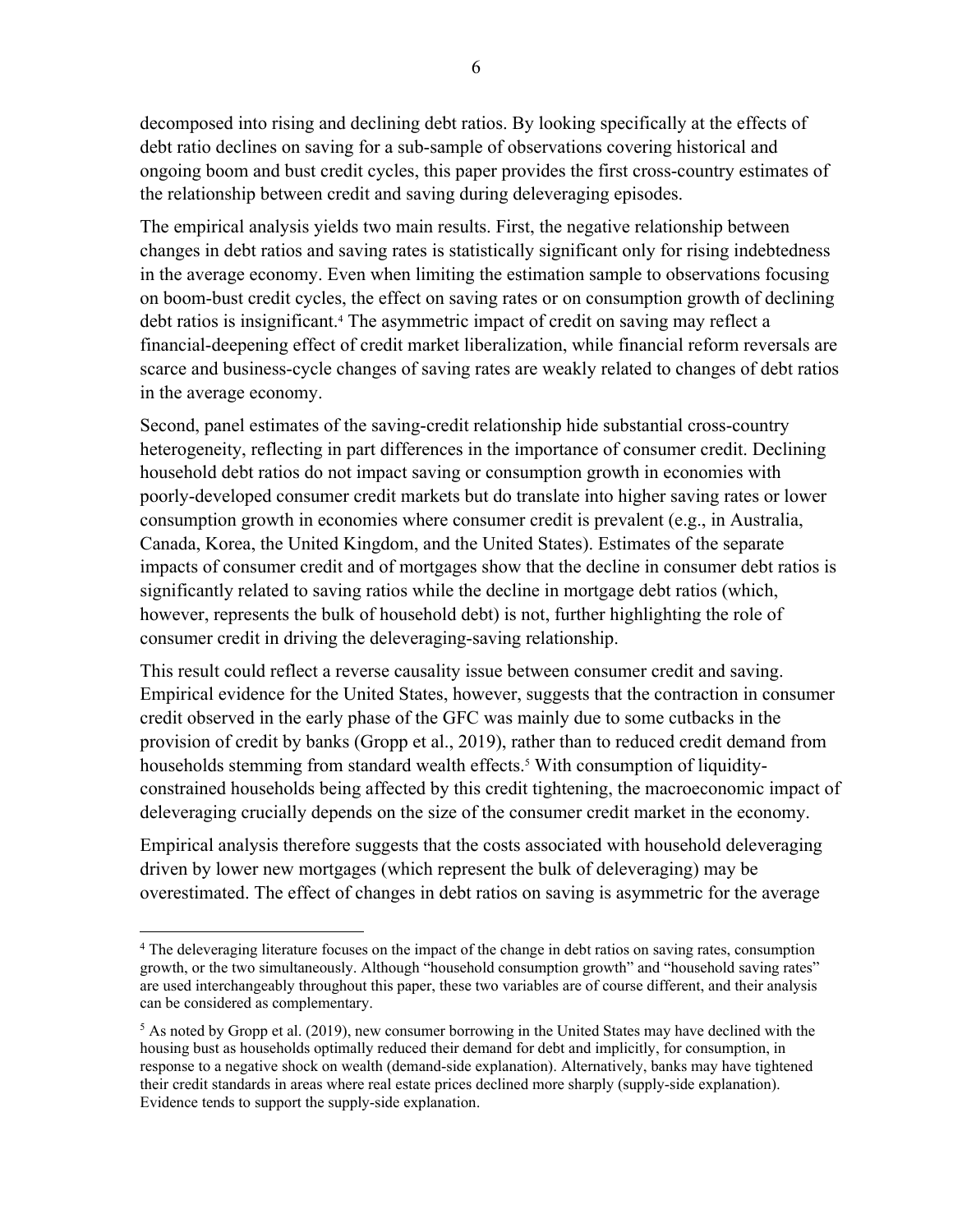decomposed into rising and declining debt ratios. By looking specifically at the effects of debt ratio declines on saving for a sub-sample of observations covering historical and ongoing boom and bust credit cycles, this paper provides the first cross-country estimates of the relationship between credit and saving during deleveraging episodes.

The empirical analysis yields two main results. First, the negative relationship between changes in debt ratios and saving rates is statistically significant only for rising indebtedness in the average economy. Even when limiting the estimation sample to observations focusing on boom-bust credit cycles, the effect on saving rates or on consumption growth of declining debt ratios is insignificant.[4] The asymmetric impact of credit on saving may reflect a financial-deepening effect of credit market liberalization, while financial reform reversals are scarce and business-cycle changes of saving rates are weakly related to changes of debt ratios in the average economy.

Second, panel estimates of the saving-credit relationship hide substantial cross-country heterogeneity, reflecting in part differences in the importance of consumer credit. Declining household debt ratios do not impact saving or consumption growth in economies with poorly-developed consumer credit markets but do translate into higher saving rates or lower consumption growth in economies where consumer credit is prevalent (e.g., in Australia, Canada, Korea, the United Kingdom, and the United States). Estimates of the separate impacts of consumer credit and of mortgages show that the decline in consumer debt ratios is significantly related to saving ratios while the decline in mortgage debt ratios (which, however, represents the bulk of household debt) is not, further highlighting the role of consumer credit in driving the deleveraging-saving relationship.

This result could reflect a reverse causality issue between consumer credit and saving. Empirical evidence for the United States, however, suggests that the contraction in consumer credit observed in the early phase of the GFC was mainly due to some cutbacks in the provision of credit by banks (Gropp et al., 2019), rather than to reduced credit demand from households stemming from standard wealth effects.[5] With consumption of liquidity-constrained households being affected by this credit tightening, the macroeconomic impact of deleveraging crucially depends on the size of the consumer credit market in the economy.

Empirical analysis therefore suggests that the costs associated with household deleveraging driven by lower new mortgages (which represent the bulk of deleveraging) may be overestimated. The effect of changes in debt ratios on saving is asymmetric for the average

---

[4] The deleveraging literature focuses on the impact of the change in debt ratios on saving rates, consumption growth, or the two simultaneously. Although "household consumption growth" and "household saving rates" are used interchangeably throughout this paper, these two variables are of course different, and their analysis can be considered as complementary.

[5] As noted by Gropp et al. (2019), new consumer borrowing in the United States may have declined with the housing bust as households optimally reduced their demand for debt and implicitly, for consumption, in response to a negative shock on wealth (demand-side explanation). Alternatively, banks may have tightened their credit standards in areas where real estate prices declined more sharply (supply-side explanation). Evidence tends to support the supply-side explanation.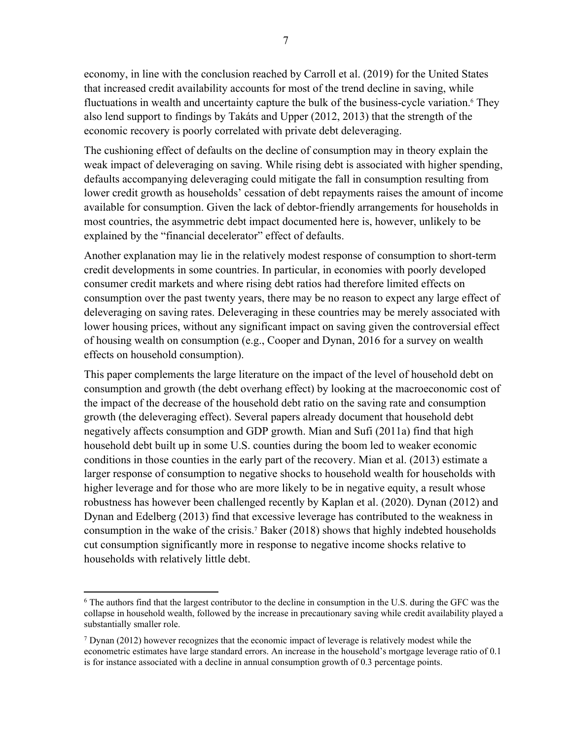economy, in line with the conclusion reached by Carroll et al. (2019) for the United States that increased credit availability accounts for most of the trend decline in saving, while fluctuations in wealth and uncertainty capture the bulk of the business-cycle variation.[6] They also lend support to findings by Takáts and Upper (2012, 2013) that the strength of the economic recovery is poorly correlated with private debt deleveraging.

The cushioning effect of defaults on the decline of consumption may in theory explain the weak impact of deleveraging on saving. While rising debt is associated with higher spending, defaults accompanying deleveraging could mitigate the fall in consumption resulting from lower credit growth as households' cessation of debt repayments raises the amount of income available for consumption. Given the lack of debtor-friendly arrangements for households in most countries, the asymmetric debt impact documented here is, however, unlikely to be explained by the "financial decelerator" effect of defaults.

Another explanation may lie in the relatively modest response of consumption to short-term credit developments in some countries. In particular, in economies with poorly developed consumer credit markets and where rising debt ratios had therefore limited effects on consumption over the past twenty years, there may be no reason to expect any large effect of deleveraging on saving rates. Deleveraging in these countries may be merely associated with lower housing prices, without any significant impact on saving given the controversial effect of housing wealth on consumption (e.g., Cooper and Dynan, 2016 for a survey on wealth effects on household consumption).

This paper complements the large literature on the impact of the level of household debt on consumption and growth (the debt overhang effect) by looking at the macroeconomic cost of the impact of the decrease of the household debt ratio on the saving rate and consumption growth (the deleveraging effect). Several papers already document that household debt negatively affects consumption and GDP growth. Mian and Sufi (2011a) find that high household debt built up in some U.S. counties during the boom led to weaker economic conditions in those counties in the early part of the recovery. Mian et al. (2013) estimate a larger response of consumption to negative shocks to household wealth for households with higher leverage and for those who are more likely to be in negative equity, a result whose robustness has however been challenged recently by Kaplan et al. (2020). Dynan (2012) and Dynan and Edelberg (2013) find that excessive leverage has contributed to the weakness in consumption in the wake of the crisis.[7] Baker (2018) shows that highly indebted households cut consumption significantly more in response to negative income shocks relative to households with relatively little debt.

[6] The authors find that the largest contributor to the decline in consumption in the U.S. during the GFC was the collapse in household wealth, followed by the increase in precautionary saving while credit availability played a substantially smaller role.

[7] Dynan (2012) however recognizes that the economic impact of leverage is relatively modest while the econometric estimates have large standard errors. An increase in the household's mortgage leverage ratio of 0.1 is for instance associated with a decline in annual consumption growth of 0.3 percentage points.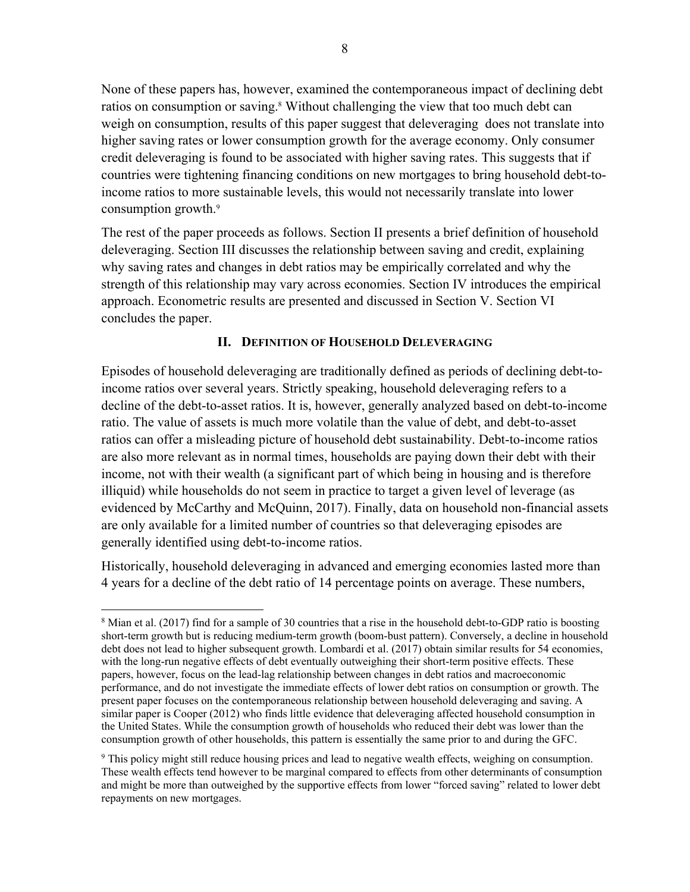None of these papers has, however, examined the contemporaneous impact of declining debt ratios on consumption or saving.[8] Without challenging the view that too much debt can weigh on consumption, results of this paper suggest that deleveraging does not translate into higher saving rates or lower consumption growth for the average economy. Only consumer credit deleveraging is found to be associated with higher saving rates. This suggests that if countries were tightening financing conditions on new mortgages to bring household debt-to-income ratios to more sustainable levels, this would not necessarily translate into lower consumption growth.[9]

The rest of the paper proceeds as follows. Section II presents a brief definition of household deleveraging. Section III discusses the relationship between saving and credit, explaining why saving rates and changes in debt ratios may be empirically correlated and why the strength of this relationship may vary across economies. Section IV introduces the empirical approach. Econometric results are presented and discussed in Section V. Section VI concludes the paper.

## II. Definition of Household Deleveraging

Episodes of household deleveraging are traditionally defined as periods of declining debt-to-income ratios over several years. Strictly speaking, household deleveraging refers to a decline of the debt-to-asset ratios. It is, however, generally analyzed based on debt-to-income ratio. The value of assets is much more volatile than the value of debt, and debt-to-asset ratios can offer a misleading picture of household debt sustainability. Debt-to-income ratios are also more relevant as in normal times, households are paying down their debt with their income, not with their wealth (a significant part of which being in housing and is therefore illiquid) while households do not seem in practice to target a given level of leverage (as evidenced by McCarthy and McQuinn, 2017). Finally, data on household non-financial assets are only available for a limited number of countries so that deleveraging episodes are generally identified using debt-to-income ratios.

Historically, household deleveraging in advanced and emerging economies lasted more than 4 years for a decline of the debt ratio of 14 percentage points on average. These numbers,

---

[8] Mian et al. (2017) find for a sample of 30 countries that a rise in the household debt-to-GDP ratio is boosting short-term growth but is reducing medium-term growth (boom-bust pattern). Conversely, a decline in household debt does not lead to higher subsequent growth. Lombardi et al. (2017) obtain similar results for 54 economies, with the long-run negative effects of debt eventually outweighing their short-term positive effects. These papers, however, focus on the lead-lag relationship between changes in debt ratios and macroeconomic performance, and do not investigate the immediate effects of lower debt ratios on consumption or growth. The present paper focuses on the contemporaneous relationship between household deleveraging and saving. A similar paper is Cooper (2012) who finds little evidence that deleveraging affected household consumption in the United States. While the consumption growth of households who reduced their debt was lower than the consumption growth of other households, this pattern is essentially the same prior to and during the GFC.

[9] This policy might still reduce housing prices and lead to negative wealth effects, weighing on consumption. These wealth effects tend however to be marginal compared to effects from other determinants of consumption and might be more than outweighed by the supportive effects from lower "forced saving" related to lower debt repayments on new mortgages.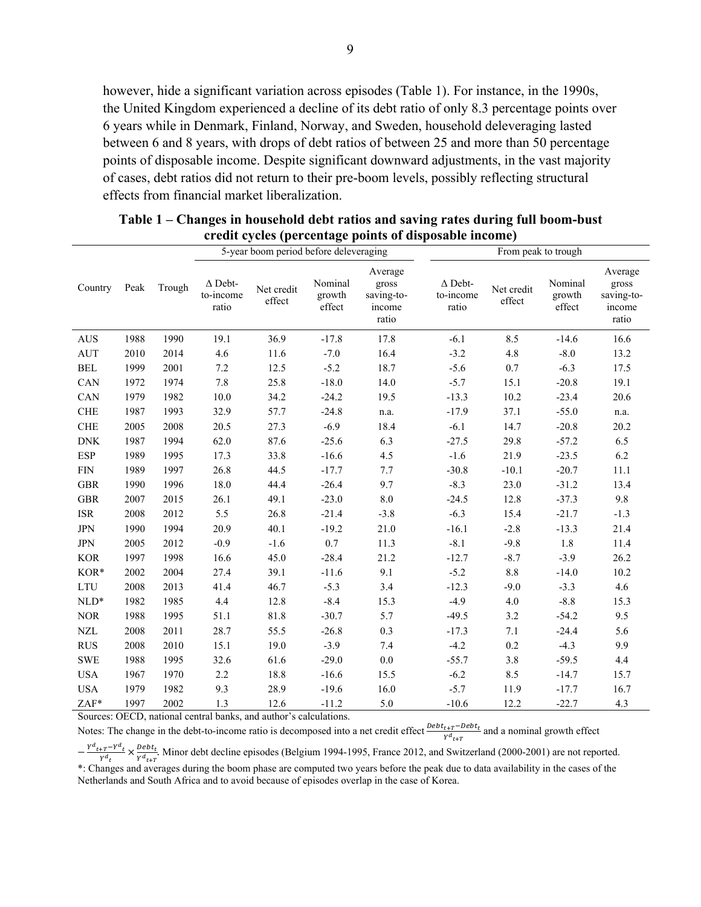however, hide a significant variation across episodes (Table 1). For instance, in the 1990s, the United Kingdom experienced a decline of its debt ratio of only 8.3 percentage points over 6 years while in Denmark, Finland, Norway, and Sweden, household deleveraging lasted between 6 and 8 years, with drops of debt ratios of between 25 and more than 50 percentage points of disposable income. Despite significant downward adjustments, in the vast majority of cases, debt ratios did not return to their pre-boom levels, possibly reflecting structural effects from financial market liberalization.

**Table 1 – Changes in household debt ratios and saving rates during full boom-bust credit cycles (percentage points of disposable income)**

| | | | 5-year boom period before deleveraging | | | | From peak to trough | | | |
|---|---|---|---|---|---|---|---|---|---|---|
| Country | Peak | Trough | Δ Debt-to-income ratio | Net credit effect | Nominal growth effect | Average gross saving-to-income ratio | Δ Debt-to-income ratio | Net credit effect | Nominal growth effect | Average gross saving-to-income ratio |
| AUS | 1988 | 1990 | 19.1 | 36.9 | -17.8 | 17.8 | -6.1 | 8.5 | -14.6 | 16.6 |
| AUT | 2010 | 2014 | 4.6 | 11.6 | -7.0 | 16.4 | -3.2 | 4.8 | -8.0 | 13.2 |
| BEL | 1999 | 2001 | 7.2 | 12.5 | -5.2 | 18.7 | -5.6 | 0.7 | -6.3 | 17.5 |
| CAN | 1972 | 1974 | 7.8 | 25.8 | -18.0 | 14.0 | -5.7 | 15.1 | -20.8 | 19.1 |
| CAN | 1979 | 1982 | 10.0 | 34.2 | -24.2 | 19.5 | -13.3 | 10.2 | -23.4 | 20.6 |
| CHE | 1987 | 1993 | 32.9 | 57.7 | -24.8 | n.a. | -17.9 | 37.1 | -55.0 | n.a. |
| CHE | 2005 | 2008 | 20.5 | 27.3 | -6.9 | 18.4 | -6.1 | 14.7 | -20.8 | 20.2 |
| DNK | 1987 | 1994 | 62.0 | 87.6 | -25.6 | 6.3 | -27.5 | 29.8 | -57.2 | 6.5 |
| ESP | 1989 | 1995 | 17.3 | 33.8 | -16.6 | 4.5 | -1.6 | 21.9 | -23.5 | 6.2 |
| FIN | 1989 | 1997 | 26.8 | 44.5 | -17.7 | 7.7 | -30.8 | -10.1 | -20.7 | 11.1 |
| GBR | 1990 | 1996 | 18.0 | 44.4 | -26.4 | 9.7 | -8.3 | 23.0 | -31.2 | 13.4 |
| GBR | 2007 | 2015 | 26.1 | 49.1 | -23.0 | 8.0 | -24.5 | 12.8 | -37.3 | 9.8 |
| ISR | 2008 | 2012 | 5.5 | 26.8 | -21.4 | -3.8 | -6.3 | 15.4 | -21.7 | -1.3 |
| JPN | 1990 | 1994 | 20.9 | 40.1 | -19.2 | 21.0 | -16.1 | -2.8 | -13.3 | 21.4 |
| JPN | 2005 | 2012 | -0.9 | -1.6 | 0.7 | 11.3 | -8.1 | -9.8 | 1.8 | 11.4 |
| KOR | 1997 | 1998 | 16.6 | 45.0 | -28.4 | 21.2 | -12.7 | -8.7 | -3.9 | 26.2 |
| KOR* | 2002 | 2004 | 27.4 | 39.1 | -11.6 | 9.1 | -5.2 | 8.8 | -14.0 | 10.2 |
| LTU | 2008 | 2013 | 41.4 | 46.7 | -5.3 | 3.4 | -12.3 | -9.0 | -3.3 | 4.6 |
| NLD* | 1982 | 1985 | 4.4 | 12.8 | -8.4 | 15.3 | -4.9 | 4.0 | -8.8 | 15.3 |
| NOR | 1988 | 1995 | 51.1 | 81.8 | -30.7 | 5.7 | -49.5 | 3.2 | -54.2 | 9.5 |
| NZL | 2008 | 2011 | 28.7 | 55.5 | -26.8 | 0.3 | -17.3 | 7.1 | -24.4 | 5.6 |
| RUS | 2008 | 2010 | 15.1 | 19.0 | -3.9 | 7.4 | -4.2 | 0.2 | -4.3 | 9.9 |
| SWE | 1988 | 1995 | 32.6 | 61.6 | -29.0 | 0.0 | -55.7 | 3.8 | -59.5 | 4.4 |
| USA | 1967 | 1970 | 2.2 | 18.8 | -16.6 | 15.5 | -6.2 | 8.5 | -14.7 | 15.7 |
| USA | 1979 | 1982 | 9.3 | 28.9 | -19.6 | 16.0 | -5.7 | 11.9 | -17.7 | 16.7 |
| ZAF* | 1997 | 2002 | 1.3 | 12.6 | -11.2 | 5.0 | -10.6 | 12.2 | -22.7 | 4.3 |

Sources: OECD, national central banks, and author's calculations.

Notes: The change in the debt-to-income ratio is decomposed into a net credit effect $\frac{Debt_{t+T}-Debt_t}{Y^d_{t+T}}$ and a nominal growth effect $-\frac{Y^d_{t+T}-Y^d_t}{Y^d_t} \times \frac{Debt_t}{Y^d_{t+T}}$. Minor debt decline episodes (Belgium 1994-1995, France 2012, and Switzerland (2000-2001) are not reported.

*: Changes and averages during the boom phase are computed two years before the peak due to data availability in the cases of the Netherlands and South Africa and to avoid because of episodes overlap in the case of Korea.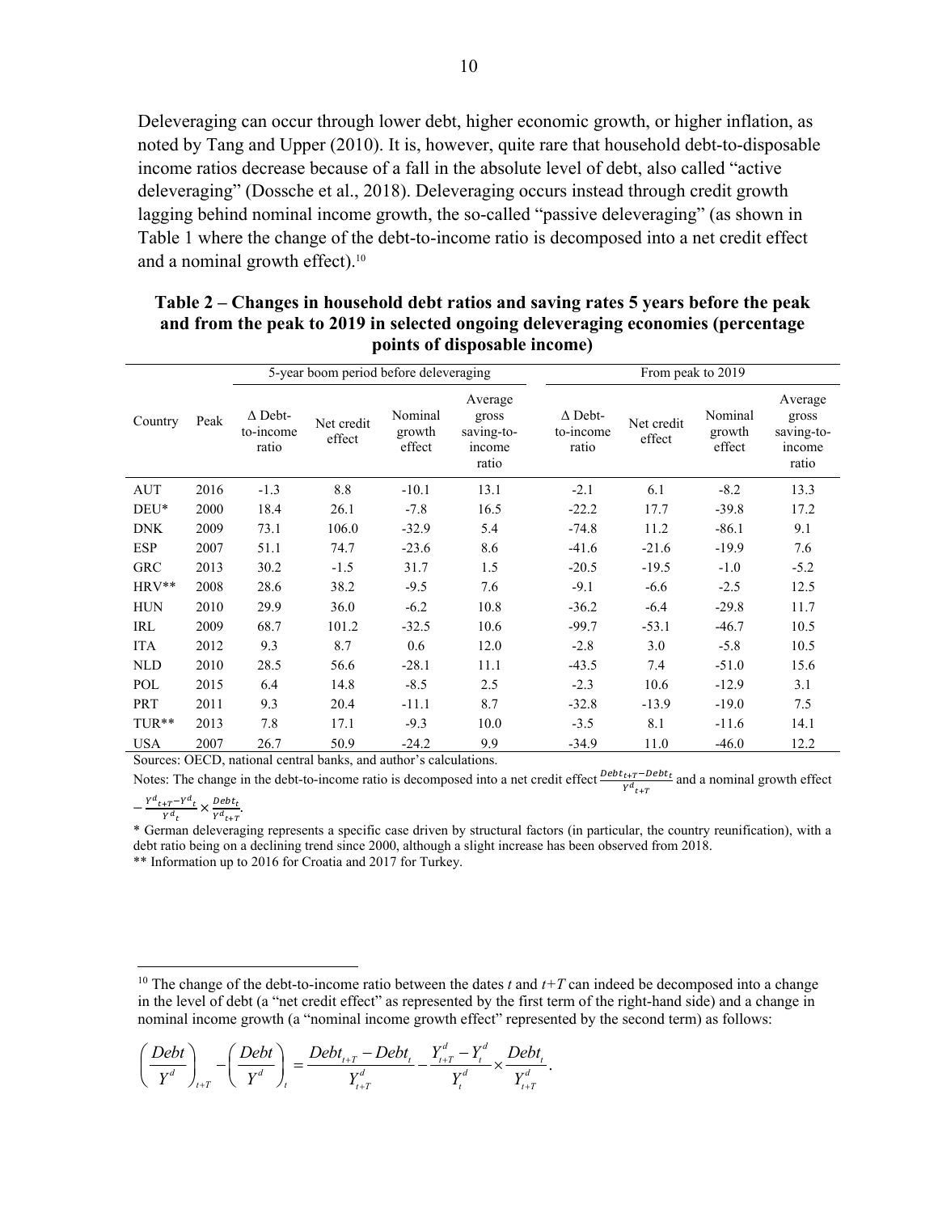Deleveraging can occur through lower debt, higher economic growth, or higher inflation, as noted by Tang and Upper (2010). It is, however, quite rare that household debt-to-disposable income ratios decrease because of a fall in the absolute level of debt, also called "active deleveraging" (Dossche et al., 2018). Deleveraging occurs instead through credit growth lagging behind nominal income growth, the so-called "passive deleveraging" (as shown in Table 1 where the change of the debt-to-income ratio is decomposed into a net credit effect and a nominal growth effect).[10]

**Table 2 – Changes in household debt ratios and saving rates 5 years before the peak and from the peak to 2019 in selected ongoing deleveraging economies (percentage points of disposable income)**

| | | 5-year boom period before deleveraging | | | | From peak to 2019 | | | |
|---|---|---|---|---|---|---|---|---|---|
| Country | Peak | Δ Debt-to-income ratio | Net credit effect | Nominal growth effect | Average gross saving-to-income ratio | Δ Debt-to-income ratio | Net credit effect | Nominal growth effect | Average gross saving-to-income ratio |
| AUT | 2016 | -1.3 | 8.8 | -10.1 | 13.1 | -2.1 | 6.1 | -8.2 | 13.3 |
| DEU* | 2000 | 18.4 | 26.1 | -7.8 | 16.5 | -22.2 | 17.7 | -39.8 | 17.2 |
| DNK | 2009 | 73.1 | 106.0 | -32.9 | 5.4 | -74.8 | 11.2 | -86.1 | 9.1 |
| ESP | 2007 | 51.1 | 74.7 | -23.6 | 8.6 | -41.6 | -21.6 | -19.9 | 7.6 |
| GRC | 2013 | 30.2 | -1.5 | 31.7 | 1.5 | -20.5 | -19.5 | -1.0 | -5.2 |
| HRV** | 2008 | 28.6 | 38.2 | -9.5 | 7.6 | -9.1 | -6.6 | -2.5 | 12.5 |
| HUN | 2010 | 29.9 | 36.0 | -6.2 | 10.8 | -36.2 | -6.4 | -29.8 | 11.7 |
| IRL | 2009 | 68.7 | 101.2 | -32.5 | 10.6 | -99.7 | -53.1 | -46.7 | 10.5 |
| ITA | 2012 | 9.3 | 8.7 | 0.6 | 12.0 | -2.8 | 3.0 | -5.8 | 10.5 |
| NLD | 2010 | 28.5 | 56.6 | -28.1 | 11.1 | -43.5 | 7.4 | -51.0 | 15.6 |
| POL | 2015 | 6.4 | 14.8 | -8.5 | 2.5 | -2.3 | 10.6 | -12.9 | 3.1 |
| PRT | 2011 | 9.3 | 20.4 | -11.1 | 8.7 | -32.8 | -13.9 | -19.0 | 7.5 |
| TUR** | 2013 | 7.8 | 17.1 | -9.3 | 10.0 | -3.5 | 8.1 | -11.6 | 14.1 |
| USA | 2007 | 26.7 | 50.9 | -24.2 | 9.9 | -34.9 | 11.0 | -46.0 | 12.2 |

Sources: OECD, national central banks, and author's calculations.

Notes: The change in the debt-to-income ratio is decomposed into a net credit effect $\frac{Debt_{t+T}-Debt_t}{Y^d_{t+T}}$ and a nominal growth effect $-\frac{Y^d_{t+T}-Y^d_t}{Y^d_t}\times\frac{Debt_t}{Y^d_{t+T}}$.

\* German deleveraging represents a specific case driven by structural factors (in particular, the country reunification), with a debt ratio being on a declining trend since 2000, although a slight increase has been observed from 2018.

\*\* Information up to 2016 for Croatia and 2017 for Turkey.

[10] The change of the debt-to-income ratio between the dates *t* and *t+T* can indeed be decomposed into a change in the level of debt (a "net credit effect" as represented by the first term of the right-hand side) and a change in nominal income growth (a "nominal income growth effect" represented by the second term) as follows:

$$\left(\frac{Debt}{Y^d}\right)_{t+T}-\left(\frac{Debt}{Y^d}\right)_t=\frac{Debt_{t+T}-Debt_t}{Y^d_{t+T}}-\frac{Y^d_{t+T}-Y^d_t}{Y^d_t}\times\frac{Debt_t}{Y^d_{t+T}}.$$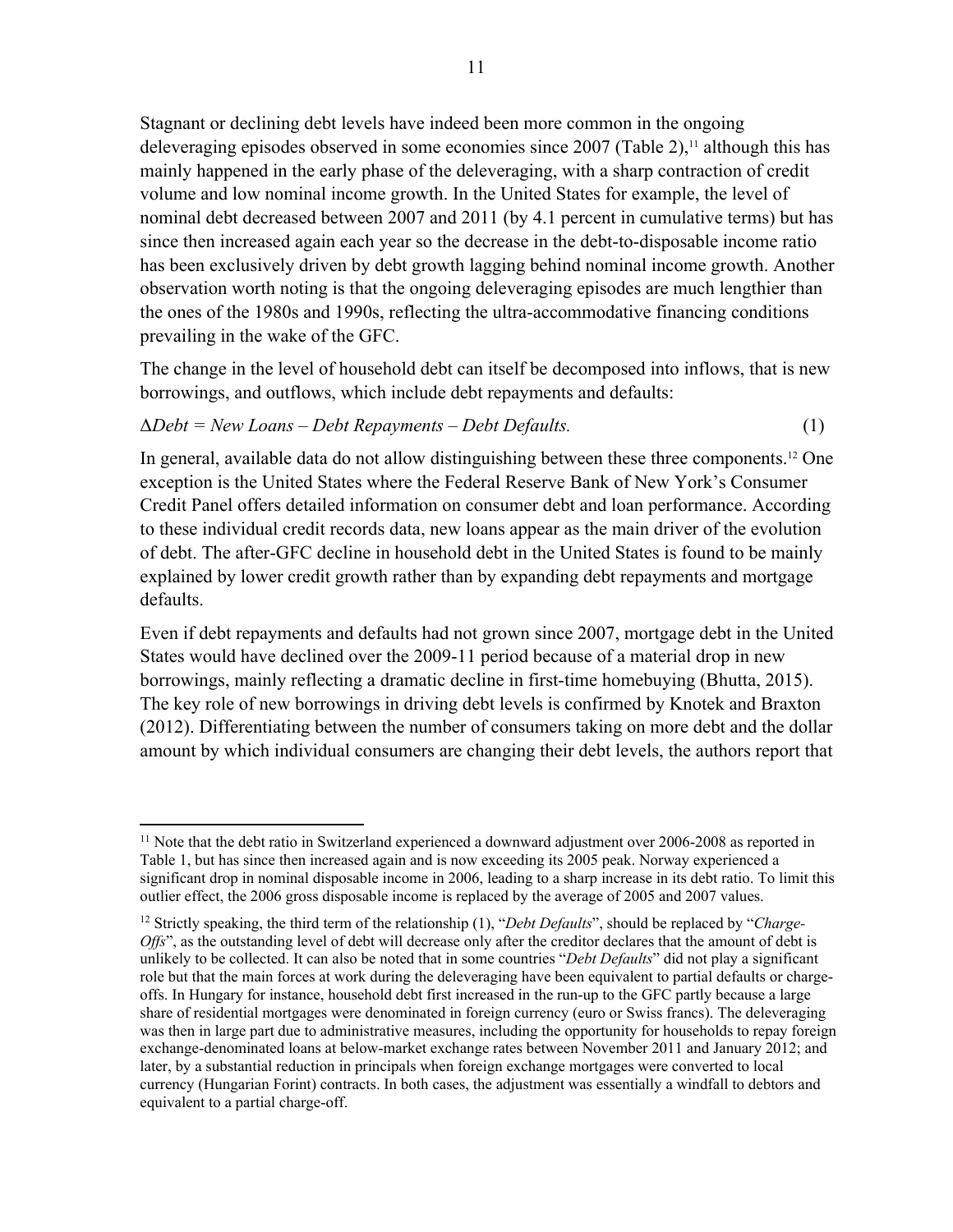Stagnant or declining debt levels have indeed been more common in the ongoing deleveraging episodes observed in some economies since 2007 (Table 2),[11] although this has mainly happened in the early phase of the deleveraging, with a sharp contraction of credit volume and low nominal income growth. In the United States for example, the level of nominal debt decreased between 2007 and 2011 (by 4.1 percent in cumulative terms) but has since then increased again each year so the decrease in the debt-to-disposable income ratio has been exclusively driven by debt growth lagging behind nominal income growth. Another observation worth noting is that the ongoing deleveraging episodes are much lengthier than the ones of the 1980s and 1990s, reflecting the ultra-accommodative financing conditions prevailing in the wake of the GFC.

The change in the level of household debt can itself be decomposed into inflows, that is new borrowings, and outflows, which include debt repayments and defaults:

$$\Delta Debt = New\ Loans - Debt\ Repayments - Debt\ Defaults. \quad (1)$$

In general, available data do not allow distinguishing between these three components.[12] One exception is the United States where the Federal Reserve Bank of New York's Consumer Credit Panel offers detailed information on consumer debt and loan performance. According to these individual credit records data, new loans appear as the main driver of the evolution of debt. The after-GFC decline in household debt in the United States is found to be mainly explained by lower credit growth rather than by expanding debt repayments and mortgage defaults.

Even if debt repayments and defaults had not grown since 2007, mortgage debt in the United States would have declined over the 2009-11 period because of a material drop in new borrowings, mainly reflecting a dramatic decline in first-time homebuying (Bhutta, 2015). The key role of new borrowings in driving debt levels is confirmed by Knotek and Braxton (2012). Differentiating between the number of consumers taking on more debt and the dollar amount by which individual consumers are changing their debt levels, the authors report that

---

[11] Note that the debt ratio in Switzerland experienced a downward adjustment over 2006-2008 as reported in Table 1, but has since then increased again and is now exceeding its 2005 peak. Norway experienced a significant drop in nominal disposable income in 2006, leading to a sharp increase in its debt ratio. To limit this outlier effect, the 2006 gross disposable income is replaced by the average of 2005 and 2007 values.

[12] Strictly speaking, the third term of the relationship (1), "*Debt Defaults*", should be replaced by "*Charge-Offs*", as the outstanding level of debt will decrease only after the creditor declares that the amount of debt is unlikely to be collected. It can also be noted that in some countries "*Debt Defaults*" did not play a significant role but that the main forces at work during the deleveraging have been equivalent to partial defaults or charge-offs. In Hungary for instance, household debt first increased in the run-up to the GFC partly because a large share of residential mortgages were denominated in foreign currency (euro or Swiss francs). The deleveraging was then in large part due to administrative measures, including the opportunity for households to repay foreign exchange-denominated loans at below-market exchange rates between November 2011 and January 2012; and later, by a substantial reduction in principals when foreign exchange mortgages were converted to local currency (Hungarian Forint) contracts. In both cases, the adjustment was essentially a windfall to debtors and equivalent to a partial charge-off.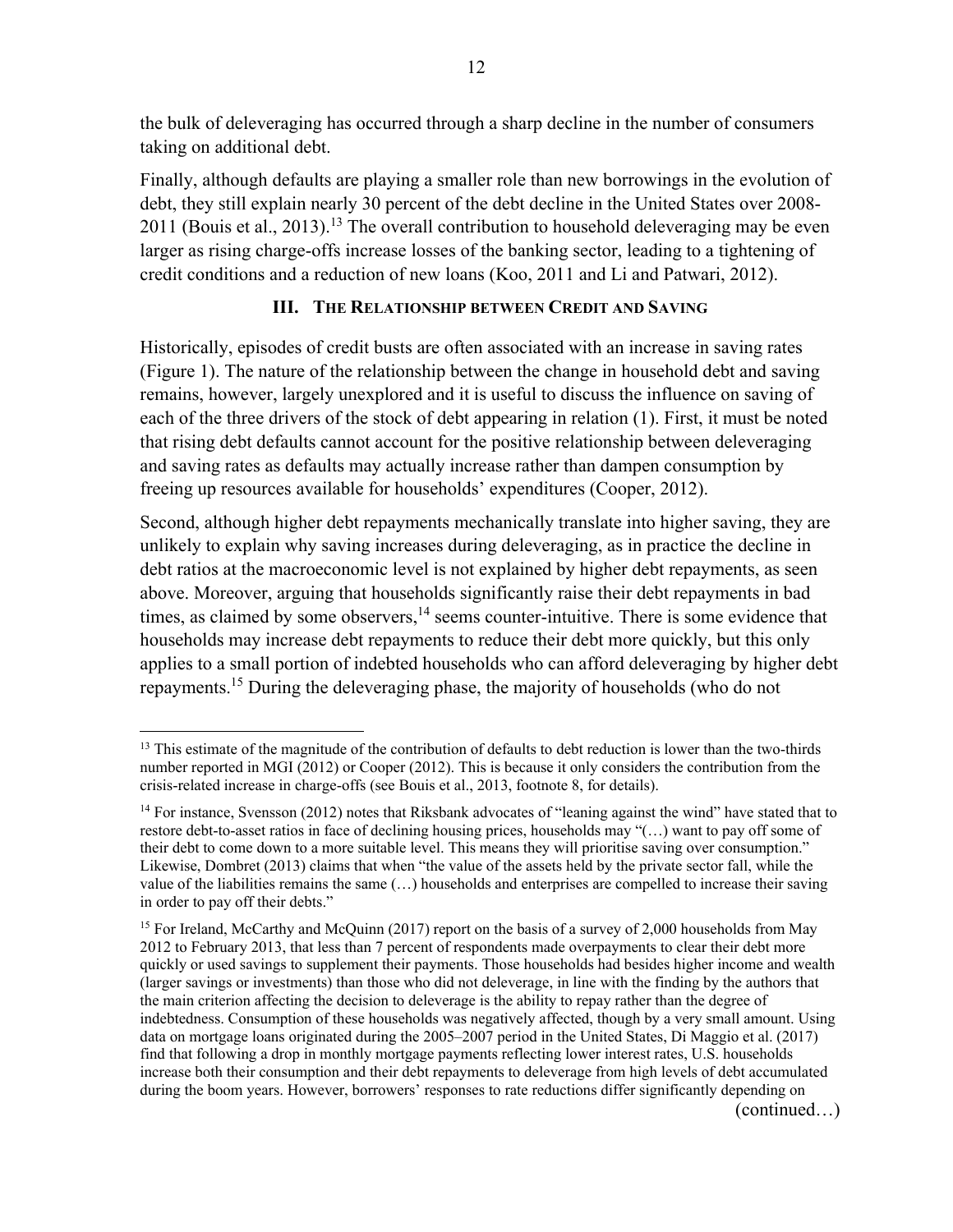the bulk of deleveraging has occurred through a sharp decline in the number of consumers taking on additional debt.

Finally, although defaults are playing a smaller role than new borrowings in the evolution of debt, they still explain nearly 30 percent of the debt decline in the United States over 2008-2011 (Bouis et al., 2013).[13] The overall contribution to household deleveraging may be even larger as rising charge-offs increase losses of the banking sector, leading to a tightening of credit conditions and a reduction of new loans (Koo, 2011 and Li and Patwari, 2012).

## III. The Relationship between Credit and Saving

Historically, episodes of credit busts are often associated with an increase in saving rates (Figure 1). The nature of the relationship between the change in household debt and saving remains, however, largely unexplored and it is useful to discuss the influence on saving of each of the three drivers of the stock of debt appearing in relation (1). First, it must be noted that rising debt defaults cannot account for the positive relationship between deleveraging and saving rates as defaults may actually increase rather than dampen consumption by freeing up resources available for households' expenditures (Cooper, 2012).

Second, although higher debt repayments mechanically translate into higher saving, they are unlikely to explain why saving increases during deleveraging, as in practice the decline in debt ratios at the macroeconomic level is not explained by higher debt repayments, as seen above. Moreover, arguing that households significantly raise their debt repayments in bad times, as claimed by some observers,[14] seems counter-intuitive. There is some evidence that households may increase debt repayments to reduce their debt more quickly, but this only applies to a small portion of indebted households who can afford deleveraging by higher debt repayments.[15] During the deleveraging phase, the majority of households (who do not

---

[13] This estimate of the magnitude of the contribution of defaults to debt reduction is lower than the two-thirds number reported in MGI (2012) or Cooper (2012). This is because it only considers the contribution from the crisis-related increase in charge-offs (see Bouis et al., 2013, footnote 8, for details).

[14] For instance, Svensson (2012) notes that Riksbank advocates of "leaning against the wind" have stated that to restore debt-to-asset ratios in face of declining housing prices, households may "(…) want to pay off some of their debt to come down to a more suitable level. This means they will prioritise saving over consumption." Likewise, Dombret (2013) claims that when "the value of the assets held by the private sector fall, while the value of the liabilities remains the same (…) households and enterprises are compelled to increase their saving in order to pay off their debts."

[15] For Ireland, McCarthy and McQuinn (2017) report on the basis of a survey of 2,000 households from May 2012 to February 2013, that less than 7 percent of respondents made overpayments to clear their debt more quickly or used savings to supplement their payments. Those households had besides higher income and wealth (larger savings or investments) than those who did not deleverage, in line with the finding by the authors that the main criterion affecting the decision to deleverage is the ability to repay rather than the degree of indebtedness. Consumption of these households was negatively affected, though by a very small amount. Using data on mortgage loans originated during the 2005–2007 period in the United States, Di Maggio et al. (2017) find that following a drop in monthly mortgage payments reflecting lower interest rates, U.S. households increase both their consumption and their debt repayments to deleverage from high levels of debt accumulated during the boom years. However, borrowers' responses to rate reductions differ significantly depending on

(continued…)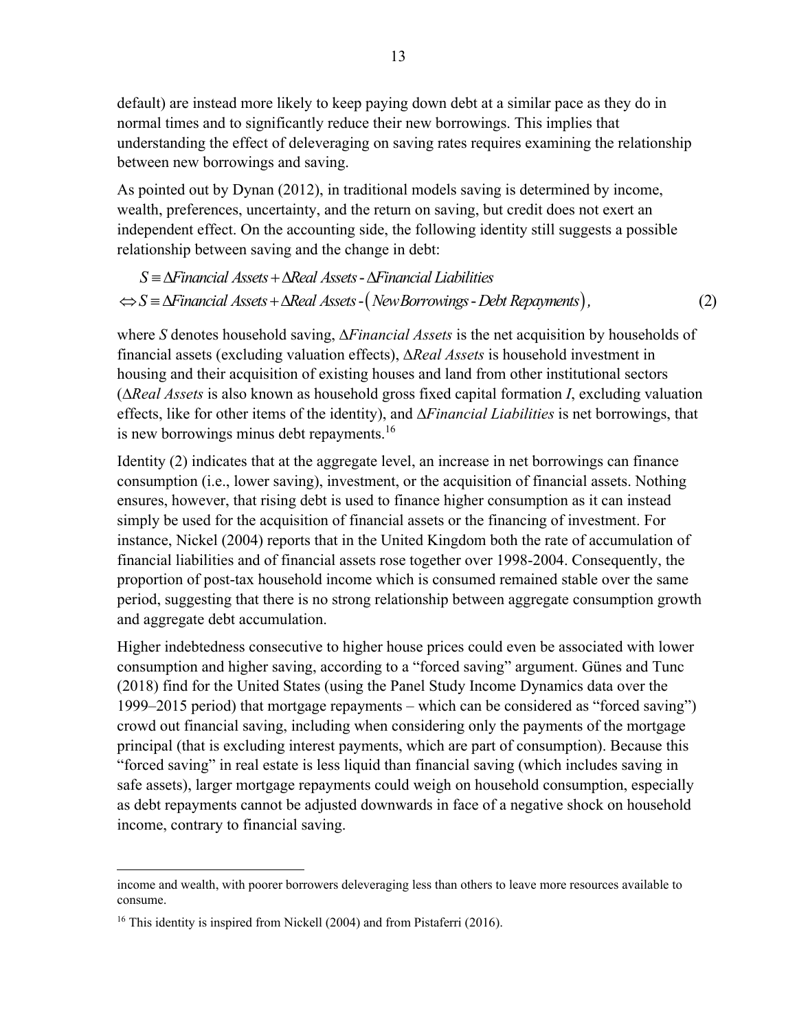default) are instead more likely to keep paying down debt at a similar pace as they do in normal times and to significantly reduce their new borrowings. This implies that understanding the effect of deleveraging on saving rates requires examining the relationship between new borrowings and saving.

As pointed out by Dynan (2012), in traditional models saving is determined by income, wealth, preferences, uncertainty, and the return on saving, but credit does not exert an independent effect. On the accounting side, the following identity still suggests a possible relationship between saving and the change in debt:

$$
\begin{aligned}
& S \equiv \Delta \mathit{Financial\ Assets} + \Delta \mathit{Real\ Assets} - \Delta \mathit{Financial\ Liabilities} \\
\Leftrightarrow\ & S \equiv \Delta \mathit{Financial\ Assets} + \Delta \mathit{Real\ Assets} - \left( \mathit{New\ Borrowings} - \mathit{Debt\ Repayments} \right),
\end{aligned}
\tag{2}
$$

where $S$ denotes household saving, $\Delta$*Financial Assets* is the net acquisition by households of financial assets (excluding valuation effects), $\Delta$*Real Assets* is household investment in housing and their acquisition of existing houses and land from other institutional sectors ($\Delta$*Real Assets* is also known as household gross fixed capital formation $I$, excluding valuation effects, like for other items of the identity), and $\Delta$*Financial Liabilities* is net borrowings, that is new borrowings minus debt repayments.[16]

Identity (2) indicates that at the aggregate level, an increase in net borrowings can finance consumption (i.e., lower saving), investment, or the acquisition of financial assets. Nothing ensures, however, that rising debt is used to finance higher consumption as it can instead simply be used for the acquisition of financial assets or the financing of investment. For instance, Nickel (2004) reports that in the United Kingdom both the rate of accumulation of financial liabilities and of financial assets rose together over 1998-2004. Consequently, the proportion of post-tax household income which is consumed remained stable over the same period, suggesting that there is no strong relationship between aggregate consumption growth and aggregate debt accumulation.

Higher indebtedness consecutive to higher house prices could even be associated with lower consumption and higher saving, according to a "forced saving" argument. Günes and Tunc (2018) find for the United States (using the Panel Study Income Dynamics data over the 1999–2015 period) that mortgage repayments – which can be considered as "forced saving") crowd out financial saving, including when considering only the payments of the mortgage principal (that is excluding interest payments, which are part of consumption). Because this "forced saving" in real estate is less liquid than financial saving (which includes saving in safe assets), larger mortgage repayments could weigh on household consumption, especially as debt repayments cannot be adjusted downwards in face of a negative shock on household income, contrary to financial saving.

---

income and wealth, with poorer borrowers deleveraging less than others to leave more resources available to consume.

[16] This identity is inspired from Nickell (2004) and from Pistaferri (2016).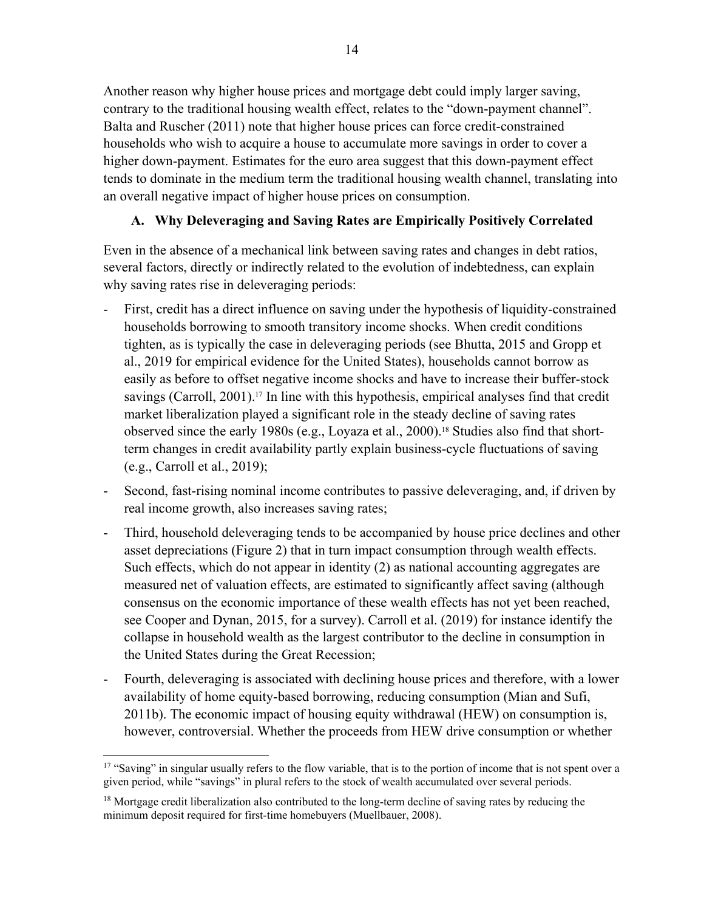Another reason why higher house prices and mortgage debt could imply larger saving, contrary to the traditional housing wealth effect, relates to the "down-payment channel". Balta and Ruscher (2011) note that higher house prices can force credit-constrained households who wish to acquire a house to accumulate more savings in order to cover a higher down-payment. Estimates for the euro area suggest that this down-payment effect tends to dominate in the medium term the traditional housing wealth channel, translating into an overall negative impact of higher house prices on consumption.

### A. Why Deleveraging and Saving Rates are Empirically Positively Correlated

Even in the absence of a mechanical link between saving rates and changes in debt ratios, several factors, directly or indirectly related to the evolution of indebtedness, can explain why saving rates rise in deleveraging periods:

- First, credit has a direct influence on saving under the hypothesis of liquidity-constrained households borrowing to smooth transitory income shocks. When credit conditions tighten, as is typically the case in deleveraging periods (see Bhutta, 2015 and Gropp et al., 2019 for empirical evidence for the United States), households cannot borrow as easily as before to offset negative income shocks and have to increase their buffer-stock savings (Carroll, 2001).[17] In line with this hypothesis, empirical analyses find that credit market liberalization played a significant role in the steady decline of saving rates observed since the early 1980s (e.g., Loyaza et al., 2000).[18] Studies also find that short-term changes in credit availability partly explain business-cycle fluctuations of saving (e.g., Carroll et al., 2019);
- Second, fast-rising nominal income contributes to passive deleveraging, and, if driven by real income growth, also increases saving rates;
- Third, household deleveraging tends to be accompanied by house price declines and other asset depreciations (Figure 2) that in turn impact consumption through wealth effects. Such effects, which do not appear in identity (2) as national accounting aggregates are measured net of valuation effects, are estimated to significantly affect saving (although consensus on the economic importance of these wealth effects has not yet been reached, see Cooper and Dynan, 2015, for a survey). Carroll et al. (2019) for instance identify the collapse in household wealth as the largest contributor to the decline in consumption in the United States during the Great Recession;
- Fourth, deleveraging is associated with declining house prices and therefore, with a lower availability of home equity-based borrowing, reducing consumption (Mian and Sufi, 2011b). The economic impact of housing equity withdrawal (HEW) on consumption is, however, controversial. Whether the proceeds from HEW drive consumption or whether

[17] "Saving" in singular usually refers to the flow variable, that is to the portion of income that is not spent over a given period, while "savings" in plural refers to the stock of wealth accumulated over several periods.

[18] Mortgage credit liberalization also contributed to the long-term decline of saving rates by reducing the minimum deposit required for first-time homebuyers (Muellbauer, 2008).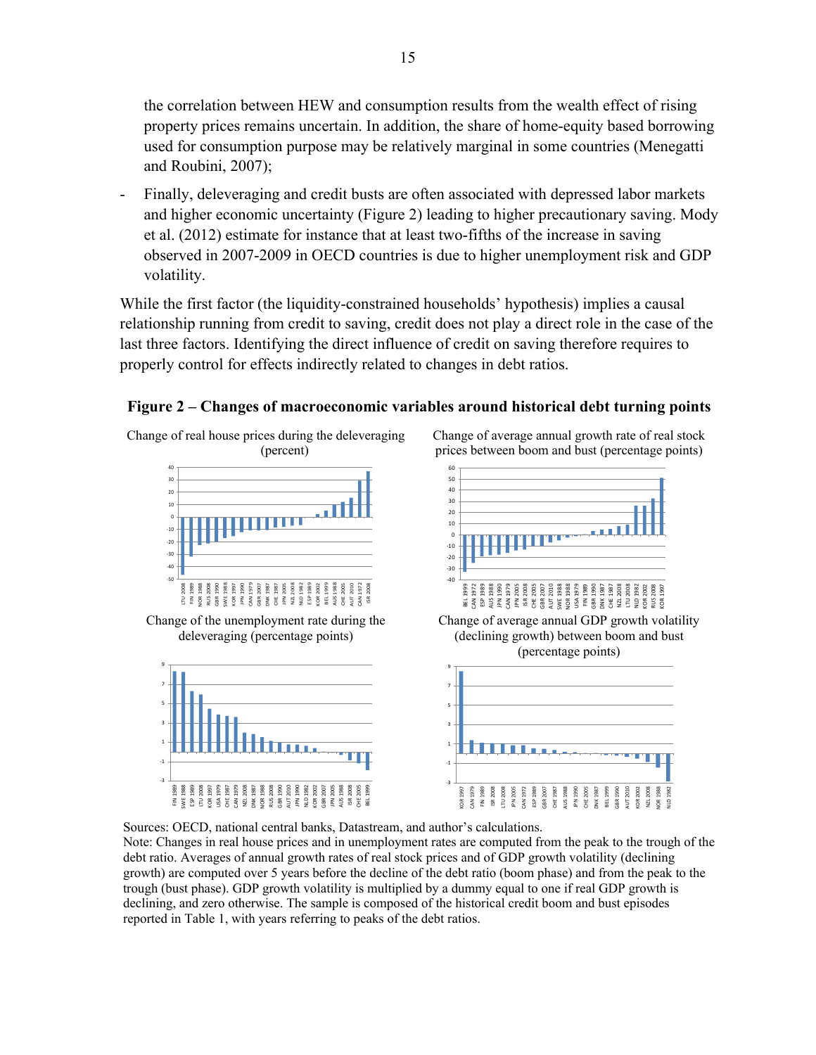the correlation between HEW and consumption results from the wealth effect of rising property prices remains uncertain. In addition, the share of home-equity based borrowing used for consumption purpose may be relatively marginal in some countries (Menegatti and Roubini, 2007);

- Finally, deleveraging and credit busts are often associated with depressed labor markets and higher economic uncertainty (Figure 2) leading to higher precautionary saving. Mody et al. (2012) estimate for instance that at least two-fifths of the increase in saving observed in 2007-2009 in OECD countries is due to higher unemployment risk and GDP volatility.

While the first factor (the liquidity-constrained households' hypothesis) implies a causal relationship running from credit to saving, credit does not play a direct role in the case of the last three factors. Identifying the direct influence of credit on saving therefore requires to properly control for effects indirectly related to changes in debt ratios.

**Figure 2 – Changes of macroeconomic variables around historical debt turning points**

Change of real house prices during the deleveraging (percent)

Change of average annual growth rate of real stock prices between boom and bust (percentage points)

Change of the unemployment rate during the deleveraging (percentage points)

Change of average annual GDP growth volatility (declining growth) between boom and bust (percentage points)

Sources: OECD, national central banks, Datastream, and author's calculations.
Note: Changes in real house prices and in unemployment rates are computed from the peak to the trough of the debt ratio. Averages of annual growth rates of real stock prices and of GDP growth volatility (declining growth) are computed over 5 years before the decline of the debt ratio (boom phase) and from the peak to the trough (bust phase). GDP growth volatility is multiplied by a dummy equal to one if real GDP growth is declining, and zero otherwise. The sample is composed of the historical credit boom and bust episodes reported in Table 1, with years referring to peaks of the debt ratios.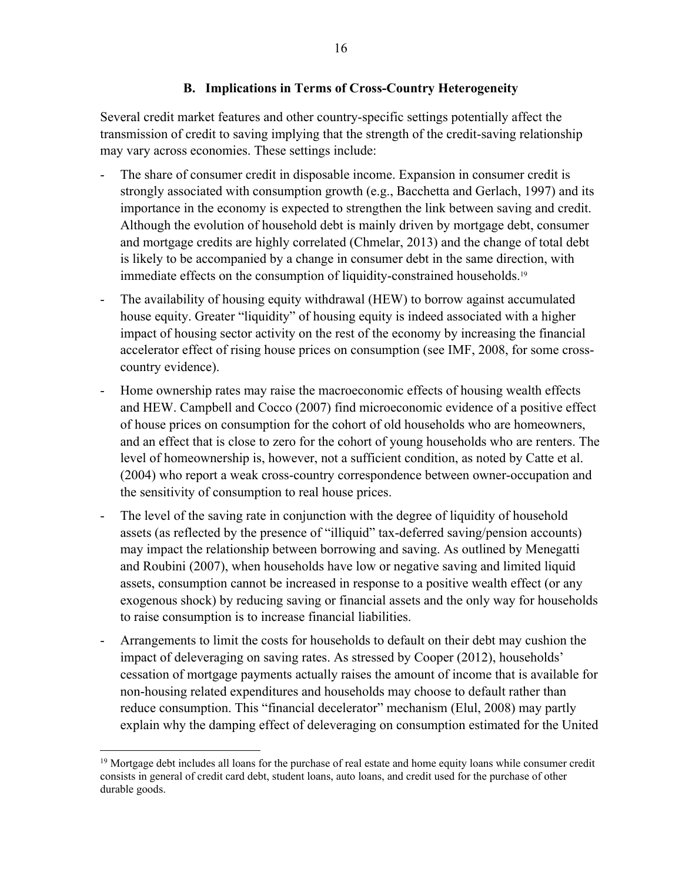### B. Implications in Terms of Cross-Country Heterogeneity

Several credit market features and other country-specific settings potentially affect the transmission of credit to saving implying that the strength of the credit-saving relationship may vary across economies. These settings include:

- The share of consumer credit in disposable income. Expansion in consumer credit is strongly associated with consumption growth (e.g., Bacchetta and Gerlach, 1997) and its importance in the economy is expected to strengthen the link between saving and credit. Although the evolution of household debt is mainly driven by mortgage debt, consumer and mortgage credits are highly correlated (Chmelar, 2013) and the change of total debt is likely to be accompanied by a change in consumer debt in the same direction, with immediate effects on the consumption of liquidity-constrained households.[19]
- The availability of housing equity withdrawal (HEW) to borrow against accumulated house equity. Greater "liquidity" of housing equity is indeed associated with a higher impact of housing sector activity on the rest of the economy by increasing the financial accelerator effect of rising house prices on consumption (see IMF, 2008, for some cross-country evidence).
- Home ownership rates may raise the macroeconomic effects of housing wealth effects and HEW. Campbell and Cocco (2007) find microeconomic evidence of a positive effect of house prices on consumption for the cohort of old households who are homeowners, and an effect that is close to zero for the cohort of young households who are renters. The level of homeownership is, however, not a sufficient condition, as noted by Catte et al. (2004) who report a weak cross-country correspondence between owner-occupation and the sensitivity of consumption to real house prices.
- The level of the saving rate in conjunction with the degree of liquidity of household assets (as reflected by the presence of "illiquid" tax-deferred saving/pension accounts) may impact the relationship between borrowing and saving. As outlined by Menegatti and Roubini (2007), when households have low or negative saving and limited liquid assets, consumption cannot be increased in response to a positive wealth effect (or any exogenous shock) by reducing saving or financial assets and the only way for households to raise consumption is to increase financial liabilities.
- Arrangements to limit the costs for households to default on their debt may cushion the impact of deleveraging on saving rates. As stressed by Cooper (2012), households' cessation of mortgage payments actually raises the amount of income that is available for non-housing related expenditures and households may choose to default rather than reduce consumption. This "financial decelerator" mechanism (Elul, 2008) may partly explain why the damping effect of deleveraging on consumption estimated for the United

[19] Mortgage debt includes all loans for the purchase of real estate and home equity loans while consumer credit consists in general of credit card debt, student loans, auto loans, and credit used for the purchase of other durable goods.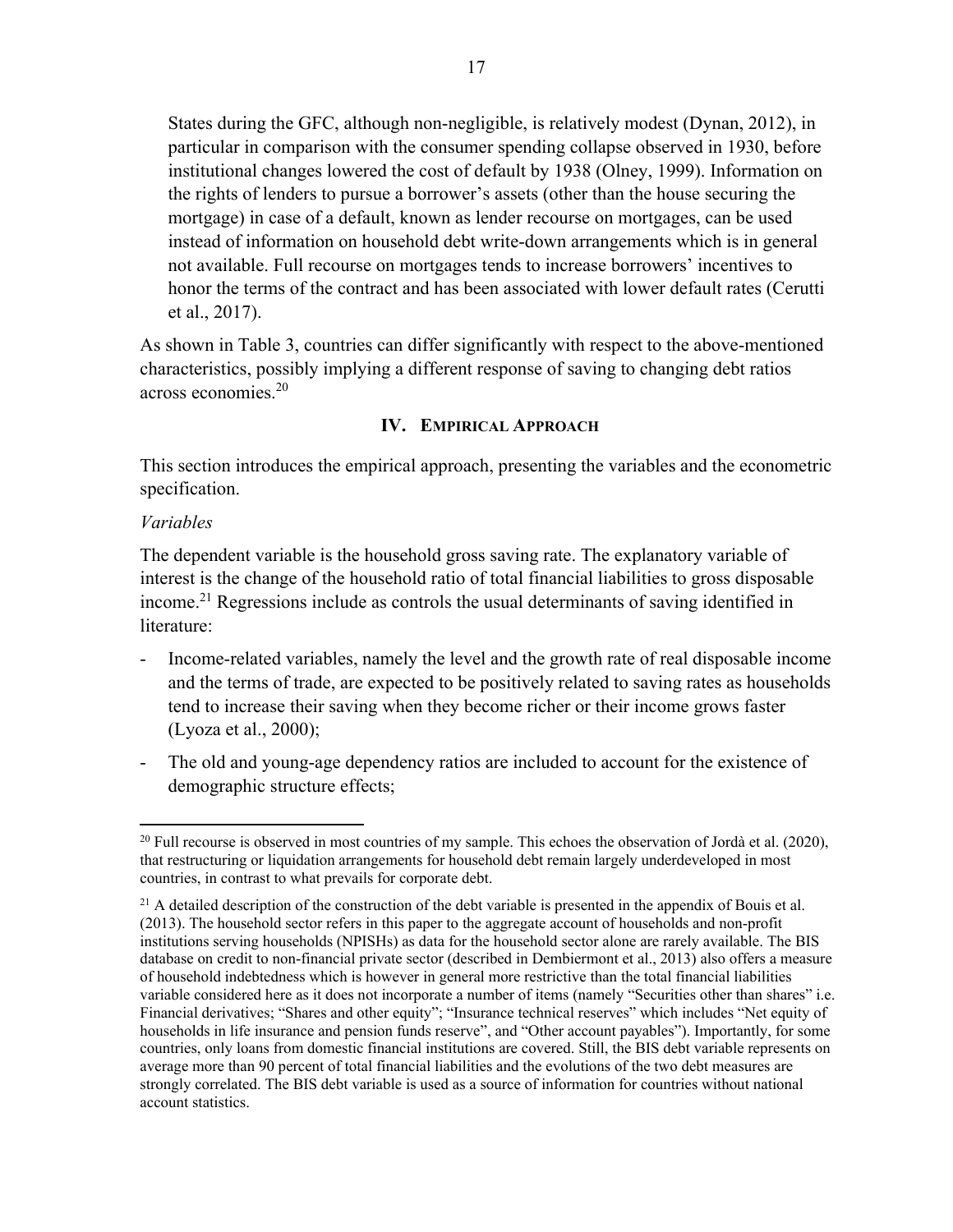States during the GFC, although non-negligible, is relatively modest (Dynan, 2012), in particular in comparison with the consumer spending collapse observed in 1930, before institutional changes lowered the cost of default by 1938 (Olney, 1999). Information on the rights of lenders to pursue a borrower's assets (other than the house securing the mortgage) in case of a default, known as lender recourse on mortgages, can be used instead of information on household debt write-down arrangements which is in general not available. Full recourse on mortgages tends to increase borrowers' incentives to honor the terms of the contract and has been associated with lower default rates (Cerutti et al., 2017).

As shown in Table 3, countries can differ significantly with respect to the above-mentioned characteristics, possibly implying a different response of saving to changing debt ratios across economies.[20]

## IV. Empirical Approach

This section introduces the empirical approach, presenting the variables and the econometric specification.

*Variables*

The dependent variable is the household gross saving rate. The explanatory variable of interest is the change of the household ratio of total financial liabilities to gross disposable income.[21] Regressions include as controls the usual determinants of saving identified in literature:

- Income-related variables, namely the level and the growth rate of real disposable income and the terms of trade, are expected to be positively related to saving rates as households tend to increase their saving when they become richer or their income grows faster (Lyoza et al., 2000);
- The old and young-age dependency ratios are included to account for the existence of demographic structure effects;

---

[20] Full recourse is observed in most countries of my sample. This echoes the observation of Jordà et al. (2020), that restructuring or liquidation arrangements for household debt remain largely underdeveloped in most countries, in contrast to what prevails for corporate debt.

[21] A detailed description of the construction of the debt variable is presented in the appendix of Bouis et al. (2013). The household sector refers in this paper to the aggregate account of households and non-profit institutions serving households (NPISHs) as data for the household sector alone are rarely available. The BIS database on credit to non-financial private sector (described in Dembiermont et al., 2013) also offers a measure of household indebtedness which is however in general more restrictive than the total financial liabilities variable considered here as it does not incorporate a number of items (namely "Securities other than shares" i.e. Financial derivatives; "Shares and other equity"; "Insurance technical reserves" which includes "Net equity of households in life insurance and pension funds reserve", and "Other account payables"). Importantly, for some countries, only loans from domestic financial institutions are covered. Still, the BIS debt variable represents on average more than 90 percent of total financial liabilities and the evolutions of the two debt measures are strongly correlated. The BIS debt variable is used as a source of information for countries without national account statistics.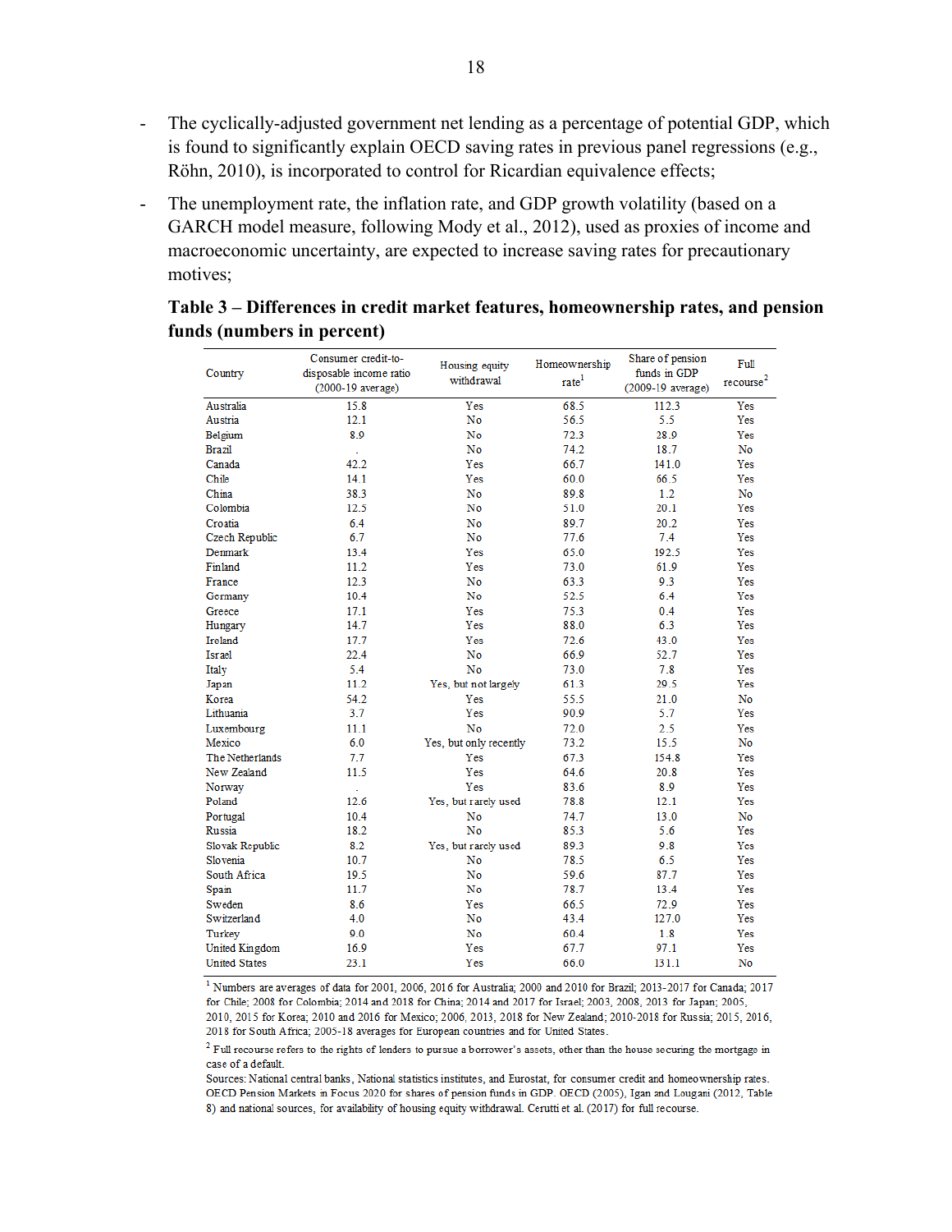- The cyclically-adjusted government net lending as a percentage of potential GDP, which is found to significantly explain OECD saving rates in previous panel regressions (e.g., Röhn, 2010), is incorporated to control for Ricardian equivalence effects;

- The unemployment rate, the inflation rate, and GDP growth volatility (based on a GARCH model measure, following Mody et al., 2012), used as proxies of income and macroeconomic uncertainty, are expected to increase saving rates for precautionary motives;

**Table 3 – Differences in credit market features, homeownership rates, and pension funds (numbers in percent)**

| Country | Consumer credit-to-disposable income ratio (2000-19 average) | Housing equity withdrawal | Homeownership rate[1] | Share of pension funds in GDP (2009-19 average) | Full recourse[2] |
|---|---|---|---|---|---|
| Australia | 15.8 | Yes | 68.5 | 112.3 | Yes |
| Austria | 12.1 | No | 56.5 | 5.5 | Yes |
| Belgium | 8.9 | No | 72.3 | 28.9 | Yes |
| Brazil | . | No | 74.2 | 18.7 | No |
| Canada | 42.2 | Yes | 66.7 | 141.0 | Yes |
| Chile | 14.1 | Yes | 60.0 | 66.5 | Yes |
| China | 38.3 | No | 89.8 | 1.2 | No |
| Colombia | 12.5 | No | 51.0 | 20.1 | Yes |
| Croatia | 6.4 | No | 89.7 | 20.2 | Yes |
| Czech Republic | 6.7 | No | 77.6 | 7.4 | Yes |
| Denmark | 13.4 | Yes | 65.0 | 192.5 | Yes |
| Finland | 11.2 | Yes | 73.0 | 61.9 | Yes |
| France | 12.3 | No | 63.3 | 9.3 | Yes |
| Germany | 10.4 | No | 52.5 | 6.4 | Yes |
| Greece | 17.1 | Yes | 75.3 | 0.4 | Yes |
| Hungary | 14.7 | Yes | 88.0 | 6.3 | Yes |
| Ireland | 17.7 | Yes | 72.6 | 43.0 | Yes |
| Israel | 22.4 | No | 66.9 | 52.7 | Yes |
| Italy | 5.4 | No | 73.0 | 7.8 | Yes |
| Japan | 11.2 | Yes, but not largely | 61.3 | 29.5 | Yes |
| Korea | 54.2 | Yes | 55.5 | 21.0 | No |
| Lithuania | 3.7 | Yes | 90.9 | 5.7 | Yes |
| Luxembourg | 11.1 | No | 72.0 | 2.5 | Yes |
| Mexico | 6.0 | Yes, but only recently | 73.2 | 15.5 | No |
| The Netherlands | 7.7 | Yes | 67.3 | 154.8 | Yes |
| New Zealand | 11.5 | Yes | 64.6 | 20.8 | Yes |
| Norway | . | Yes | 83.6 | 8.9 | Yes |
| Poland | 12.6 | Yes, but rarely used | 78.8 | 12.1 | Yes |
| Portugal | 10.4 | No | 74.7 | 13.0 | No |
| Russia | 18.2 | No | 85.3 | 5.6 | Yes |
| Slovak Republic | 8.2 | Yes, but rarely used | 89.3 | 9.8 | Yes |
| Slovenia | 10.7 | No | 78.5 | 6.5 | Yes |
| South Africa | 19.5 | No | 59.6 | 87.7 | Yes |
| Spain | 11.7 | No | 78.7 | 13.4 | Yes |
| Sweden | 8.6 | Yes | 66.5 | 72.9 | Yes |
| Switzerland | 4.0 | No | 43.4 | 127.0 | Yes |
| Turkey | 9.0 | No | 60.4 | 1.8 | Yes |
| United Kingdom | 16.9 | Yes | 67.7 | 97.1 | Yes |
| United States | 23.1 | Yes | 66.0 | 131.1 | No |

[1] Numbers are averages of data for 2001, 2006, 2016 for Australia; 2000 and 2010 for Brazil; 2013-2017 for Canada; 2017 for Chile; 2008 for Colombia; 2014 and 2018 for China; 2014 and 2017 for Israel; 2003, 2008, 2013 for Japan; 2005, 2010, 2015 for Korea; 2010 and 2016 for Mexico; 2006, 2013, 2018 for New Zealand; 2010-2018 for Russia; 2015, 2016, 2018 for South Africa; 2005-18 averages for European countries and for United States.

[2] Full recourse refers to the rights of lenders to pursue a borrower's assets, other than the house securing the mortgage in case of a default.

Sources: National central banks, National statistics institutes, and Eurostat, for consumer credit and homeownership rates. OECD Pension Markets in Focus 2020 for shares of pension funds in GDP. OECD (2005), Igan and Lougani (2012, Table 8) and national sources, for availability of housing equity withdrawal. Cerutti et al. (2017) for full recourse.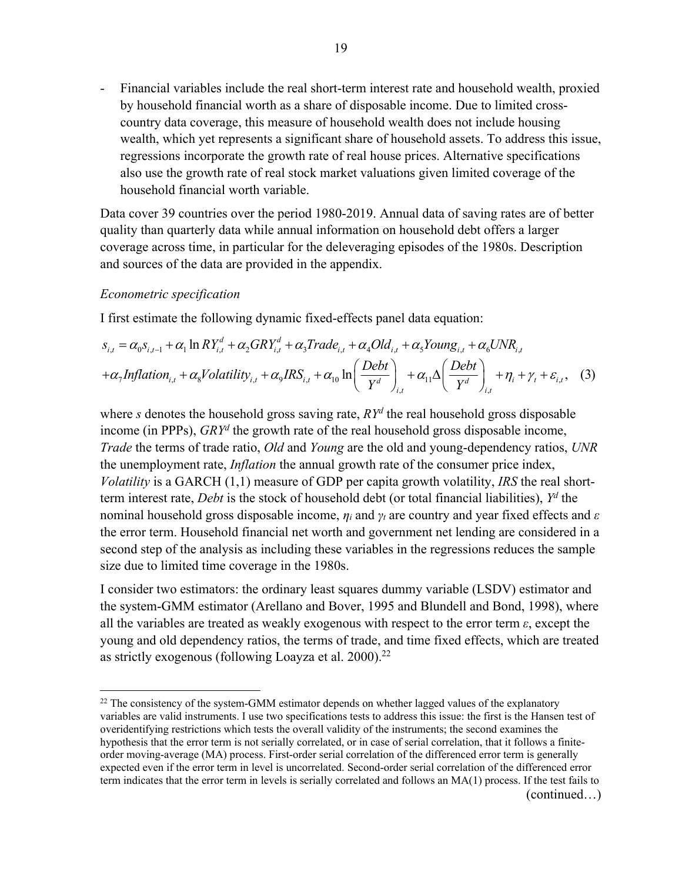- Financial variables include the real short-term interest rate and household wealth, proxied by household financial worth as a share of disposable income. Due to limited cross-country data coverage, this measure of household wealth does not include housing wealth, which yet represents a significant share of household assets. To address this issue, regressions incorporate the growth rate of real house prices. Alternative specifications also use the growth rate of real stock market valuations given limited coverage of the household financial worth variable.

Data cover 39 countries over the period 1980-2019. Annual data of saving rates are of better quality than quarterly data while annual information on household debt offers a larger coverage across time, in particular for the deleveraging episodes of the 1980s. Description and sources of the data are provided in the appendix.

*Econometric specification*

I first estimate the following dynamic fixed-effects panel data equation:

$$s_{i,t} = \alpha_0 s_{i,t-1} + \alpha_1 \ln RY^d_{i,t} + \alpha_2 GRY^d_{i,t} + \alpha_3 Trade_{i,t} + \alpha_4 Old_{i,t} + \alpha_5 Young_{i,t} + \alpha_6 UNR_{i,t}$$
$$+ \alpha_7 Inflation_{i,t} + \alpha_8 Volatility_{i,t} + \alpha_9 IRS_{i,t} + \alpha_{10} \ln\left(\frac{Debt}{Y^d}\right)_{i,t} + \alpha_{11} \Delta\left(\frac{Debt}{Y^d}\right)_{i,t} + \eta_i + \gamma_t + \varepsilon_{i,t}, \quad (3)$$

where $s$ denotes the household gross saving rate, $RY^d$ the real household gross disposable income (in PPPs), $GRY^d$ the growth rate of the real household gross disposable income, *Trade* the terms of trade ratio, *Old* and *Young* are the old and young-dependency ratios, *UNR* the unemployment rate, *Inflation* the annual growth rate of the consumer price index, *Volatility* is a GARCH (1,1) measure of GDP per capita growth volatility, *IRS* the real short-term interest rate, *Debt* is the stock of household debt (or total financial liabilities), $Y^d$ the nominal household gross disposable income, $\eta_i$ and $\gamma_t$ are country and year fixed effects and $\varepsilon$ the error term. Household financial net worth and government net lending are considered in a second step of the analysis as including these variables in the regressions reduces the sample size due to limited time coverage in the 1980s.

I consider two estimators: the ordinary least squares dummy variable (LSDV) estimator and the system-GMM estimator (Arellano and Bover, 1995 and Blundell and Bond, 1998), where all the variables are treated as weakly exogenous with respect to the error term $\varepsilon$, except the young and old dependency ratios, the terms of trade, and time fixed effects, which are treated as strictly exogenous (following Loayza et al. 2000).[22]

[22] The consistency of the system-GMM estimator depends on whether lagged values of the explanatory variables are valid instruments. I use two specifications tests to address this issue: the first is the Hansen test of overidentifying restrictions which tests the overall validity of the instruments; the second examines the hypothesis that the error term is not serially correlated, or in case of serial correlation, that it follows a finite-order moving-average (MA) process. First-order serial correlation of the differenced error term is generally expected even if the error term in level is uncorrelated. Second-order serial correlation of the differenced error term indicates that the error term in levels is serially correlated and follows an MA(1) process. If the test fails to (continued…)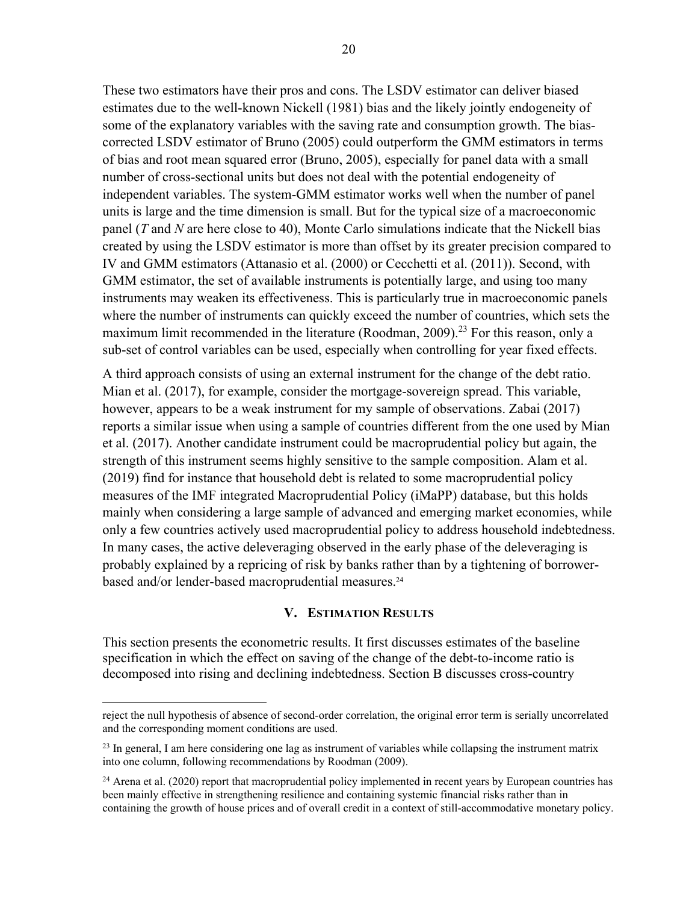These two estimators have their pros and cons. The LSDV estimator can deliver biased estimates due to the well-known Nickell (1981) bias and the likely jointly endogeneity of some of the explanatory variables with the saving rate and consumption growth. The bias-corrected LSDV estimator of Bruno (2005) could outperform the GMM estimators in terms of bias and root mean squared error (Bruno, 2005), especially for panel data with a small number of cross-sectional units but does not deal with the potential endogeneity of independent variables. The system-GMM estimator works well when the number of panel units is large and the time dimension is small. But for the typical size of a macroeconomic panel ($T$ and $N$ are here close to 40), Monte Carlo simulations indicate that the Nickell bias created by using the LSDV estimator is more than offset by its greater precision compared to IV and GMM estimators (Attanasio et al. (2000) or Cecchetti et al. (2011)). Second, with GMM estimator, the set of available instruments is potentially large, and using too many instruments may weaken its effectiveness. This is particularly true in macroeconomic panels where the number of instruments can quickly exceed the number of countries, which sets the maximum limit recommended in the literature (Roodman, 2009).[23] For this reason, only a sub-set of control variables can be used, especially when controlling for year fixed effects.

A third approach consists of using an external instrument for the change of the debt ratio. Mian et al. (2017), for example, consider the mortgage-sovereign spread. This variable, however, appears to be a weak instrument for my sample of observations. Zabai (2017) reports a similar issue when using a sample of countries different from the one used by Mian et al. (2017). Another candidate instrument could be macroprudential policy but again, the strength of this instrument seems highly sensitive to the sample composition. Alam et al. (2019) find for instance that household debt is related to some macroprudential policy measures of the IMF integrated Macroprudential Policy (iMaPP) database, but this holds mainly when considering a large sample of advanced and emerging market economies, while only a few countries actively used macroprudential policy to address household indebtedness. In many cases, the active deleveraging observed in the early phase of the deleveraging is probably explained by a repricing of risk by banks rather than by a tightening of borrower-based and/or lender-based macroprudential measures.[24]

## V. Estimation Results

This section presents the econometric results. It first discusses estimates of the baseline specification in which the effect on saving of the change of the debt-to-income ratio is decomposed into rising and declining indebtedness. Section B discusses cross-country

---

reject the null hypothesis of absence of second-order correlation, the original error term is serially uncorrelated and the corresponding moment conditions are used.

[23] In general, I am here considering one lag as instrument of variables while collapsing the instrument matrix into one column, following recommendations by Roodman (2009).

[24] Arena et al. (2020) report that macroprudential policy implemented in recent years by European countries has been mainly effective in strengthening resilience and containing systemic financial risks rather than in containing the growth of house prices and of overall credit in a context of still-accommodative monetary policy.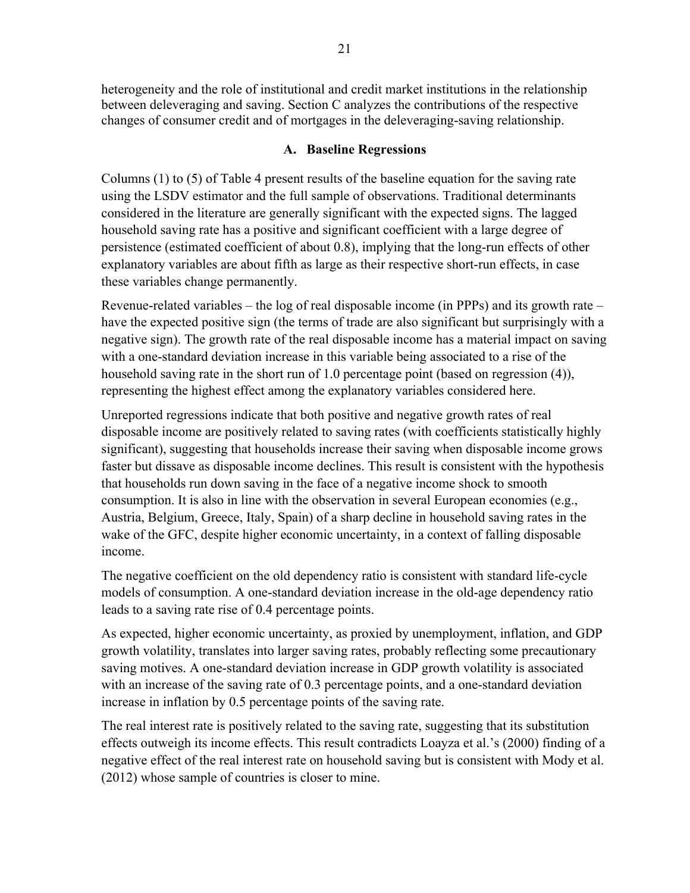heterogeneity and the role of institutional and credit market institutions in the relationship between deleveraging and saving. Section C analyzes the contributions of the respective changes of consumer credit and of mortgages in the deleveraging-saving relationship.

### A. Baseline Regressions

Columns (1) to (5) of Table 4 present results of the baseline equation for the saving rate using the LSDV estimator and the full sample of observations. Traditional determinants considered in the literature are generally significant with the expected signs. The lagged household saving rate has a positive and significant coefficient with a large degree of persistence (estimated coefficient of about 0.8), implying that the long-run effects of other explanatory variables are about fifth as large as their respective short-run effects, in case these variables change permanently.

Revenue-related variables – the log of real disposable income (in PPPs) and its growth rate – have the expected positive sign (the terms of trade are also significant but surprisingly with a negative sign). The growth rate of the real disposable income has a material impact on saving with a one-standard deviation increase in this variable being associated to a rise of the household saving rate in the short run of 1.0 percentage point (based on regression (4)), representing the highest effect among the explanatory variables considered here.

Unreported regressions indicate that both positive and negative growth rates of real disposable income are positively related to saving rates (with coefficients statistically highly significant), suggesting that households increase their saving when disposable income grows faster but dissave as disposable income declines. This result is consistent with the hypothesis that households run down saving in the face of a negative income shock to smooth consumption. It is also in line with the observation in several European economies (e.g., Austria, Belgium, Greece, Italy, Spain) of a sharp decline in household saving rates in the wake of the GFC, despite higher economic uncertainty, in a context of falling disposable income.

The negative coefficient on the old dependency ratio is consistent with standard life-cycle models of consumption. A one-standard deviation increase in the old-age dependency ratio leads to a saving rate rise of 0.4 percentage points.

As expected, higher economic uncertainty, as proxied by unemployment, inflation, and GDP growth volatility, translates into larger saving rates, probably reflecting some precautionary saving motives. A one-standard deviation increase in GDP growth volatility is associated with an increase of the saving rate of 0.3 percentage points, and a one-standard deviation increase in inflation by 0.5 percentage points of the saving rate.

The real interest rate is positively related to the saving rate, suggesting that its substitution effects outweigh its income effects. This result contradicts Loayza et al.'s (2000) finding of a negative effect of the real interest rate on household saving but is consistent with Mody et al. (2012) whose sample of countries is closer to mine.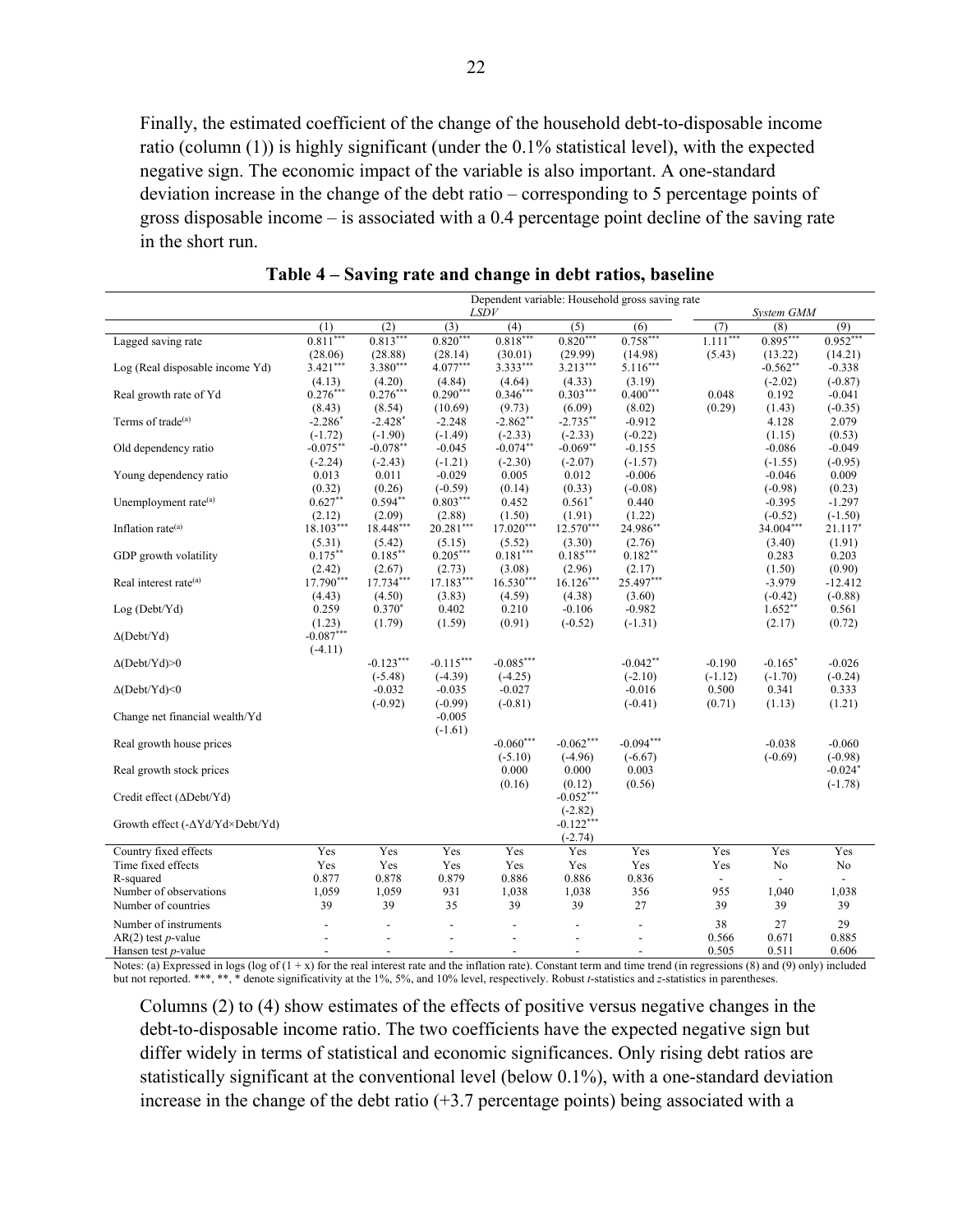Finally, the estimated coefficient of the change of the household debt-to-disposable income ratio (column (1)) is highly significant (under the 0.1% statistical level), with the expected negative sign. The economic impact of the variable is also important. A one-standard deviation increase in the change of the debt ratio – corresponding to 5 percentage points of gross disposable income – is associated with a 0.4 percentage point decline of the saving rate in the short run.

**Table 4 – Saving rate and change in debt ratios, baseline**

| | Dependent variable: Household gross saving rate | | | | | | | | |
|---|---|---|---|---|---|---|---|---|---|
| | *LSDV* | | | | | | *System GMM* | | |
| | (1) | (2) | (3) | (4) | (5) | (6) | (7) | (8) | (9) |
| Lagged saving rate | 0.811*** | 0.813*** | 0.820*** | 0.818*** | 0.820*** | 0.758*** | 1.111*** | 0.895*** | 0.952*** |
| | (28.06) | (28.88) | (28.14) | (30.01) | (29.99) | (14.98) | (5.43) | (13.22) | (14.21) |
| Log (Real disposable income Yd) | 3.421*** | 3.380*** | 4.077*** | 3.333*** | 3.213*** | 5.116*** | | -0.562** | -0.338 |
| | (4.13) | (4.20) | (4.84) | (4.64) | (4.33) | (3.19) | | (-2.02) | (-0.87) |
| Real growth rate of Yd | 0.276*** | 0.276*** | 0.290*** | 0.346*** | 0.303*** | 0.400*** | 0.048 | 0.192 | -0.041 |
| | (8.43) | (8.54) | (10.69) | (9.73) | (6.09) | (8.02) | (0.29) | (1.43) | (-0.35) |
| Terms of trade[(a)] | -2.286* | -2.428* | -2.248 | -2.862** | -2.735** | -0.912 | | 4.128 | 2.079 |
| | (-1.72) | (-1.90) | (-1.49) | (-2.33) | (-2.33) | (-0.22) | | (1.15) | (0.53) |
| Old dependency ratio | -0.075** | -0.078** | -0.045 | -0.074** | -0.069** | -0.155 | | -0.086 | -0.049 |
| | (-2.24) | (-2.43) | (-1.21) | (-2.30) | (-2.07) | (-1.57) | | (-1.55) | (-0.95) |
| Young dependency ratio | 0.013 | 0.011 | -0.029 | 0.005 | 0.012 | -0.006 | | -0.046 | 0.009 |
| | (0.32) | (0.26) | (-0.59) | (0.14) | (0.33) | (-0.08) | | (-0.98) | (0.23) |
| Unemployment rate[(a)] | 0.627** | 0.594** | 0.803*** | 0.452 | 0.561* | 0.440 | | -0.395 | -1.297 |
| | (2.12) | (2.09) | (2.88) | (1.50) | (1.91) | (1.22) | | (-0.52) | (-1.50) |
| Inflation rate[(a)] | 18.103*** | 18.448*** | 20.281*** | 17.020*** | 12.570*** | 24.986** | | 34.004*** | 21.117* |
| | (5.31) | (5.42) | (5.15) | (5.52) | (3.30) | (2.76) | | (3.40) | (1.91) |
| GDP growth volatility | 0.175** | 0.185** | 0.205*** | 0.181*** | 0.185*** | 0.182** | | 0.283 | 0.203 |
| | (2.42) | (2.67) | (2.73) | (3.08) | (2.96) | (2.17) | | (1.50) | (0.90) |
| Real interest rate[(a)] | 17.790*** | 17.734*** | 17.183*** | 16.530*** | 16.126*** | 25.497*** | | -3.979 | -12.412 |
| | (4.43) | (4.50) | (3.83) | (4.59) | (4.38) | (3.60) | | (-0.42) | (-0.88) |
| Log (Debt/Yd) | 0.259 | 0.370* | 0.402 | 0.210 | -0.106 | -0.982 | | 1.652** | 0.561 |
| | (1.23) | (1.79) | (1.59) | (0.91) | (-0.52) | (-1.31) | | (2.17) | (0.72) |
| Δ(Debt/Yd) | -0.087*** | | | | | | | | |
| | (-4.11) | | | | | | | | |
| Δ(Debt/Yd)>0 | | -0.123*** | -0.115*** | -0.085*** | | -0.042** | -0.190 | -0.165* | -0.026 |
| | | (-5.48) | (-4.39) | (-4.25) | | (-2.10) | (-1.12) | (-1.70) | (-0.24) |
| Δ(Debt/Yd)<0 | | -0.032 | -0.035 | -0.027 | | -0.016 | 0.500 | 0.341 | 0.333 |
| | | (-0.92) | (-0.99) | (-0.81) | | (-0.41) | (0.71) | (1.13) | (1.21) |
| Change net financial wealth/Yd | | | -0.005 | | | | | | |
| | | | (-1.61) | | | | | | |
| Real growth house prices | | | | -0.060*** | -0.062*** | -0.094*** | | -0.038 | -0.060 |
| | | | | (-5.10) | (-4.96) | (-6.67) | | (-0.69) | (-0.98) |
| Real growth stock prices | | | | 0.000 | 0.000 | 0.003 | | | -0.024* |
| | | | | (0.16) | (0.12) | (0.56) | | | (-1.78) |
| Credit effect (ΔDebt/Yd) | | | | | -0.052*** | | | | |
| | | | | | (-2.82) | | | | |
| Growth effect (-ΔYd/Yd×Debt/Yd) | | | | | -0.122*** | | | | |
| | | | | | (-2.74) | | | | |
| Country fixed effects | Yes | Yes | Yes | Yes | Yes | Yes | Yes | Yes | Yes |
| Time fixed effects | Yes | Yes | Yes | Yes | Yes | Yes | Yes | No | No |
| R-squared | 0.877 | 0.878 | 0.879 | 0.886 | 0.886 | 0.836 | - | - | - |
| Number of observations | 1,059 | 1,059 | 931 | 1,038 | 1,038 | 356 | 955 | 1,040 | 1,038 |
| Number of countries | 39 | 39 | 35 | 39 | 39 | 27 | 39 | 39 | 39 |
| Number of instruments | - | - | - | - | - | - | 38 | 27 | 29 |
| AR(2) test *p*-value | - | - | - | - | - | - | 0.566 | 0.671 | 0.885 |
| Hansen test *p*-value | - | - | - | - | - | - | 0.505 | 0.511 | 0.606 |

Notes: (a) Expressed in logs (log of (1 + x) for the real interest rate and the inflation rate). Constant term and time trend (in regressions (8) and (9) only) included but not reported. \*\*\*, \*\*, \* denote significativity at the 1%, 5%, and 10% level, respectively. Robust *t*-statistics and *z*-statistics in parentheses.

Columns (2) to (4) show estimates of the effects of positive versus negative changes in the debt-to-disposable income ratio. The two coefficients have the expected negative sign but differ widely in terms of statistical and economic significances. Only rising debt ratios are statistically significant at the conventional level (below 0.1%), with a one-standard deviation increase in the change of the debt ratio (+3.7 percentage points) being associated with a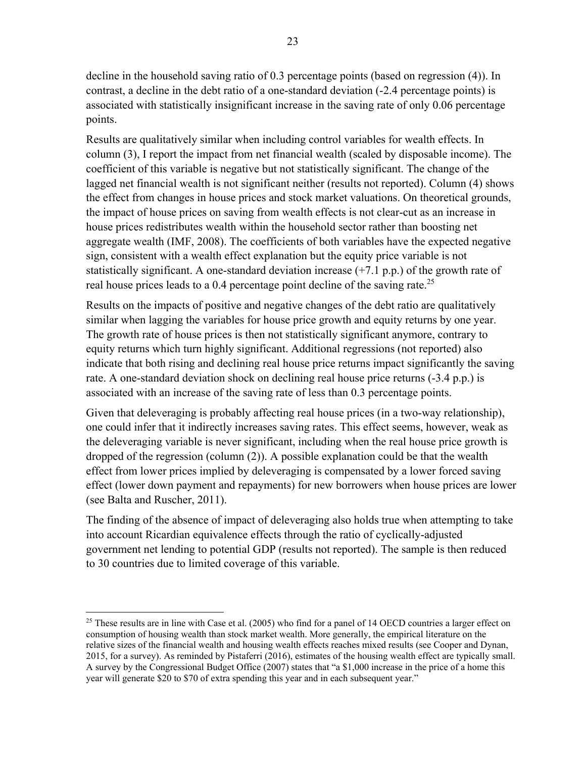decline in the household saving ratio of 0.3 percentage points (based on regression (4)). In contrast, a decline in the debt ratio of a one-standard deviation (-2.4 percentage points) is associated with statistically insignificant increase in the saving rate of only 0.06 percentage points.

Results are qualitatively similar when including control variables for wealth effects. In column (3), I report the impact from net financial wealth (scaled by disposable income). The coefficient of this variable is negative but not statistically significant. The change of the lagged net financial wealth is not significant neither (results not reported). Column (4) shows the effect from changes in house prices and stock market valuations. On theoretical grounds, the impact of house prices on saving from wealth effects is not clear-cut as an increase in house prices redistributes wealth within the household sector rather than boosting net aggregate wealth (IMF, 2008). The coefficients of both variables have the expected negative sign, consistent with a wealth effect explanation but the equity price variable is not statistically significant. A one-standard deviation increase (+7.1 p.p.) of the growth rate of real house prices leads to a 0.4 percentage point decline of the saving rate.[25]

Results on the impacts of positive and negative changes of the debt ratio are qualitatively similar when lagging the variables for house price growth and equity returns by one year. The growth rate of house prices is then not statistically significant anymore, contrary to equity returns which turn highly significant. Additional regressions (not reported) also indicate that both rising and declining real house price returns impact significantly the saving rate. A one-standard deviation shock on declining real house price returns (-3.4 p.p.) is associated with an increase of the saving rate of less than 0.3 percentage points.

Given that deleveraging is probably affecting real house prices (in a two-way relationship), one could infer that it indirectly increases saving rates. This effect seems, however, weak as the deleveraging variable is never significant, including when the real house price growth is dropped of the regression (column (2)). A possible explanation could be that the wealth effect from lower prices implied by deleveraging is compensated by a lower forced saving effect (lower down payment and repayments) for new borrowers when house prices are lower (see Balta and Ruscher, 2011).

The finding of the absence of impact of deleveraging also holds true when attempting to take into account Ricardian equivalence effects through the ratio of cyclically-adjusted government net lending to potential GDP (results not reported). The sample is then reduced to 30 countries due to limited coverage of this variable.

---

[25] These results are in line with Case et al. (2005) who find for a panel of 14 OECD countries a larger effect on consumption of housing wealth than stock market wealth. More generally, the empirical literature on the relative sizes of the financial wealth and housing wealth effects reaches mixed results (see Cooper and Dynan, 2015, for a survey). As reminded by Pistaferri (2016), estimates of the housing wealth effect are typically small. A survey by the Congressional Budget Office (2007) states that "a $1,000 increase in the price of a home this year will generate $20 to $70 of extra spending this year and in each subsequent year."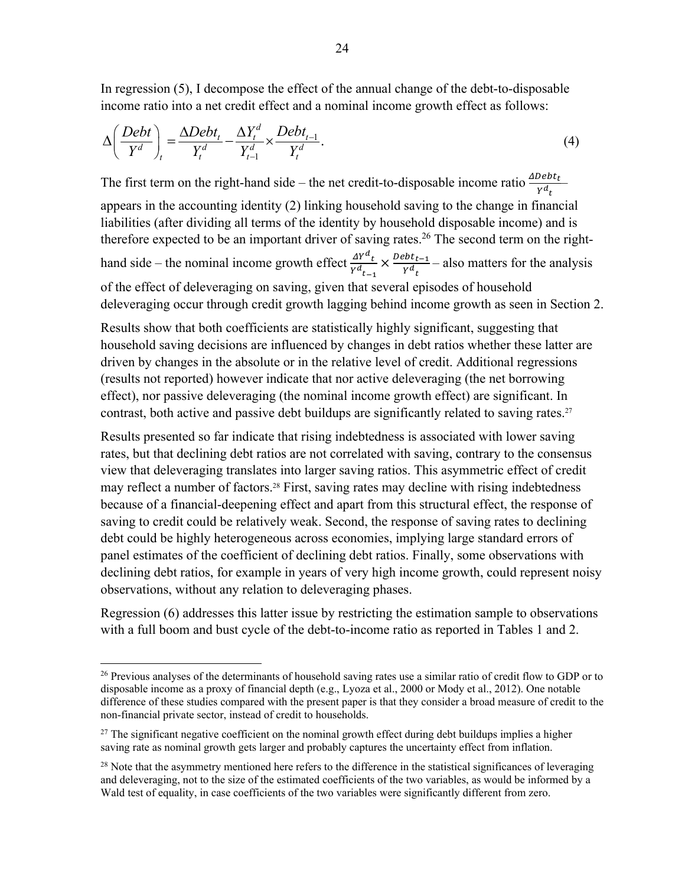In regression (5), I decompose the effect of the annual change of the debt-to-disposable income ratio into a net credit effect and a nominal income growth effect as follows:

$$\Delta\left(\frac{Debt}{Y^d}\right)_t = \frac{\Delta Debt_t}{Y_t^d} - \frac{\Delta Y_t^d}{Y_{t-1}^d} \times \frac{Debt_{t-1}}{Y_t^d}. \tag{4}$$

The first term on the right-hand side – the net credit-to-disposable income ratio $\frac{\Delta Debt_t}{Y^d{}_t}$ appears in the accounting identity (2) linking household saving to the change in financial liabilities (after dividing all terms of the identity by household disposable income) and is therefore expected to be an important driver of saving rates.[26] The second term on the right-hand side – the nominal income growth effect $\frac{\Delta Y^d{}_t}{Y^d{}_{t-1}} \times \frac{Debt_{t-1}}{Y^d{}_t}$ – also matters for the analysis of the effect of deleveraging on saving, given that several episodes of household deleveraging occur through credit growth lagging behind income growth as seen in Section 2.

Results show that both coefficients are statistically highly significant, suggesting that household saving decisions are influenced by changes in debt ratios whether these latter are driven by changes in the absolute or in the relative level of credit. Additional regressions (results not reported) however indicate that nor active deleveraging (the net borrowing effect), nor passive deleveraging (the nominal income growth effect) are significant. In contrast, both active and passive debt buildups are significantly related to saving rates.[27]

Results presented so far indicate that rising indebtedness is associated with lower saving rates, but that declining debt ratios are not correlated with saving, contrary to the consensus view that deleveraging translates into larger saving ratios. This asymmetric effect of credit may reflect a number of factors.[28] First, saving rates may decline with rising indebtedness because of a financial-deepening effect and apart from this structural effect, the response of saving to credit could be relatively weak. Second, the response of saving rates to declining debt could be highly heterogeneous across economies, implying large standard errors of panel estimates of the coefficient of declining debt ratios. Finally, some observations with declining debt ratios, for example in years of very high income growth, could represent noisy observations, without any relation to deleveraging phases.

Regression (6) addresses this latter issue by restricting the estimation sample to observations with a full boom and bust cycle of the debt-to-income ratio as reported in Tables 1 and 2.

---

[26] Previous analyses of the determinants of household saving rates use a similar ratio of credit flow to GDP or to disposable income as a proxy of financial depth (e.g., Lyoza et al., 2000 or Mody et al., 2012). One notable difference of these studies compared with the present paper is that they consider a broad measure of credit to the non-financial private sector, instead of credit to households.

[27] The significant negative coefficient on the nominal growth effect during debt buildups implies a higher saving rate as nominal growth gets larger and probably captures the uncertainty effect from inflation.

[28] Note that the asymmetry mentioned here refers to the difference in the statistical significances of leveraging and deleveraging, not to the size of the estimated coefficients of the two variables, as would be informed by a Wald test of equality, in case coefficients of the two variables were significantly different from zero.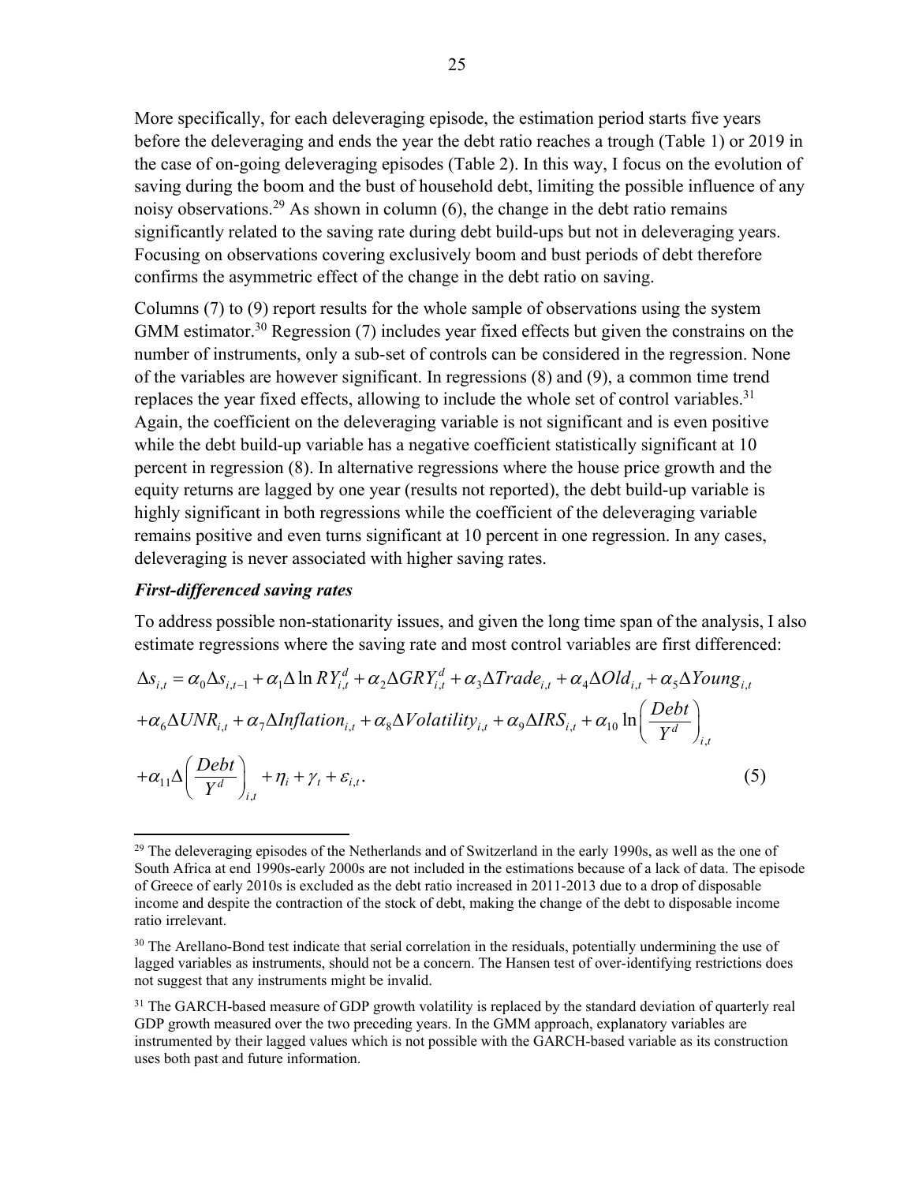More specifically, for each deleveraging episode, the estimation period starts five years before the deleveraging and ends the year the debt ratio reaches a trough (Table 1) or 2019 in the case of on-going deleveraging episodes (Table 2). In this way, I focus on the evolution of saving during the boom and the bust of household debt, limiting the possible influence of any noisy observations.[29] As shown in column (6), the change in the debt ratio remains significantly related to the saving rate during debt build-ups but not in deleveraging years. Focusing on observations covering exclusively boom and bust periods of debt therefore confirms the asymmetric effect of the change in the debt ratio on saving.

Columns (7) to (9) report results for the whole sample of observations using the system GMM estimator.[30] Regression (7) includes year fixed effects but given the constrains on the number of instruments, only a sub-set of controls can be considered in the regression. None of the variables are however significant. In regressions (8) and (9), a common time trend replaces the year fixed effects, allowing to include the whole set of control variables.[31] Again, the coefficient on the deleveraging variable is not significant and is even positive while the debt build-up variable has a negative coefficient statistically significant at 10 percent in regression (8). In alternative regressions where the house price growth and the equity returns are lagged by one year (results not reported), the debt build-up variable is highly significant in both regressions while the coefficient of the deleveraging variable remains positive and even turns significant at 10 percent in one regression. In any cases, deleveraging is never associated with higher saving rates.

***First-differenced saving rates***

To address possible non-stationarity issues, and given the long time span of the analysis, I also estimate regressions where the saving rate and most control variables are first differenced:

$$\Delta s_{i,t} = \alpha_0 \Delta s_{i,t-1} + \alpha_1 \Delta \ln RY^d_{i,t} + \alpha_2 \Delta GRY^d_{i,t} + \alpha_3 \Delta Trade_{i,t} + \alpha_4 \Delta Old_{i,t} + \alpha_5 \Delta Young_{i,t}$$
$$+ \alpha_6 \Delta UNR_{i,t} + \alpha_7 \Delta Inflation_{i,t} + \alpha_8 \Delta Volatility_{i,t} + \alpha_9 \Delta IRS_{i,t} + \alpha_{10} \ln\left(\frac{Debt}{Y^d}\right)_{i,t}$$
$$+ \alpha_{11} \Delta \left(\frac{Debt}{Y^d}\right)_{i,t} + \eta_i + \gamma_t + \varepsilon_{i,t}. \tag{5}$$

---

[29] The deleveraging episodes of the Netherlands and of Switzerland in the early 1990s, as well as the one of South Africa at end 1990s-early 2000s are not included in the estimations because of a lack of data. The episode of Greece of early 2010s is excluded as the debt ratio increased in 2011-2013 due to a drop of disposable income and despite the contraction of the stock of debt, making the change of the debt to disposable income ratio irrelevant.

[30] The Arellano-Bond test indicate that serial correlation in the residuals, potentially undermining the use of lagged variables as instruments, should not be a concern. The Hansen test of over-identifying restrictions does not suggest that any instruments might be invalid.

[31] The GARCH-based measure of GDP growth volatility is replaced by the standard deviation of quarterly real GDP growth measured over the two preceding years. In the GMM approach, explanatory variables are instrumented by their lagged values which is not possible with the GARCH-based variable as its construction uses both past and future information.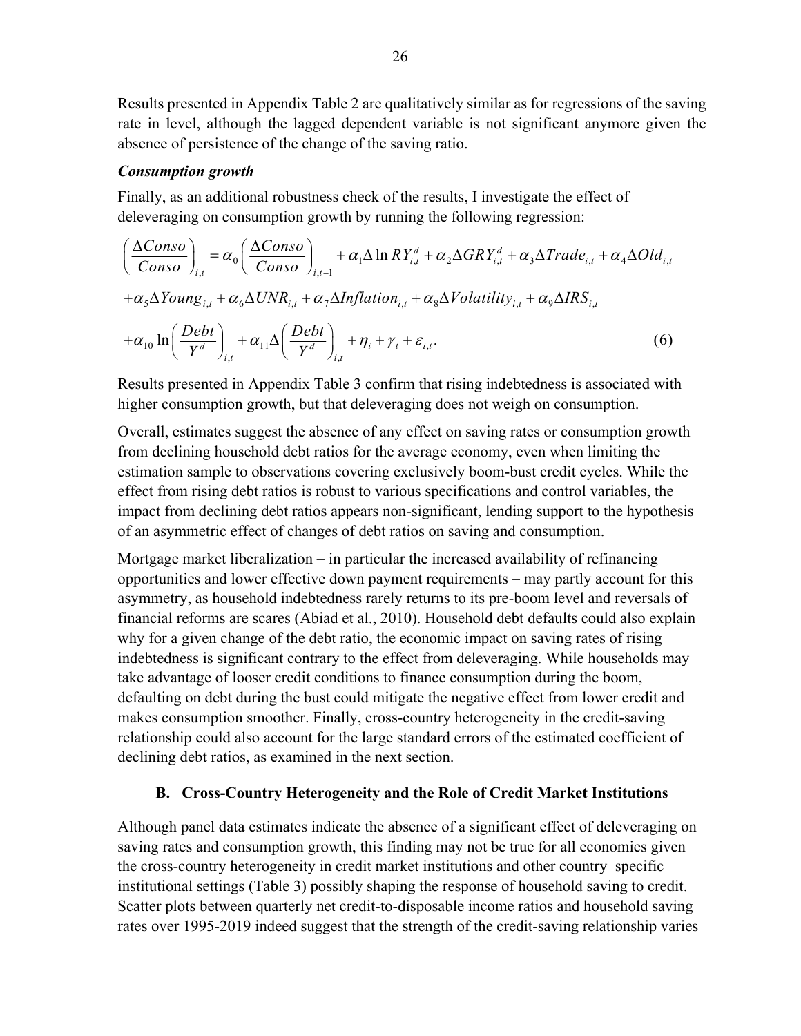Results presented in Appendix Table 2 are qualitatively similar as for regressions of the saving rate in level, although the lagged dependent variable is not significant anymore given the absence of persistence of the change of the saving ratio.

***Consumption growth***

Finally, as an additional robustness check of the results, I investigate the effect of deleveraging on consumption growth by running the following regression:

$$
\begin{aligned}
\left(\frac{\Delta Conso}{Conso}\right)_{i,t} &= \alpha_0 \left(\frac{\Delta Conso}{Conso}\right)_{i,t-1} + \alpha_1 \Delta \ln RY_{i,t}^d + \alpha_2 \Delta GRY_{i,t}^d + \alpha_3 \Delta Trade_{i,t} + \alpha_4 \Delta Old_{i,t} \\
&+ \alpha_5 \Delta Young_{i,t} + \alpha_6 \Delta UNR_{i,t} + \alpha_7 \Delta Inflation_{i,t} + \alpha_8 \Delta Volatility_{i,t} + \alpha_9 \Delta IRS_{i,t} \\
&+ \alpha_{10} \ln\left(\frac{Debt}{Y^d}\right)_{i,t} + \alpha_{11} \Delta\left(\frac{Debt}{Y^d}\right)_{i,t} + \eta_i + \gamma_t + \varepsilon_{i,t}. \qquad (6)
\end{aligned}
$$

Results presented in Appendix Table 3 confirm that rising indebtedness is associated with higher consumption growth, but that deleveraging does not weigh on consumption.

Overall, estimates suggest the absence of any effect on saving rates or consumption growth from declining household debt ratios for the average economy, even when limiting the estimation sample to observations covering exclusively boom-bust credit cycles. While the effect from rising debt ratios is robust to various specifications and control variables, the impact from declining debt ratios appears non-significant, lending support to the hypothesis of an asymmetric effect of changes of debt ratios on saving and consumption.

Mortgage market liberalization – in particular the increased availability of refinancing opportunities and lower effective down payment requirements – may partly account for this asymmetry, as household indebtedness rarely returns to its pre-boom level and reversals of financial reforms are scares (Abiad et al., 2010). Household debt defaults could also explain why for a given change of the debt ratio, the economic impact on saving rates of rising indebtedness is significant contrary to the effect from deleveraging. While households may take advantage of looser credit conditions to finance consumption during the boom, defaulting on debt during the bust could mitigate the negative effect from lower credit and makes consumption smoother. Finally, cross-country heterogeneity in the credit-saving relationship could also account for the large standard errors of the estimated coefficient of declining debt ratios, as examined in the next section.

## B. Cross-Country Heterogeneity and the Role of Credit Market Institutions

Although panel data estimates indicate the absence of a significant effect of deleveraging on saving rates and consumption growth, this finding may not be true for all economies given the cross-country heterogeneity in credit market institutions and other country–specific institutional settings (Table 3) possibly shaping the response of household saving to credit. Scatter plots between quarterly net credit-to-disposable income ratios and household saving rates over 1995-2019 indeed suggest that the strength of the credit-saving relationship varies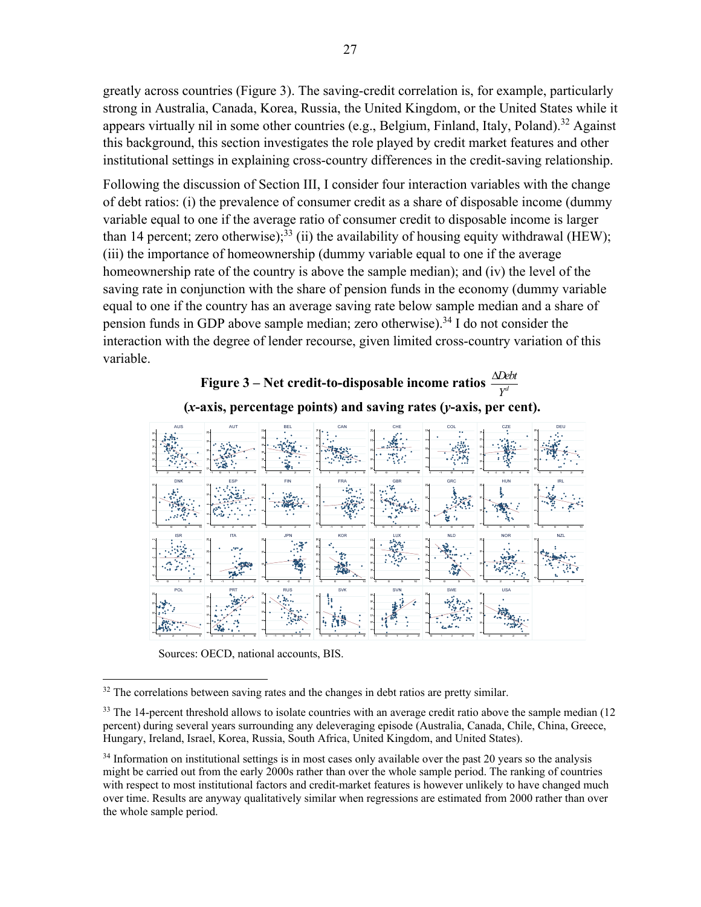greatly across countries (Figure 3). The saving-credit correlation is, for example, particularly strong in Australia, Canada, Korea, Russia, the United Kingdom, or the United States while it appears virtually nil in some other countries (e.g., Belgium, Finland, Italy, Poland).[32] Against this background, this section investigates the role played by credit market features and other institutional settings in explaining cross-country differences in the credit-saving relationship.

Following the discussion of Section III, I consider four interaction variables with the change of debt ratios: (i) the prevalence of consumer credit as a share of disposable income (dummy variable equal to one if the average ratio of consumer credit to disposable income is larger than 14 percent; zero otherwise);[33] (ii) the availability of housing equity withdrawal (HEW); (iii) the importance of homeownership (dummy variable equal to one if the average homeownership rate of the country is above the sample median); and (iv) the level of the saving rate in conjunction with the share of pension funds in the economy (dummy variable equal to one if the country has an average saving rate below sample median and a share of pension funds in GDP above sample median; zero otherwise).[34] I do not consider the interaction with the degree of lender recourse, given limited cross-country variation of this variable.

**Figure 3 – Net credit-to-disposable income ratios $\frac{\Delta Debt}{Y^d}$ (*x*-axis, percentage points) and saving rates (*y*-axis, per cent).**

Sources: OECD, national accounts, BIS.

[32] The correlations between saving rates and the changes in debt ratios are pretty similar.

[33] The 14-percent threshold allows to isolate countries with an average credit ratio above the sample median (12 percent) during several years surrounding any deleveraging episode (Australia, Canada, Chile, China, Greece, Hungary, Ireland, Israel, Korea, Russia, South Africa, United Kingdom, and United States).

[34] Information on institutional settings is in most cases only available over the past 20 years so the analysis might be carried out from the early 2000s rather than over the whole sample period. The ranking of countries with respect to most institutional factors and credit-market features is however unlikely to have changed much over time. Results are anyway qualitatively similar when regressions are estimated from 2000 rather than over the whole sample period.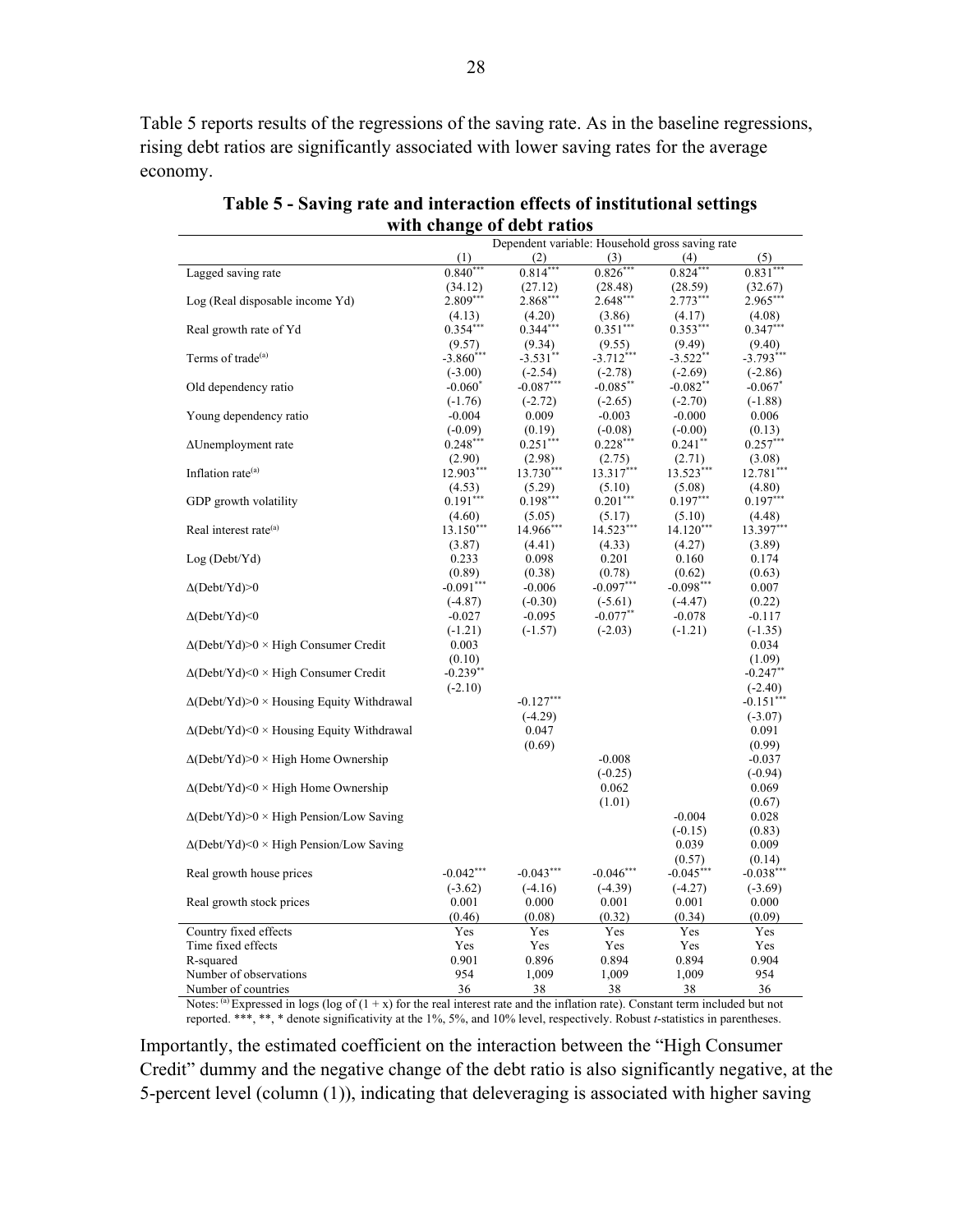Table 5 reports results of the regressions of the saving rate. As in the baseline regressions, rising debt ratios are significantly associated with lower saving rates for the average economy.

**Table 5 - Saving rate and interaction effects of institutional settings with change of debt ratios**

| | Dependent variable: Household gross saving rate | | | | |
|---|---|---|---|---|---|
| | (1) | (2) | (3) | (4) | (5) |
| Lagged saving rate | 0.840*** | 0.814*** | 0.826*** | 0.824*** | 0.831*** |
| | (34.12) | (27.12) | (28.48) | (28.59) | (32.67) |
| Log (Real disposable income Yd) | 2.809*** | 2.868*** | 2.648*** | 2.773*** | 2.965*** |
| | (4.13) | (4.20) | (3.86) | (4.17) | (4.08) |
| Real growth rate of Yd | 0.354*** | 0.344*** | 0.351*** | 0.353*** | 0.347*** |
| | (9.57) | (9.34) | (9.55) | (9.49) | (9.40) |
| Terms of trade[(a)] | -3.860*** | -3.531** | -3.712*** | -3.522** | -3.793*** |
| | (-3.00) | (-2.54) | (-2.78) | (-2.69) | (-2.86) |
| Old dependency ratio | -0.060* | -0.087*** | -0.085** | -0.082** | -0.067* |
| | (-1.76) | (-2.72) | (-2.65) | (-2.70) | (-1.88) |
| Young dependency ratio | -0.004 | 0.009 | -0.003 | -0.000 | 0.006 |
| | (-0.09) | (0.19) | (-0.08) | (-0.00) | (0.13) |
| ΔUnemployment rate | 0.248*** | 0.251*** | 0.228*** | 0.241** | 0.257*** |
| | (2.90) | (2.98) | (2.75) | (2.71) | (3.08) |
| Inflation rate[(a)] | 12.903*** | 13.730*** | 13.317*** | 13.523*** | 12.781*** |
| | (4.53) | (5.29) | (5.10) | (5.08) | (4.80) |
| GDP growth volatility | 0.191*** | 0.198*** | 0.201*** | 0.197*** | 0.197*** |
| | (4.60) | (5.05) | (5.17) | (5.10) | (4.48) |
| Real interest rate[(a)] | 13.150*** | 14.966*** | 14.523*** | 14.120*** | 13.397*** |
| | (3.87) | (4.41) | (4.33) | (4.27) | (3.89) |
| Log (Debt/Yd) | 0.233 | 0.098 | 0.201 | 0.160 | 0.174 |
| | (0.89) | (0.38) | (0.78) | (0.62) | (0.63) |
| Δ(Debt/Yd)>0 | -0.091*** | -0.006 | -0.097*** | -0.098*** | 0.007 |
| | (-4.87) | (-0.30) | (-5.61) | (-4.47) | (0.22) |
| Δ(Debt/Yd)<0 | -0.027 | -0.095 | -0.077** | -0.078 | -0.117 |
| | (-1.21) | (-1.57) | (-2.03) | (-1.21) | (-1.35) |
| Δ(Debt/Yd)>0 × High Consumer Credit | 0.003 | | | | 0.034 |
| | (0.10) | | | | (1.09) |
| Δ(Debt/Yd)<0 × High Consumer Credit | -0.239** | | | | -0.247** |
| | (-2.10) | | | | (-2.40) |
| Δ(Debt/Yd)>0 × Housing Equity Withdrawal | | -0.127*** | | | -0.151*** |
| | | (-4.29) | | | (-3.07) |
| Δ(Debt/Yd)<0 × Housing Equity Withdrawal | | 0.047 | | | 0.091 |
| | | (0.69) | | | (0.99) |
| Δ(Debt/Yd)>0 × High Home Ownership | | | -0.008 | | -0.037 |
| | | | (-0.25) | | (-0.94) |
| Δ(Debt/Yd)<0 × High Home Ownership | | | 0.062 | | 0.069 |
| | | | (1.01) | | (0.67) |
| Δ(Debt/Yd)>0 × High Pension/Low Saving | | | | -0.004 | 0.028 |
| | | | | (-0.15) | (0.83) |
| Δ(Debt/Yd)<0 × High Pension/Low Saving | | | | 0.039 | 0.009 |
| | | | | (0.57) | (0.14) |
| Real growth house prices | -0.042*** | -0.043*** | -0.046*** | -0.045*** | -0.038*** |
| | (-3.62) | (-4.16) | (-4.39) | (-4.27) | (-3.69) |
| Real growth stock prices | 0.001 | 0.000 | 0.001 | 0.001 | 0.000 |
| | (0.46) | (0.08) | (0.32) | (0.34) | (0.09) |
| Country fixed effects | Yes | Yes | Yes | Yes | Yes |
| Time fixed effects | Yes | Yes | Yes | Yes | Yes |
| R-squared | 0.901 | 0.896 | 0.894 | 0.894 | 0.904 |
| Number of observations | 954 | 1,009 | 1,009 | 1,009 | 954 |
| Number of countries | 36 | 38 | 38 | 38 | 36 |

Notes: [(a)] Expressed in logs (log of $(1 + x)$ for the real interest rate and the inflation rate). Constant term included but not reported. ***, **, * denote significativity at the 1%, 5%, and 10% level, respectively. Robust *t*-statistics in parentheses.

Importantly, the estimated coefficient on the interaction between the "High Consumer Credit" dummy and the negative change of the debt ratio is also significantly negative, at the 5-percent level (column (1)), indicating that deleveraging is associated with higher saving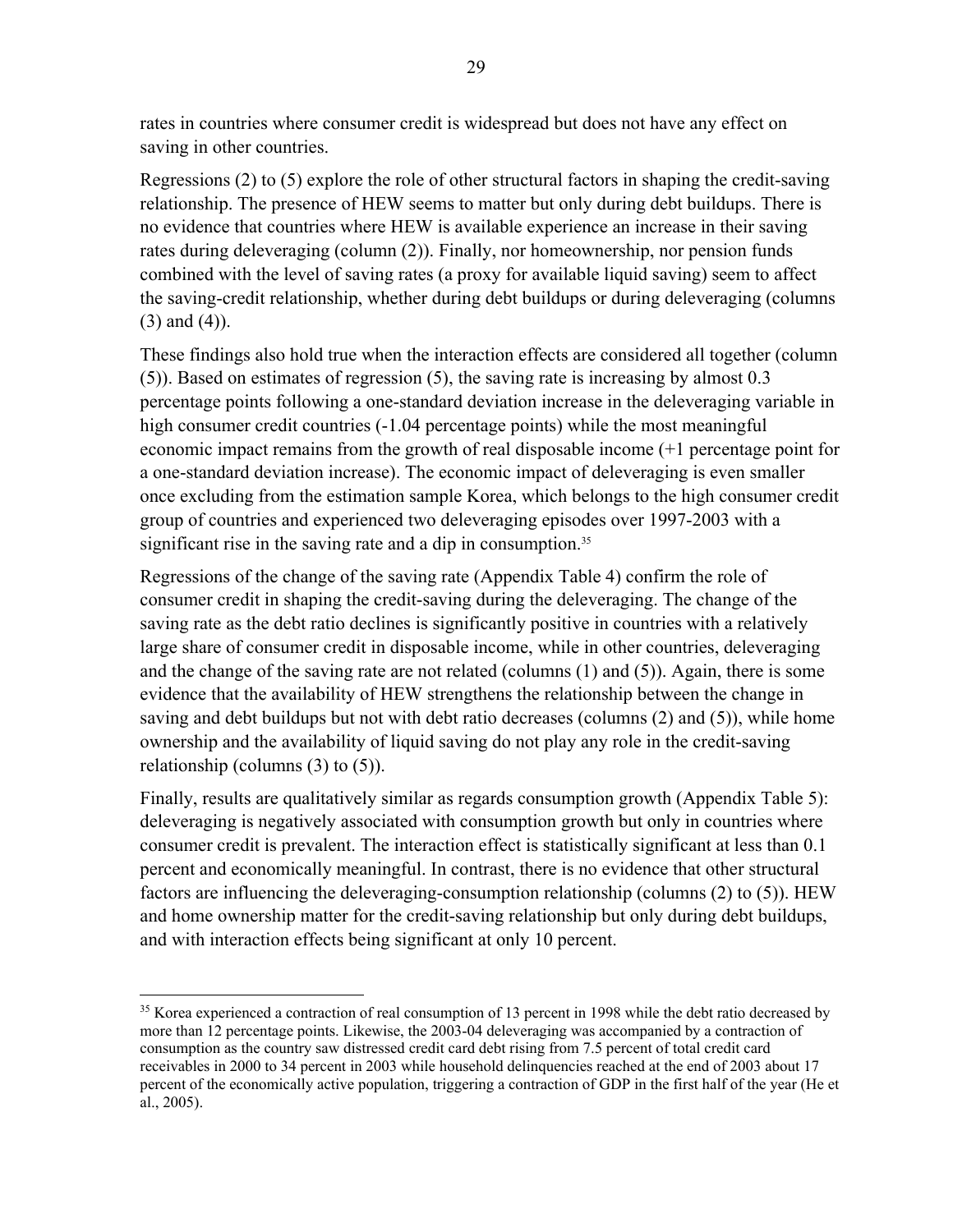rates in countries where consumer credit is widespread but does not have any effect on saving in other countries.

Regressions (2) to (5) explore the role of other structural factors in shaping the credit-saving relationship. The presence of HEW seems to matter but only during debt buildups. There is no evidence that countries where HEW is available experience an increase in their saving rates during deleveraging (column (2)). Finally, nor homeownership, nor pension funds combined with the level of saving rates (a proxy for available liquid saving) seem to affect the saving-credit relationship, whether during debt buildups or during deleveraging (columns (3) and (4)).

These findings also hold true when the interaction effects are considered all together (column (5)). Based on estimates of regression (5), the saving rate is increasing by almost 0.3 percentage points following a one-standard deviation increase in the deleveraging variable in high consumer credit countries (-1.04 percentage points) while the most meaningful economic impact remains from the growth of real disposable income (+1 percentage point for a one-standard deviation increase). The economic impact of deleveraging is even smaller once excluding from the estimation sample Korea, which belongs to the high consumer credit group of countries and experienced two deleveraging episodes over 1997-2003 with a significant rise in the saving rate and a dip in consumption.[35]

Regressions of the change of the saving rate (Appendix Table 4) confirm the role of consumer credit in shaping the credit-saving during the deleveraging. The change of the saving rate as the debt ratio declines is significantly positive in countries with a relatively large share of consumer credit in disposable income, while in other countries, deleveraging and the change of the saving rate are not related (columns (1) and (5)). Again, there is some evidence that the availability of HEW strengthens the relationship between the change in saving and debt buildups but not with debt ratio decreases (columns (2) and (5)), while home ownership and the availability of liquid saving do not play any role in the credit-saving relationship (columns (3) to (5)).

Finally, results are qualitatively similar as regards consumption growth (Appendix Table 5): deleveraging is negatively associated with consumption growth but only in countries where consumer credit is prevalent. The interaction effect is statistically significant at less than 0.1 percent and economically meaningful. In contrast, there is no evidence that other structural factors are influencing the deleveraging-consumption relationship (columns (2) to (5)). HEW and home ownership matter for the credit-saving relationship but only during debt buildups, and with interaction effects being significant at only 10 percent.

---

[35] Korea experienced a contraction of real consumption of 13 percent in 1998 while the debt ratio decreased by more than 12 percentage points. Likewise, the 2003-04 deleveraging was accompanied by a contraction of consumption as the country saw distressed credit card debt rising from 7.5 percent of total credit card receivables in 2000 to 34 percent in 2003 while household delinquencies reached at the end of 2003 about 17 percent of the economically active population, triggering a contraction of GDP in the first half of the year (He et al., 2005).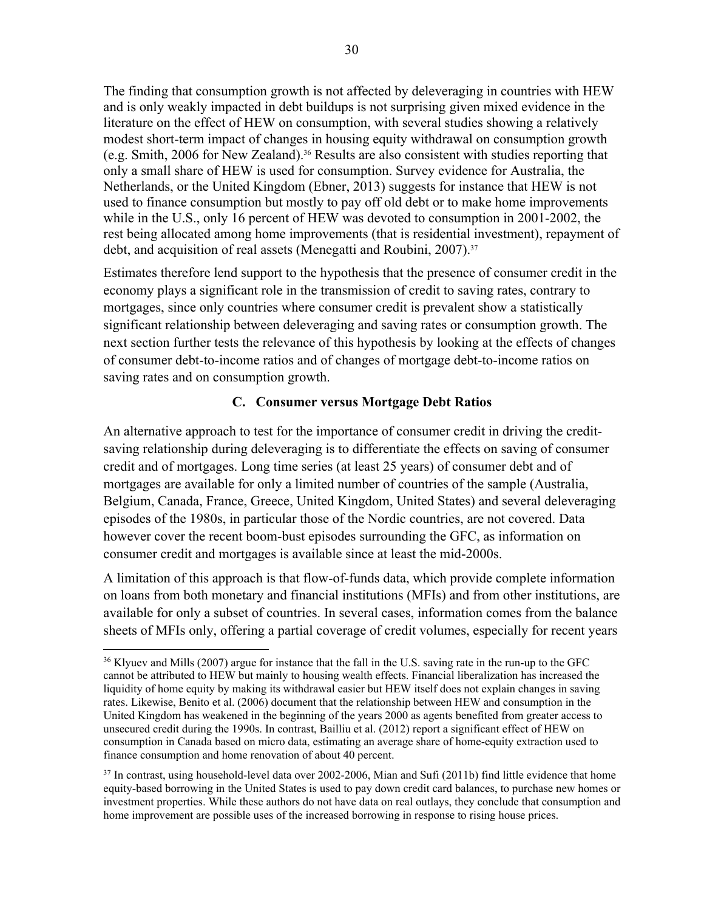The finding that consumption growth is not affected by deleveraging in countries with HEW and is only weakly impacted in debt buildups is not surprising given mixed evidence in the literature on the effect of HEW on consumption, with several studies showing a relatively modest short-term impact of changes in housing equity withdrawal on consumption growth (e.g. Smith, 2006 for New Zealand).[36] Results are also consistent with studies reporting that only a small share of HEW is used for consumption. Survey evidence for Australia, the Netherlands, or the United Kingdom (Ebner, 2013) suggests for instance that HEW is not used to finance consumption but mostly to pay off old debt or to make home improvements while in the U.S., only 16 percent of HEW was devoted to consumption in 2001-2002, the rest being allocated among home improvements (that is residential investment), repayment of debt, and acquisition of real assets (Menegatti and Roubini, 2007).[37]

Estimates therefore lend support to the hypothesis that the presence of consumer credit in the economy plays a significant role in the transmission of credit to saving rates, contrary to mortgages, since only countries where consumer credit is prevalent show a statistically significant relationship between deleveraging and saving rates or consumption growth. The next section further tests the relevance of this hypothesis by looking at the effects of changes of consumer debt-to-income ratios and of changes of mortgage debt-to-income ratios on saving rates and on consumption growth.

### C. Consumer versus Mortgage Debt Ratios

An alternative approach to test for the importance of consumer credit in driving the credit-saving relationship during deleveraging is to differentiate the effects on saving of consumer credit and of mortgages. Long time series (at least 25 years) of consumer debt and of mortgages are available for only a limited number of countries of the sample (Australia, Belgium, Canada, France, Greece, United Kingdom, United States) and several deleveraging episodes of the 1980s, in particular those of the Nordic countries, are not covered. Data however cover the recent boom-bust episodes surrounding the GFC, as information on consumer credit and mortgages is available since at least the mid-2000s.

A limitation of this approach is that flow-of-funds data, which provide complete information on loans from both monetary and financial institutions (MFIs) and from other institutions, are available for only a subset of countries. In several cases, information comes from the balance sheets of MFIs only, offering a partial coverage of credit volumes, especially for recent years

---

[36] Klyuev and Mills (2007) argue for instance that the fall in the U.S. saving rate in the run-up to the GFC cannot be attributed to HEW but mainly to housing wealth effects. Financial liberalization has increased the liquidity of home equity by making its withdrawal easier but HEW itself does not explain changes in saving rates. Likewise, Benito et al. (2006) document that the relationship between HEW and consumption in the United Kingdom has weakened in the beginning of the years 2000 as agents benefited from greater access to unsecured credit during the 1990s. In contrast, Bailliu et al. (2012) report a significant effect of HEW on consumption in Canada based on micro data, estimating an average share of home-equity extraction used to finance consumption and home renovation of about 40 percent.

[37] In contrast, using household-level data over 2002-2006, Mian and Sufi (2011b) find little evidence that home equity-based borrowing in the United States is used to pay down credit card balances, to purchase new homes or investment properties. While these authors do not have data on real outlays, they conclude that consumption and home improvement are possible uses of the increased borrowing in response to rising house prices.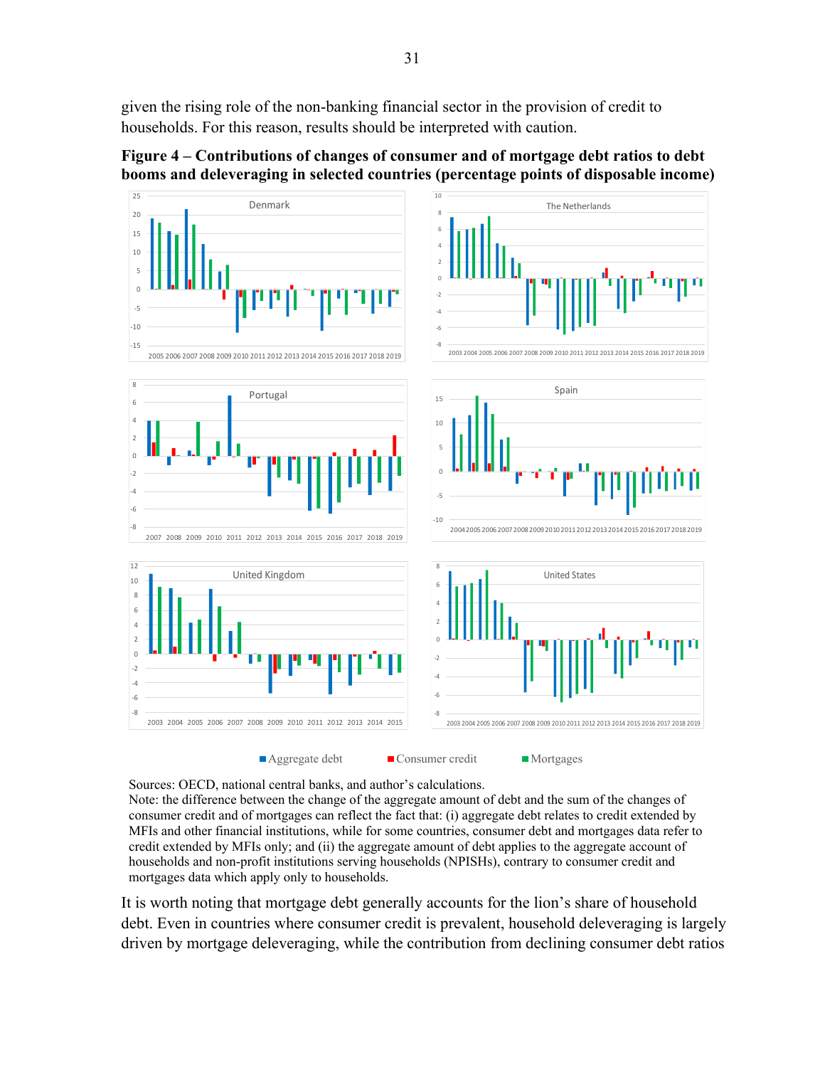given the rising role of the non-banking financial sector in the provision of credit to households. For this reason, results should be interpreted with caution.

**Figure 4 – Contributions of changes of consumer and of mortgage debt ratios to debt booms and deleveraging in selected countries (percentage points of disposable income)**

Sources: OECD, national central banks, and author's calculations.
Note: the difference between the change of the aggregate amount of debt and the sum of the changes of consumer credit and of mortgages can reflect the fact that: (i) aggregate debt relates to credit extended by MFIs and other financial institutions, while for some countries, consumer debt and mortgages data refer to credit extended by MFIs only; and (ii) the aggregate amount of debt applies to the aggregate account of households and non-profit institutions serving households (NPISHs), contrary to consumer credit and mortgages data which apply only to households.

It is worth noting that mortgage debt generally accounts for the lion's share of household debt. Even in countries where consumer credit is prevalent, household deleveraging is largely driven by mortgage deleveraging, while the contribution from declining consumer debt ratios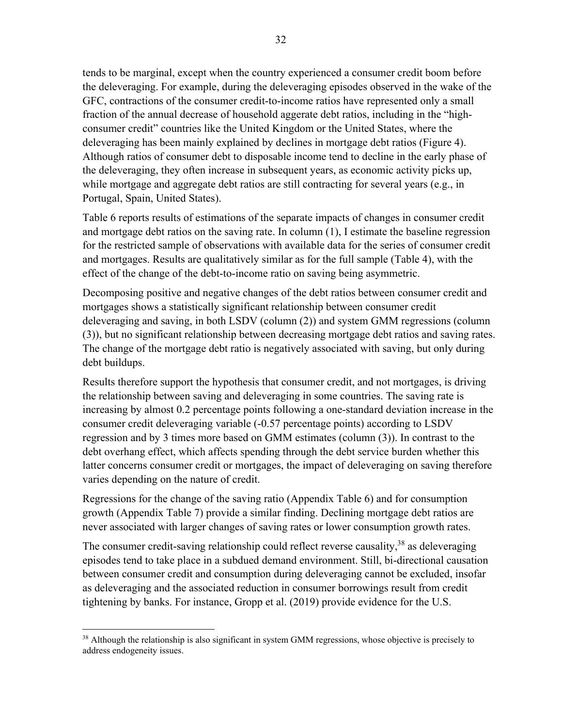tends to be marginal, except when the country experienced a consumer credit boom before the deleveraging. For example, during the deleveraging episodes observed in the wake of the GFC, contractions of the consumer credit-to-income ratios have represented only a small fraction of the annual decrease of household aggerate debt ratios, including in the "high-consumer credit" countries like the United Kingdom or the United States, where the deleveraging has been mainly explained by declines in mortgage debt ratios (Figure 4). Although ratios of consumer debt to disposable income tend to decline in the early phase of the deleveraging, they often increase in subsequent years, as economic activity picks up, while mortgage and aggregate debt ratios are still contracting for several years (e.g., in Portugal, Spain, United States).

Table 6 reports results of estimations of the separate impacts of changes in consumer credit and mortgage debt ratios on the saving rate. In column (1), I estimate the baseline regression for the restricted sample of observations with available data for the series of consumer credit and mortgages. Results are qualitatively similar as for the full sample (Table 4), with the effect of the change of the debt-to-income ratio on saving being asymmetric.

Decomposing positive and negative changes of the debt ratios between consumer credit and mortgages shows a statistically significant relationship between consumer credit deleveraging and saving, in both LSDV (column (2)) and system GMM regressions (column (3)), but no significant relationship between decreasing mortgage debt ratios and saving rates. The change of the mortgage debt ratio is negatively associated with saving, but only during debt buildups.

Results therefore support the hypothesis that consumer credit, and not mortgages, is driving the relationship between saving and deleveraging in some countries. The saving rate is increasing by almost 0.2 percentage points following a one-standard deviation increase in the consumer credit deleveraging variable (-0.57 percentage points) according to LSDV regression and by 3 times more based on GMM estimates (column (3)). In contrast to the debt overhang effect, which affects spending through the debt service burden whether this latter concerns consumer credit or mortgages, the impact of deleveraging on saving therefore varies depending on the nature of credit.

Regressions for the change of the saving ratio (Appendix Table 6) and for consumption growth (Appendix Table 7) provide a similar finding. Declining mortgage debt ratios are never associated with larger changes of saving rates or lower consumption growth rates.

The consumer credit-saving relationship could reflect reverse causality,[38] as deleveraging episodes tend to take place in a subdued demand environment. Still, bi-directional causation between consumer credit and consumption during deleveraging cannot be excluded, insofar as deleveraging and the associated reduction in consumer borrowings result from credit tightening by banks. For instance, Gropp et al. (2019) provide evidence for the U.S.

---

[38] Although the relationship is also significant in system GMM regressions, whose objective is precisely to address endogeneity issues.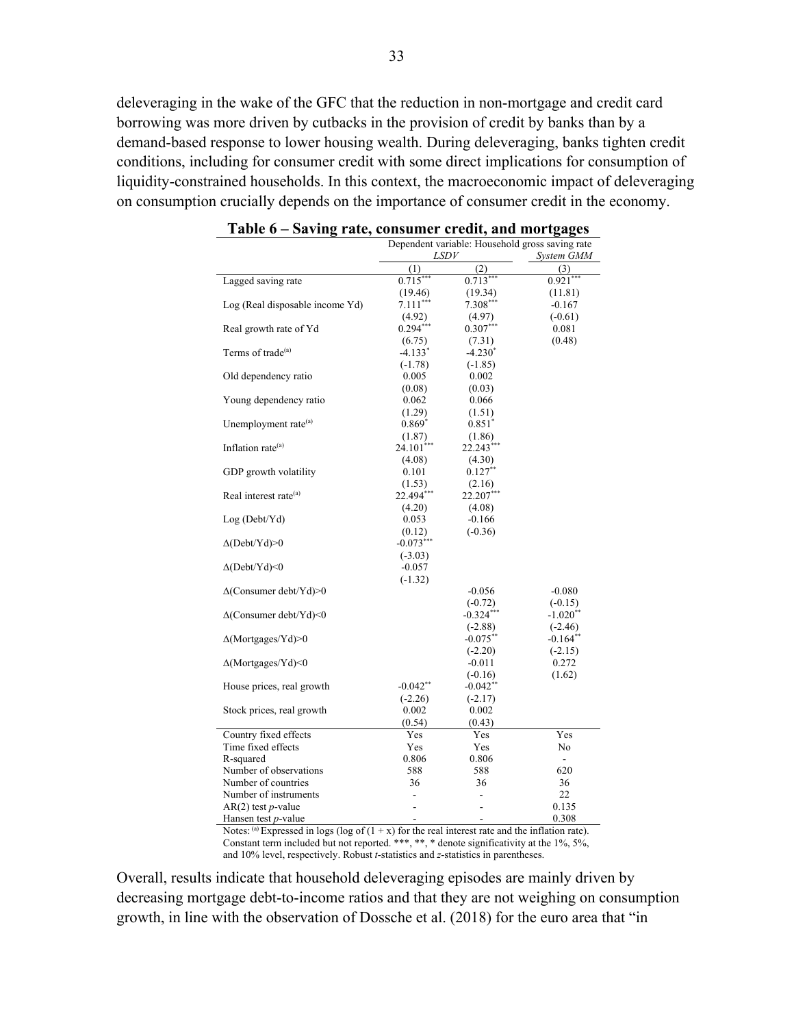deleveraging in the wake of the GFC that the reduction in non-mortgage and credit card borrowing was more driven by cutbacks in the provision of credit by banks than by a demand-based response to lower housing wealth. During deleveraging, banks tighten credit conditions, including for consumer credit with some direct implications for consumption of liquidity-constrained households. In this context, the macroeconomic impact of deleveraging on consumption crucially depends on the importance of consumer credit in the economy.

**Table 6 – Saving rate, consumer credit, and mortgages**

| | Dependent variable: Household gross saving rate | | |
|---|---|---|---|
| | *LSDV* | | *System GMM* |
| | (1) | (2) | (3) |
| Lagged saving rate | 0.715*** | 0.713*** | 0.921*** |
| | (19.46) | (19.34) | (11.81) |
| Log (Real disposable income Yd) | 7.111*** | 7.308*** | -0.167 |
| | (4.92) | (4.97) | (-0.61) |
| Real growth rate of Yd | 0.294*** | 0.307*** | 0.081 |
| | (6.75) | (7.31) | (0.48) |
| Terms of trade[(a)] | -4.133* | -4.230* | |
| | (-1.78) | (-1.85) | |
| Old dependency ratio | 0.005 | 0.002 | |
| | (0.08) | (0.03) | |
| Young dependency ratio | 0.062 | 0.066 | |
| | (1.29) | (1.51) | |
| Unemployment rate[(a)] | 0.869* | 0.851* | |
| | (1.87) | (1.86) | |
| Inflation rate[(a)] | 24.101*** | 22.243*** | |
| | (4.08) | (4.30) | |
| GDP growth volatility | 0.101 | 0.127** | |
| | (1.53) | (2.16) | |
| Real interest rate[(a)] | 22.494*** | 22.207*** | |
| | (4.20) | (4.08) | |
| Log (Debt/Yd) | 0.053 | -0.166 | |
| | (0.12) | (-0.36) | |
| Δ(Debt/Yd)>0 | -0.073*** | | |
| | (-3.03) | | |
| Δ(Debt/Yd)<0 | -0.057 | | |
| | (-1.32) | | |
| Δ(Consumer debt/Yd)>0 | | -0.056 | -0.080 |
| | | (-0.72) | (-0.15) |
| Δ(Consumer debt/Yd)<0 | | -0.324*** | -1.020** |
| | | (-2.88) | (-2.46) |
| Δ(Mortgages/Yd)>0 | | -0.075** | -0.164** |
| | | (-2.20) | (-2.15) |
| Δ(Mortgages/Yd)<0 | | -0.011 | 0.272 |
| | | (-0.16) | (1.62) |
| House prices, real growth | -0.042** | -0.042** | |
| | (-2.26) | (-2.17) | |
| Stock prices, real growth | 0.002 | 0.002 | |
| | (0.54) | (0.43) | |
| Country fixed effects | Yes | Yes | Yes |
| Time fixed effects | Yes | Yes | No |
| R-squared | 0.806 | 0.806 | - |
| Number of observations | 588 | 588 | 620 |
| Number of countries | 36 | 36 | 36 |
| Number of instruments | - | - | 22 |
| AR(2) test *p*-value | - | - | 0.135 |
| Hansen test *p*-value | - | - | 0.308 |

Notes: [(a)] Expressed in logs (log of (1 + x) for the real interest rate and the inflation rate). Constant term included but not reported. ***, **, * denote significativity at the 1%, 5%, and 10% level, respectively. Robust *t*-statistics and *z*-statistics in parentheses.

Overall, results indicate that household deleveraging episodes are mainly driven by decreasing mortgage debt-to-income ratios and that they are not weighing on consumption growth, in line with the observation of Dossche et al. (2018) for the euro area that "in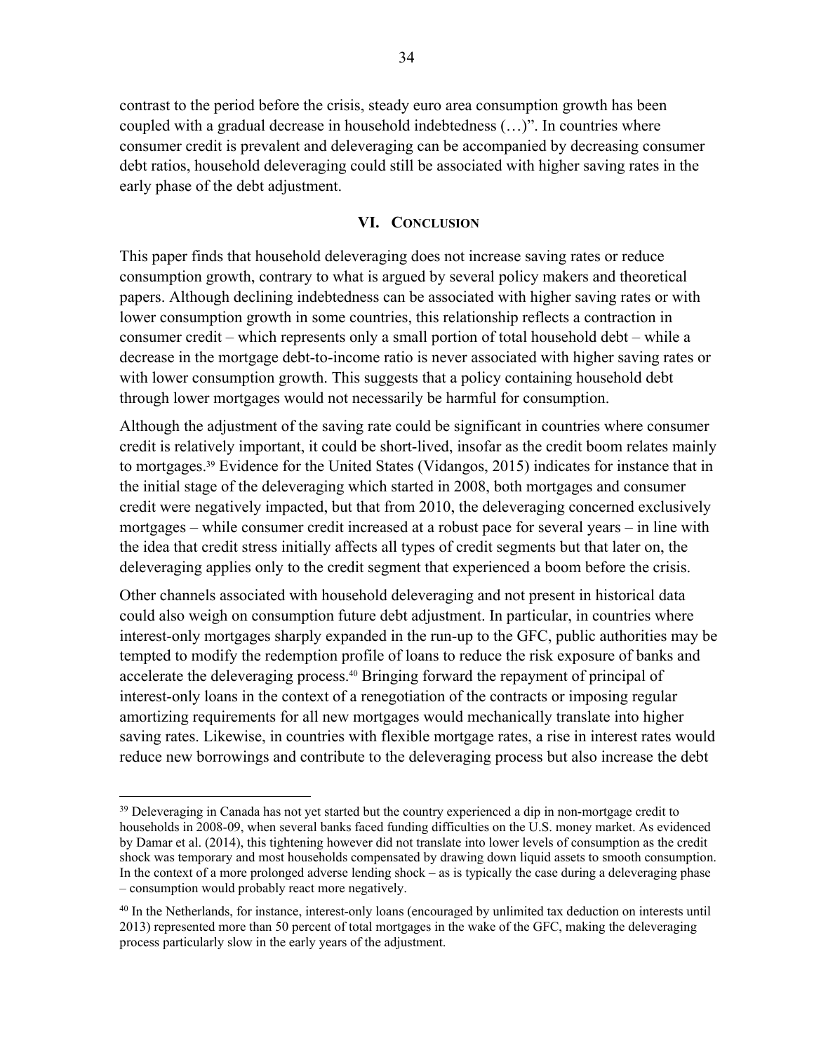contrast to the period before the crisis, steady euro area consumption growth has been coupled with a gradual decrease in household indebtedness (…)". In countries where consumer credit is prevalent and deleveraging can be accompanied by decreasing consumer debt ratios, household deleveraging could still be associated with higher saving rates in the early phase of the debt adjustment.

## VI. Conclusion

This paper finds that household deleveraging does not increase saving rates or reduce consumption growth, contrary to what is argued by several policy makers and theoretical papers. Although declining indebtedness can be associated with higher saving rates or with lower consumption growth in some countries, this relationship reflects a contraction in consumer credit – which represents only a small portion of total household debt – while a decrease in the mortgage debt-to-income ratio is never associated with higher saving rates or with lower consumption growth. This suggests that a policy containing household debt through lower mortgages would not necessarily be harmful for consumption.

Although the adjustment of the saving rate could be significant in countries where consumer credit is relatively important, it could be short-lived, insofar as the credit boom relates mainly to mortgages.[39] Evidence for the United States (Vidangos, 2015) indicates for instance that in the initial stage of the deleveraging which started in 2008, both mortgages and consumer credit were negatively impacted, but that from 2010, the deleveraging concerned exclusively mortgages – while consumer credit increased at a robust pace for several years – in line with the idea that credit stress initially affects all types of credit segments but that later on, the deleveraging applies only to the credit segment that experienced a boom before the crisis.

Other channels associated with household deleveraging and not present in historical data could also weigh on consumption future debt adjustment. In particular, in countries where interest-only mortgages sharply expanded in the run-up to the GFC, public authorities may be tempted to modify the redemption profile of loans to reduce the risk exposure of banks and accelerate the deleveraging process.[40] Bringing forward the repayment of principal of interest-only loans in the context of a renegotiation of the contracts or imposing regular amortizing requirements for all new mortgages would mechanically translate into higher saving rates. Likewise, in countries with flexible mortgage rates, a rise in interest rates would reduce new borrowings and contribute to the deleveraging process but also increase the debt

---

[39] Deleveraging in Canada has not yet started but the country experienced a dip in non-mortgage credit to households in 2008-09, when several banks faced funding difficulties on the U.S. money market. As evidenced by Damar et al. (2014), this tightening however did not translate into lower levels of consumption as the credit shock was temporary and most households compensated by drawing down liquid assets to smooth consumption. In the context of a more prolonged adverse lending shock – as is typically the case during a deleveraging phase – consumption would probably react more negatively.

[40] In the Netherlands, for instance, interest-only loans (encouraged by unlimited tax deduction on interests until 2013) represented more than 50 percent of total mortgages in the wake of the GFC, making the deleveraging process particularly slow in the early years of the adjustment.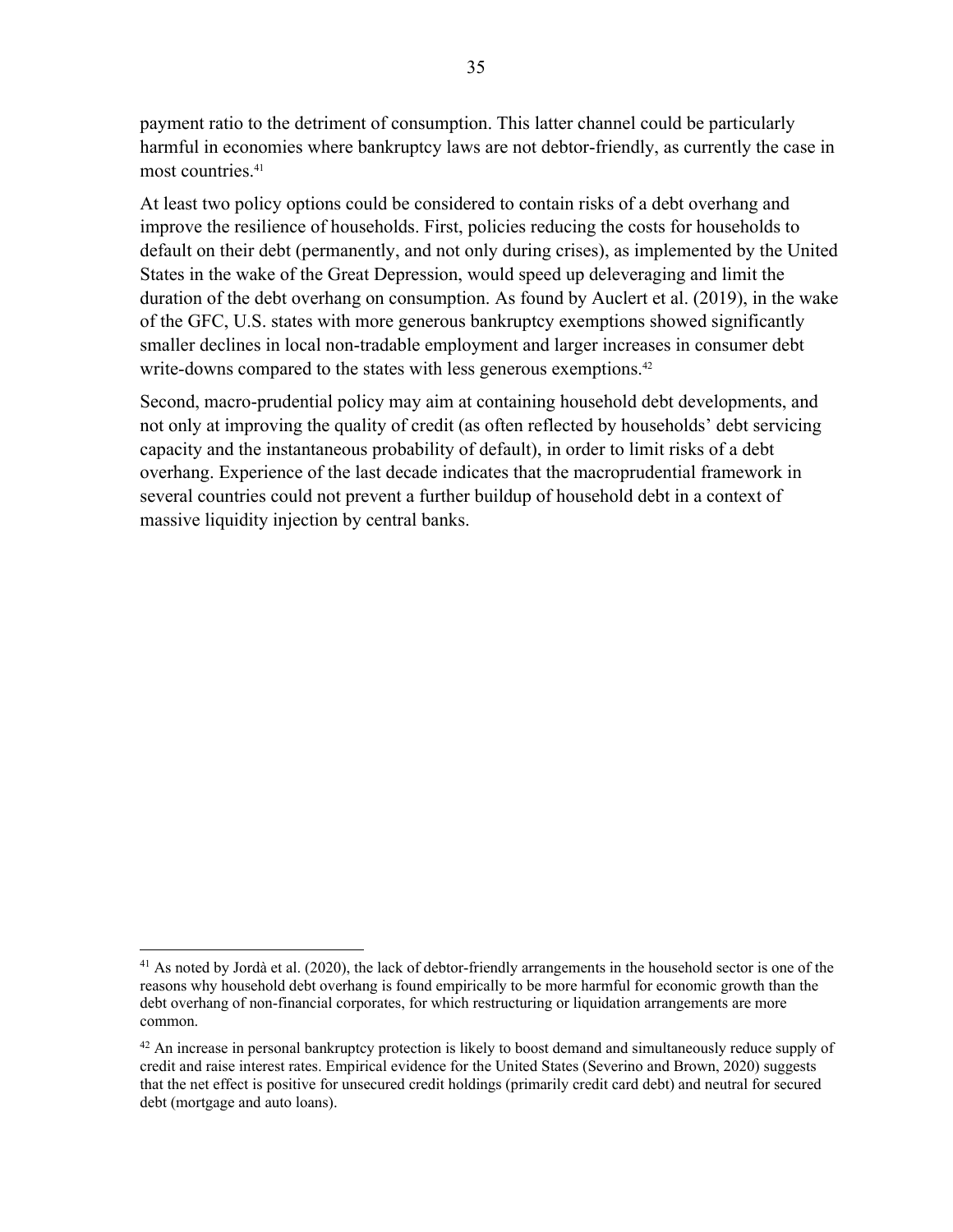payment ratio to the detriment of consumption. This latter channel could be particularly harmful in economies where bankruptcy laws are not debtor-friendly, as currently the case in most countries.[41]

At least two policy options could be considered to contain risks of a debt overhang and improve the resilience of households. First, policies reducing the costs for households to default on their debt (permanently, and not only during crises), as implemented by the United States in the wake of the Great Depression, would speed up deleveraging and limit the duration of the debt overhang on consumption. As found by Auclert et al. (2019), in the wake of the GFC, U.S. states with more generous bankruptcy exemptions showed significantly smaller declines in local non-tradable employment and larger increases in consumer debt write-downs compared to the states with less generous exemptions.[42]

Second, macro-prudential policy may aim at containing household debt developments, and not only at improving the quality of credit (as often reflected by households' debt servicing capacity and the instantaneous probability of default), in order to limit risks of a debt overhang. Experience of the last decade indicates that the macroprudential framework in several countries could not prevent a further buildup of household debt in a context of massive liquidity injection by central banks.

---

[41] As noted by Jordà et al. (2020), the lack of debtor-friendly arrangements in the household sector is one of the reasons why household debt overhang is found empirically to be more harmful for economic growth than the debt overhang of non-financial corporates, for which restructuring or liquidation arrangements are more common.

[42] An increase in personal bankruptcy protection is likely to boost demand and simultaneously reduce supply of credit and raise interest rates. Empirical evidence for the United States (Severino and Brown, 2020) suggests that the net effect is positive for unsecured credit holdings (primarily credit card debt) and neutral for secured debt (mortgage and auto loans).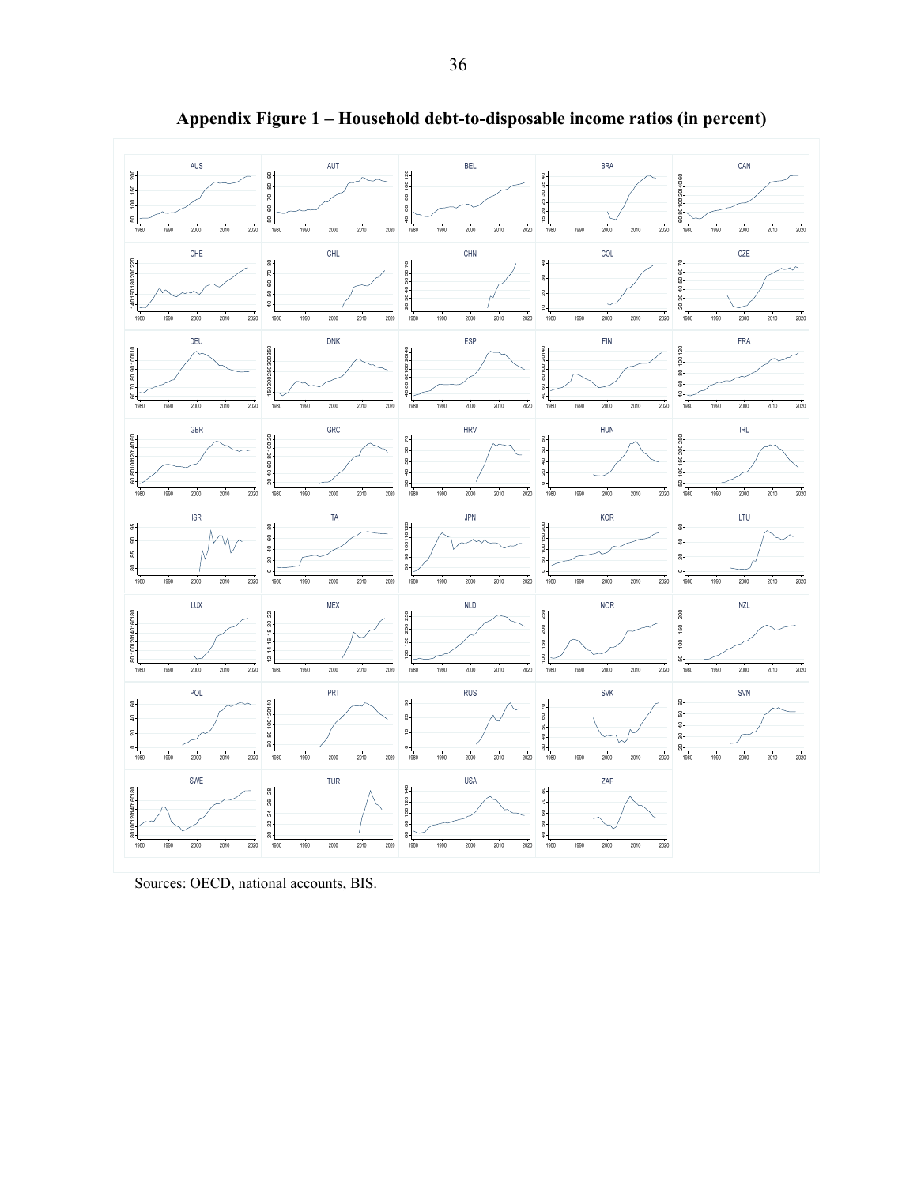# Appendix Figure 1 – Household debt-to-disposable income ratios (in percent)

Sources: OECD, national accounts, BIS.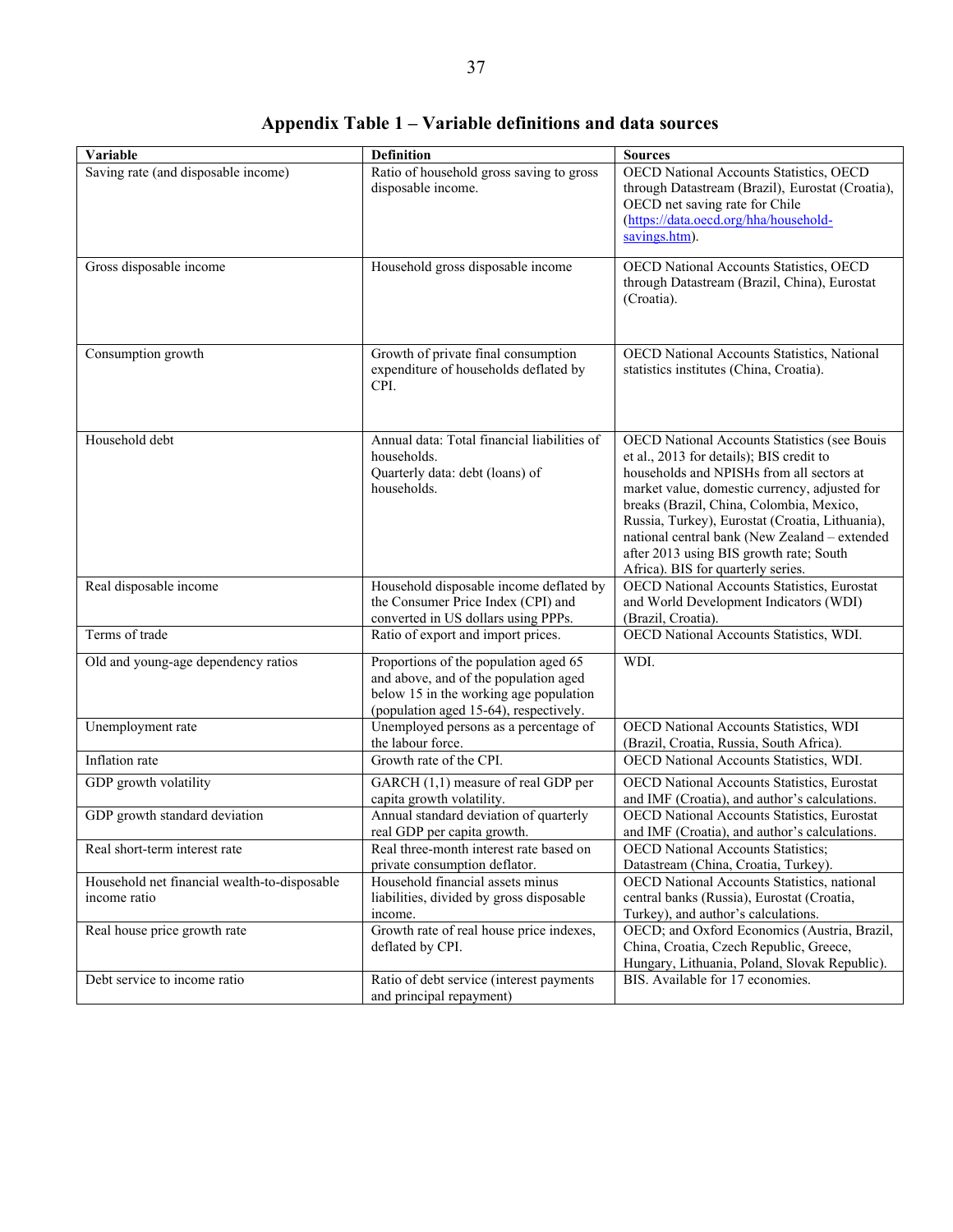# Appendix Table 1 – Variable definitions and data sources

| Variable | Definition | Sources |
|---|---|---|
| Saving rate (and disposable income) | Ratio of household gross saving to gross disposable income. | OECD National Accounts Statistics, OECD through Datastream (Brazil), Eurostat (Croatia), OECD net saving rate for Chile (https://data.oecd.org/hha/household-savings.htm). |
| Gross disposable income | Household gross disposable income | OECD National Accounts Statistics, OECD through Datastream (Brazil, China), Eurostat (Croatia). |
| Consumption growth | Growth of private final consumption expenditure of households deflated by CPI. | OECD National Accounts Statistics, National statistics institutes (China, Croatia). |
| Household debt | Annual data: Total financial liabilities of households. Quarterly data: debt (loans) of households. | OECD National Accounts Statistics (see Bouis et al., 2013 for details); BIS credit to households and NPISHs from all sectors at market value, domestic currency, adjusted for breaks (Brazil, China, Colombia, Mexico, Russia, Turkey), Eurostat (Croatia, Lithuania), national central bank (New Zealand – extended after 2013 using BIS growth rate; South Africa). BIS for quarterly series. |
| Real disposable income | Household disposable income deflated by the Consumer Price Index (CPI) and converted in US dollars using PPPs. | OECD National Accounts Statistics, Eurostat and World Development Indicators (WDI) (Brazil, Croatia). |
| Terms of trade | Ratio of export and import prices. | OECD National Accounts Statistics, WDI. |
| Old and young-age dependency ratios | Proportions of the population aged 65 and above, and of the population aged below 15 in the working age population (population aged 15-64), respectively. | WDI. |
| Unemployment rate | Unemployed persons as a percentage of the labour force. | OECD National Accounts Statistics, WDI (Brazil, Croatia, Russia, South Africa). |
| Inflation rate | Growth rate of the CPI. | OECD National Accounts Statistics, WDI. |
| GDP growth volatility | GARCH (1,1) measure of real GDP per capita growth volatility. | OECD National Accounts Statistics, Eurostat and IMF (Croatia), and author's calculations. |
| GDP growth standard deviation | Annual standard deviation of quarterly real GDP per capita growth. | OECD National Accounts Statistics, Eurostat and IMF (Croatia), and author's calculations. |
| Real short-term interest rate | Real three-month interest rate based on private consumption deflator. | OECD National Accounts Statistics; Datastream (China, Croatia, Turkey). |
| Household net financial wealth-to-disposable income ratio | Household financial assets minus liabilities, divided by gross disposable income. | OECD National Accounts Statistics, national central banks (Russia), Eurostat (Croatia, Turkey), and author's calculations. |
| Real house price growth rate | Growth rate of real house price indexes, deflated by CPI. | OECD; and Oxford Economics (Austria, Brazil, China, Croatia, Czech Republic, Greece, Hungary, Lithuania, Poland, Slovak Republic). |
| Debt service to income ratio | Ratio of debt service (interest payments and principal repayment) | BIS. Available for 17 economies. |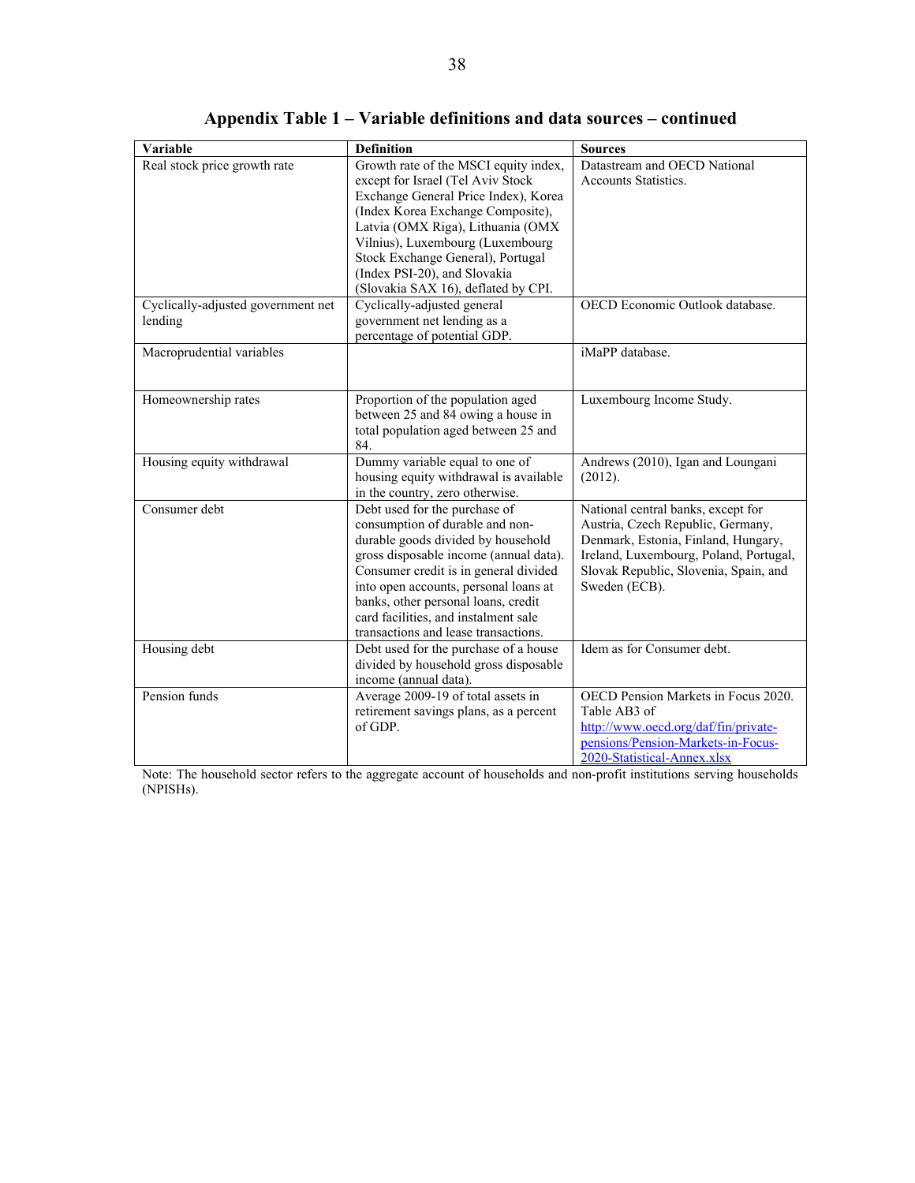## Appendix Table 1 – Variable definitions and data sources – continued

| Variable | Definition | Sources |
|---|---|---|
| Real stock price growth rate | Growth rate of the MSCI equity index, except for Israel (Tel Aviv Stock Exchange General Price Index), Korea (Index Korea Exchange Composite), Latvia (OMX Riga), Lithuania (OMX Vilnius), Luxembourg (Luxembourg Stock Exchange General), Portugal (Index PSI-20), and Slovakia (Slovakia SAX 16), deflated by CPI. | Datastream and OECD National Accounts Statistics. |
| Cyclically-adjusted government net lending | Cyclically-adjusted general government net lending as a percentage of potential GDP. | OECD Economic Outlook database. |
| Macroprudential variables | | iMaPP database. |
| Homeownership rates | Proportion of the population aged between 25 and 84 owing a house in total population aged between 25 and 84. | Luxembourg Income Study. |
| Housing equity withdrawal | Dummy variable equal to one of housing equity withdrawal is available in the country, zero otherwise. | Andrews (2010), Igan and Loungani (2012). |
| Consumer debt | Debt used for the purchase of consumption of durable and non-durable goods divided by household gross disposable income (annual data). Consumer credit is in general divided into open accounts, personal loans at banks, other personal loans, credit card facilities, and instalment sale transactions and lease transactions. | National central banks, except for Austria, Czech Republic, Germany, Denmark, Estonia, Finland, Hungary, Ireland, Luxembourg, Poland, Portugal, Slovak Republic, Slovenia, Spain, and Sweden (ECB). |
| Housing debt | Debt used for the purchase of a house divided by household gross disposable income (annual data). | Idem as for Consumer debt. |
| Pension funds | Average 2009-19 of total assets in retirement savings plans, as a percent of GDP. | OECD Pension Markets in Focus 2020. Table AB3 of http://www.oecd.org/daf/fin/private-pensions/Pension-Markets-in-Focus-2020-Statistical-Annex.xlsx |

Note: The household sector refers to the aggregate account of households and non-profit institutions serving households (NPISHs).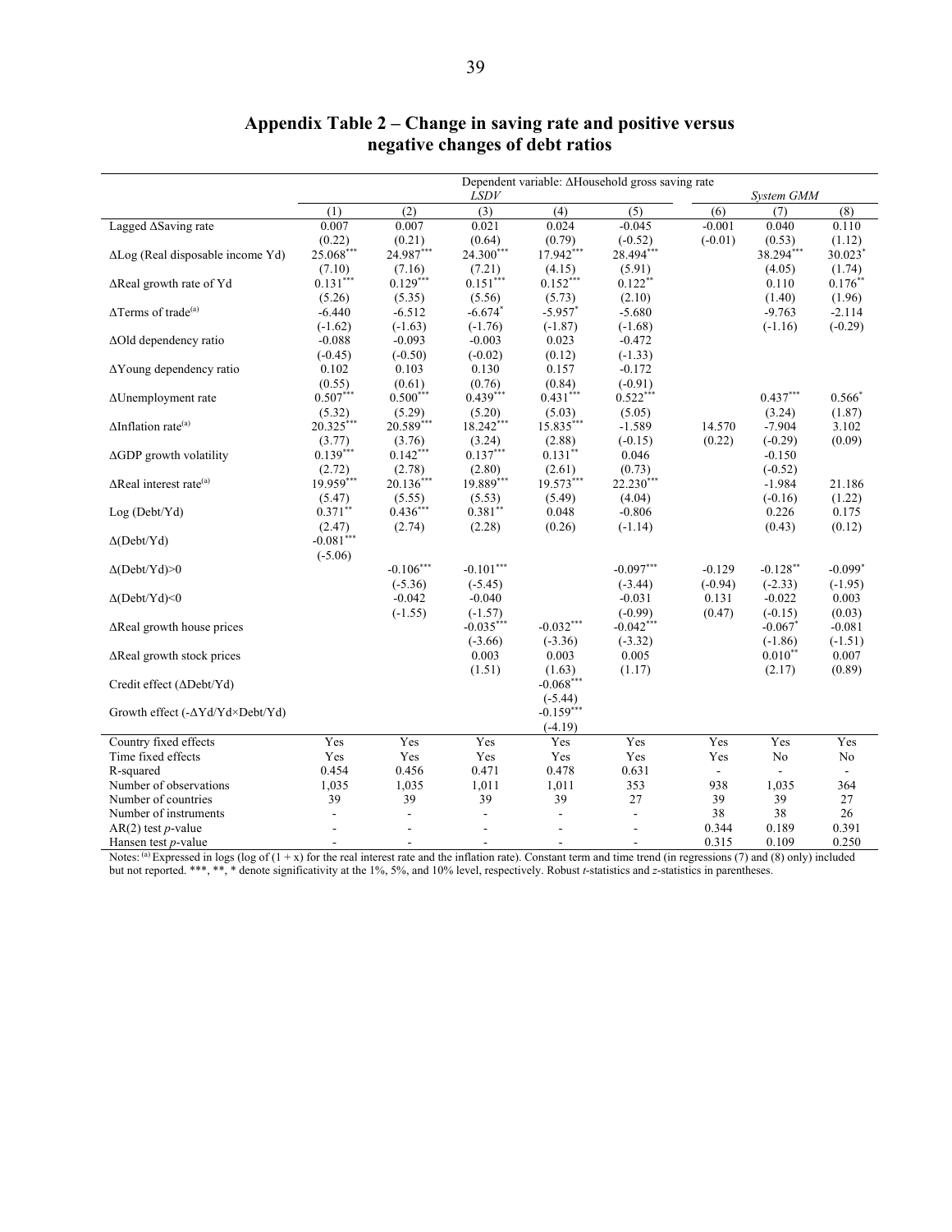## Appendix Table 2 – Change in saving rate and positive versus negative changes of debt ratios

| | Dependent variable: ΔHousehold gross saving rate | | | | | | | |
|---|---|---|---|---|---|---|---|---|
| | *LSDV* | | | | | *System GMM* | | |
| | (1) | (2) | (3) | (4) | (5) | (6) | (7) | (8) |
| Lagged ΔSaving rate | 0.007 | 0.007 | 0.021 | 0.024 | -0.045 | -0.001 | 0.040 | 0.110 |
| | (0.22) | (0.21) | (0.64) | (0.79) | (-0.52) | (-0.01) | (0.53) | (1.12) |
| ΔLog (Real disposable income Yd) | 25.068*** | 24.987*** | 24.300*** | 17.942*** | 28.494*** | | 38.294*** | 30.023* |
| | (7.10) | (7.16) | (7.21) | (4.15) | (5.91) | | (4.05) | (1.74) |
| ΔReal growth rate of Yd | 0.131*** | 0.129*** | 0.151*** | 0.152*** | 0.122** | | 0.110 | 0.176** |
| | (5.26) | (5.35) | (5.56) | (5.73) | (2.10) | | (1.40) | (1.96) |
| ΔTerms of trade[(a)] | -6.440 | -6.512 | -6.674* | -5.957* | -5.680 | | -9.763 | -2.114 |
| | (-1.62) | (-1.63) | (-1.76) | (-1.87) | (-1.68) | | (-1.16) | (-0.29) |
| ΔOld dependency ratio | -0.088 | -0.093 | -0.003 | 0.023 | -0.472 | | | |
| | (-0.45) | (-0.50) | (-0.02) | (0.12) | (-1.33) | | | |
| ΔYoung dependency ratio | 0.102 | 0.103 | 0.130 | 0.157 | -0.172 | | | |
| | (0.55) | (0.61) | (0.76) | (0.84) | (-0.91) | | | |
| ΔUnemployment rate | 0.507*** | 0.500*** | 0.439*** | 0.431*** | 0.522*** | | 0.437*** | 0.566* |
| | (5.32) | (5.29) | (5.20) | (5.03) | (5.05) | | (3.24) | (1.87) |
| ΔInflation rate[(a)] | 20.325*** | 20.589*** | 18.242*** | 15.835*** | -1.589 | 14.570 | -7.904 | 3.102 |
| | (3.77) | (3.76) | (3.24) | (2.88) | (-0.15) | (0.22) | (-0.29) | (0.09) |
| ΔGDP growth volatility | 0.139*** | 0.142*** | 0.137*** | 0.131** | 0.046 | | -0.150 | |
| | (2.72) | (2.78) | (2.80) | (2.61) | (0.73) | | (-0.52) | |
| ΔReal interest rate[(a)] | 19.959*** | 20.136*** | 19.889*** | 19.573*** | 22.230*** | | -1.984 | 21.186 |
| | (5.47) | (5.55) | (5.53) | (5.49) | (4.04) | | (-0.16) | (1.22) |
| Log (Debt/Yd) | 0.371** | 0.436*** | 0.381** | 0.048 | -0.806 | | 0.226 | 0.175 |
| | (2.47) | (2.74) | (2.28) | (0.26) | (-1.14) | | (0.43) | (0.12) |
| Δ(Debt/Yd) | -0.081*** | | | | | | | |
| | (-5.06) | | | | | | | |
| Δ(Debt/Yd)>0 | | -0.106*** | -0.101*** | | -0.097*** | -0.129 | -0.128** | -0.099* |
| | | (-5.36) | (-5.45) | | (-3.44) | (-0.94) | (-2.33) | (-1.95) |
| Δ(Debt/Yd)<0 | | -0.042 | -0.040 | | -0.031 | 0.131 | -0.022 | 0.003 |
| | | (-1.55) | (-1.57) | | (-0.99) | (0.47) | (-0.15) | (0.03) |
| ΔReal growth house prices | | | -0.035*** | -0.032*** | -0.042*** | | -0.067* | -0.081 |
| | | | (-3.66) | (-3.36) | (-3.32) | | (-1.86) | (-1.51) |
| ΔReal growth stock prices | | | 0.003 | 0.003 | 0.005 | | 0.010** | 0.007 |
| | | | (1.51) | (1.63) | (1.17) | | (2.17) | (0.89) |
| Credit effect (ΔDebt/Yd) | | | | -0.068*** | | | | |
| | | | | (-5.44) | | | | |
| Growth effect (-ΔYd/Yd×Debt/Yd) | | | | -0.159*** | | | | |
| | | | | (-4.19) | | | | |
| Country fixed effects | Yes | Yes | Yes | Yes | Yes | Yes | Yes | Yes |
| Time fixed effects | Yes | Yes | Yes | Yes | Yes | Yes | No | No |
| R-squared | 0.454 | 0.456 | 0.471 | 0.478 | 0.631 | - | - | - |
| Number of observations | 1,035 | 1,035 | 1,011 | 1,011 | 353 | 938 | 1,035 | 364 |
| Number of countries | 39 | 39 | 39 | 39 | 27 | 39 | 39 | 27 |
| Number of instruments | - | - | - | - | - | 38 | 38 | 26 |
| AR(2) test *p*-value | - | - | - | - | - | 0.344 | 0.189 | 0.391 |
| Hansen test *p*-value | - | - | - | - | - | 0.315 | 0.109 | 0.250 |

Notes: [(a)] Expressed in logs (log of (1 + x) for the real interest rate and the inflation rate). Constant term and time trend (in regressions (7) and (8) only) included but not reported. \*\*\*, \*\*, \* denote significativity at the 1%, 5%, and 10% level, respectively. Robust *t*-statistics and *z*-statistics in parentheses.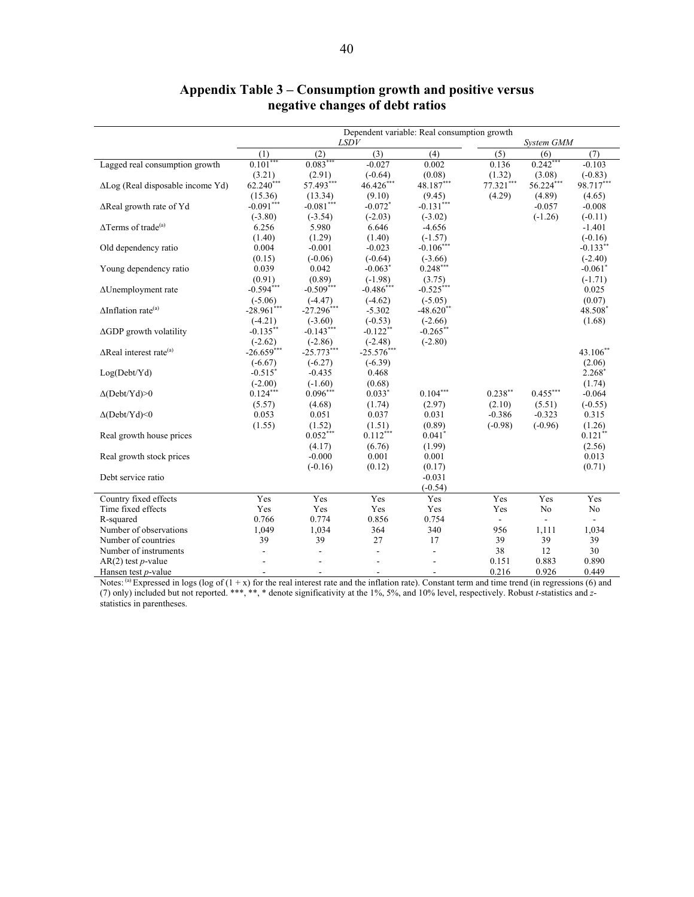# Appendix Table 3 – Consumption growth and positive versus negative changes of debt ratios

| | Dependent variable: Real consumption growth | | | | | | |
|---|---|---|---|---|---|---|---|
| | *LSDV* | | | | *System GMM* | | |
| | (1) | (2) | (3) | (4) | (5) | (6) | (7) |
| Lagged real consumption growth | 0.101*** | 0.083*** | -0.027 | 0.002 | 0.136 | 0.242*** | -0.103 |
| | (3.21) | (2.91) | (-0.64) | (0.08) | (1.32) | (3.08) | (-0.83) |
| ΔLog (Real disposable income Yd) | 62.240*** | 57.493*** | 46.426*** | 48.187*** | 77.321*** | 56.224*** | 98.717*** |
| | (15.36) | (13.34) | (9.10) | (9.45) | (4.29) | (4.89) | (4.65) |
| ΔReal growth rate of Yd | -0.091*** | -0.081*** | -0.072* | -0.131*** | | -0.057 | -0.008 |
| | (-3.80) | (-3.54) | (-2.03) | (-3.02) | | (-1.26) | (-0.11) |
| ΔTerms of trade[(a)] | 6.256 | 5.980 | 6.646 | -4.656 | | | -1.401 |
| | (1.40) | (1.29) | (1.40) | (-1.57) | | | (-0.16) |
| Old dependency ratio | 0.004 | -0.001 | -0.023 | -0.106*** | | | -0.133** |
| | (0.15) | (-0.06) | (-0.64) | (-3.66) | | | (-2.40) |
| Young dependency ratio | 0.039 | 0.042 | -0.063* | 0.248*** | | | -0.061* |
| | (0.91) | (0.89) | (-1.98) | (3.75) | | | (-1.71) |
| ΔUnemployment rate | -0.594*** | -0.509*** | -0.486*** | -0.525*** | | | 0.025 |
| | (-5.06) | (-4.47) | (-4.62) | (-5.05) | | | (0.07) |
| ΔInflation rate[(a)] | -28.961*** | -27.296*** | -5.302 | -48.620** | | | 48.508* |
| | (-4.21) | (-3.60) | (-0.53) | (-2.66) | | | (1.68) |
| ΔGDP growth volatility | -0.135** | -0.143*** | -0.122** | -0.265** | | | |
| | (-2.62) | (-2.86) | (-2.48) | (-2.80) | | | |
| ΔReal interest rate[(a)] | -26.659*** | -25.773*** | -25.576*** | | | | 43.106** |
| | (-6.67) | (-6.27) | (-6.39) | | | | (2.06) |
| Log(Debt/Yd) | -0.515* | -0.435 | 0.468 | | | | 2.268* |
| | (-2.00) | (-1.60) | (0.68) | | | | (1.74) |
| Δ(Debt/Yd)>0 | 0.124*** | 0.096*** | 0.033* | 0.104*** | 0.238** | 0.455*** | -0.064 |
| | (5.57) | (4.68) | (1.74) | (2.97) | (2.10) | (5.51) | (-0.55) |
| Δ(Debt/Yd)<0 | 0.053 | 0.051 | 0.037 | 0.031 | -0.386 | -0.323 | 0.315 |
| | (1.55) | (1.52) | (1.51) | (0.89) | (-0.98) | (-0.96) | (1.26) |
| Real growth house prices | | 0.052*** | 0.112*** | 0.041* | | | 0.121** |
| | | (4.17) | (6.76) | (1.99) | | | (2.56) |
| Real growth stock prices | | -0.000 | 0.001 | 0.001 | | | 0.013 |
| | | (-0.16) | (0.12) | (0.17) | | | (0.71) |
| Debt service ratio | | | | -0.031 | | | |
| | | | | (-0.54) | | | |
| Country fixed effects | Yes | Yes | Yes | Yes | Yes | Yes | Yes |
| Time fixed effects | Yes | Yes | Yes | Yes | Yes | No | No |
| R-squared | 0.766 | 0.774 | 0.856 | 0.754 | - | - | - |
| Number of observations | 1,049 | 1,034 | 364 | 340 | 956 | 1,111 | 1,034 |
| Number of countries | 39 | 39 | 27 | 17 | 39 | 39 | 39 |
| Number of instruments | - | - | - | - | 38 | 12 | 30 |
| AR(2) test *p*-value | - | - | - | - | 0.151 | 0.883 | 0.890 |
| Hansen test *p*-value | - | - | - | - | 0.216 | 0.926 | 0.449 |

Notes: [(a)] Expressed in logs (log of (1 + x) for the real interest rate and the inflation rate). Constant term and time trend (in regressions (6) and (7) only) included but not reported. ***, **, * denote significativity at the 1%, 5%, and 10% level, respectively. Robust *t*-statistics and *z*-statistics in parentheses.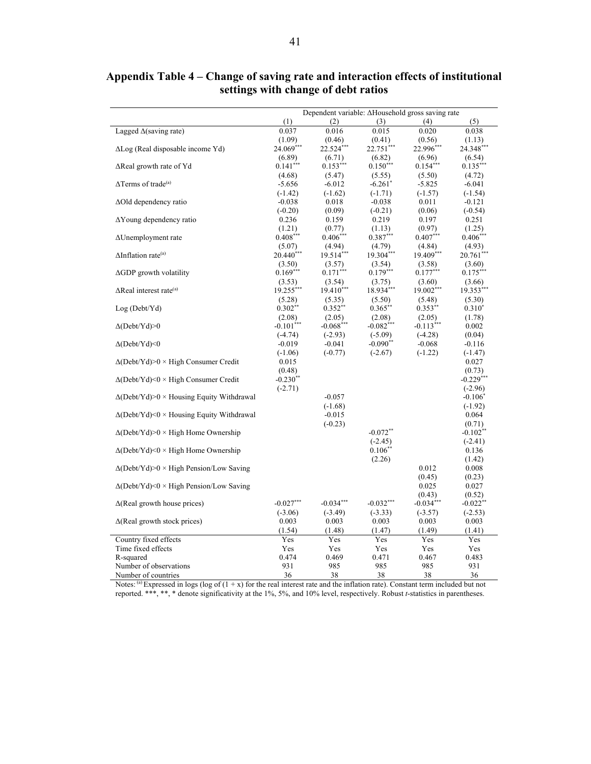## Appendix Table 4 – Change of saving rate and interaction effects of institutional settings with change of debt ratios

| | Dependent variable: ΔHousehold gross saving rate | | | | |
|---|---|---|---|---|---|
| | (1) | (2) | (3) | (4) | (5) |
| Lagged Δ(saving rate) | 0.037 | 0.016 | 0.015 | 0.020 | 0.038 |
| | (1.09) | (0.46) | (0.41) | (0.56) | (1.13) |
| ΔLog (Real disposable income Yd) | 24.069*** | 22.524*** | 22.751*** | 22.996*** | 24.348*** |
| | (6.89) | (6.71) | (6.82) | (6.96) | (6.54) |
| ΔReal growth rate of Yd | 0.141*** | 0.153*** | 0.150*** | 0.154*** | 0.135*** |
| | (4.68) | (5.47) | (5.55) | (5.50) | (4.72) |
| ΔTerms of trade[(a)] | -5.656 | -6.012 | -6.261* | -5.825 | -6.041 |
| | (-1.42) | (-1.62) | (-1.71) | (-1.57) | (-1.54) |
| ΔOld dependency ratio | -0.038 | 0.018 | -0.038 | 0.011 | -0.121 |
| | (-0.20) | (0.09) | (-0.21) | (0.06) | (-0.54) |
| ΔYoung dependency ratio | 0.236 | 0.159 | 0.219 | 0.197 | 0.251 |
| | (1.21) | (0.77) | (1.13) | (0.97) | (1.25) |
| ΔUnemployment rate | 0.408*** | 0.406*** | 0.387*** | 0.407*** | 0.406*** |
| | (5.07) | (4.94) | (4.79) | (4.84) | (4.93) |
| ΔInflation rate[(a)] | 20.440*** | 19.514*** | 19.304*** | 19.409*** | 20.761*** |
| | (3.50) | (3.57) | (3.54) | (3.58) | (3.60) |
| ΔGDP growth volatility | 0.169*** | 0.171*** | 0.179*** | 0.177*** | 0.175*** |
| | (3.53) | (3.54) | (3.75) | (3.60) | (3.66) |
| ΔReal interest rate[(a)] | 19.255*** | 19.410*** | 18.934*** | 19.002*** | 19.353*** |
| | (5.28) | (5.35) | (5.50) | (5.48) | (5.30) |
| Log (Debt/Yd) | 0.302** | 0.352** | 0.365** | 0.353** | 0.310* |
| | (2.08) | (2.05) | (2.08) | (2.05) | (1.78) |
| Δ(Debt/Yd)>0 | -0.101*** | -0.068*** | -0.082*** | -0.113*** | 0.002 |
| | (-4.74) | (-2.93) | (-5.09) | (-4.28) | (0.04) |
| Δ(Debt/Yd)<0 | -0.019 | -0.041 | -0.090** | -0.068 | -0.116 |
| | (-1.06) | (-0.77) | (-2.67) | (-1.22) | (-1.47) |
| Δ(Debt/Yd)>0 × High Consumer Credit | 0.015 | | | | 0.027 |
| | (0.48) | | | | (0.73) |
| Δ(Debt/Yd)<0 × High Consumer Credit | -0.230** | | | | -0.229*** |
| | (-2.71) | | | | (-2.96) |
| Δ(Debt/Yd)>0 × Housing Equity Withdrawal | | -0.057 | | | -0.106* |
| | | (-1.68) | | | (-1.92) |
| Δ(Debt/Yd)<0 × Housing Equity Withdrawal | | -0.015 | | | 0.064 |
| | | (-0.23) | | | (0.71) |
| Δ(Debt/Yd)>0 × High Home Ownership | | | -0.072** | | -0.102** |
| | | | (-2.45) | | (-2.41) |
| Δ(Debt/Yd)<0 × High Home Ownership | | | 0.106** | | 0.136 |
| | | | (2.26) | | (1.42) |
| Δ(Debt/Yd)>0 × High Pension/Low Saving | | | | 0.012 | 0.008 |
| | | | | (0.45) | (0.23) |
| Δ(Debt/Yd)<0 × High Pension/Low Saving | | | | 0.025 | 0.027 |
| | | | | (0.43) | (0.52) |
| Δ(Real growth house prices) | -0.027*** | -0.034*** | -0.032*** | -0.034*** | -0.022** |
| | (-3.06) | (-3.49) | (-3.33) | (-3.57) | (-2.53) |
| Δ(Real growth stock prices) | 0.003 | 0.003 | 0.003 | 0.003 | 0.003 |
| | (1.54) | (1.48) | (1.47) | (1.49) | (1.41) |
| Country fixed effects | Yes | Yes | Yes | Yes | Yes |
| Time fixed effects | Yes | Yes | Yes | Yes | Yes |
| R-squared | 0.474 | 0.469 | 0.471 | 0.467 | 0.483 |
| Number of observations | 931 | 985 | 985 | 985 | 931 |
| Number of countries | 36 | 38 | 38 | 38 | 36 |

Notes: [(a)] Expressed in logs (log of (1 + x) for the real interest rate and the inflation rate). Constant term included but not reported. ***, **, * denote significativity at the 1%, 5%, and 10% level, respectively. Robust *t*-statistics in parentheses.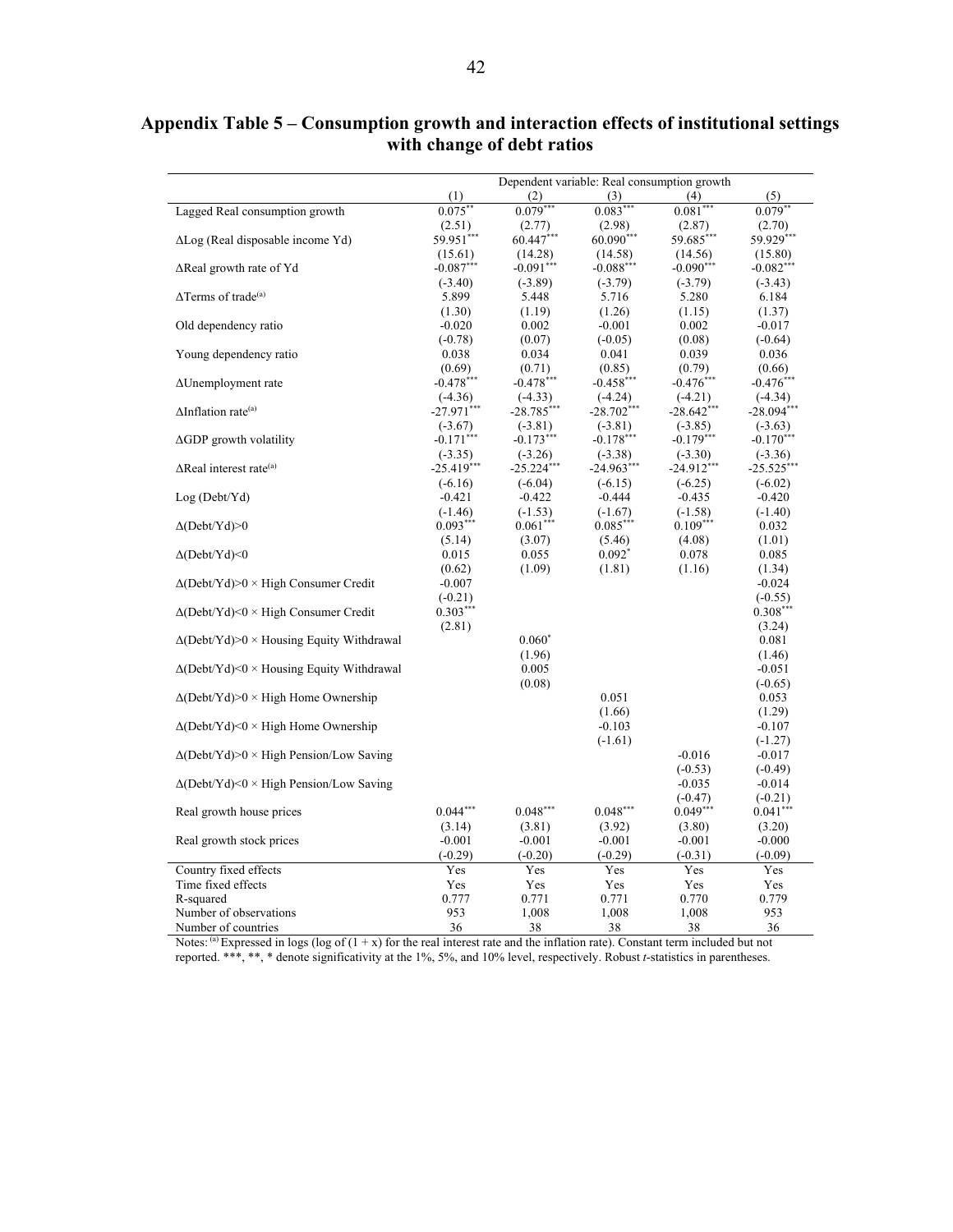## Appendix Table 5 – Consumption growth and interaction effects of institutional settings with change of debt ratios

| | Dependent variable: Real consumption growth | | | | |
|---|---|---|---|---|---|
| | (1) | (2) | (3) | (4) | (5) |
| Lagged Real consumption growth | 0.075** | 0.079*** | 0.083*** | 0.081*** | 0.079** |
| | (2.51) | (2.77) | (2.98) | (2.87) | (2.70) |
| ΔLog (Real disposable income Yd) | 59.951*** | 60.447*** | 60.090*** | 59.685*** | 59.929*** |
| | (15.61) | (14.28) | (14.58) | (14.56) | (15.80) |
| ΔReal growth rate of Yd | -0.087*** | -0.091*** | -0.088*** | -0.090*** | -0.082*** |
| | (-3.40) | (-3.89) | (-3.79) | (-3.79) | (-3.43) |
| ΔTerms of trade[(a)] | 5.899 | 5.448 | 5.716 | 5.280 | 6.184 |
| | (1.30) | (1.19) | (1.26) | (1.15) | (1.37) |
| Old dependency ratio | -0.020 | 0.002 | -0.001 | 0.002 | -0.017 |
| | (-0.78) | (0.07) | (-0.05) | (0.08) | (-0.64) |
| Young dependency ratio | 0.038 | 0.034 | 0.041 | 0.039 | 0.036 |
| | (0.69) | (0.71) | (0.85) | (0.79) | (0.66) |
| ΔUnemployment rate | -0.478*** | -0.478*** | -0.458*** | -0.476*** | -0.476*** |
| | (-4.36) | (-4.33) | (-4.24) | (-4.21) | (-4.34) |
| ΔInflation rate[(a)] | -27.971*** | -28.785*** | -28.702*** | -28.642*** | -28.094*** |
| | (-3.67) | (-3.81) | (-3.81) | (-3.85) | (-3.63) |
| ΔGDP growth volatility | -0.171*** | -0.173*** | -0.178*** | -0.179*** | -0.170*** |
| | (-3.35) | (-3.26) | (-3.38) | (-3.30) | (-3.36) |
| ΔReal interest rate[(a)] | -25.419*** | -25.224*** | -24.963*** | -24.912*** | -25.525*** |
| | (-6.16) | (-6.04) | (-6.15) | (-6.25) | (-6.02) |
| Log (Debt/Yd) | -0.421 | -0.422 | -0.444 | -0.435 | -0.420 |
| | (-1.46) | (-1.53) | (-1.67) | (-1.58) | (-1.40) |
| Δ(Debt/Yd)>0 | 0.093*** | 0.061*** | 0.085*** | 0.109*** | 0.032 |
| | (5.14) | (3.07) | (5.46) | (4.08) | (1.01) |
| Δ(Debt/Yd)<0 | 0.015 | 0.055 | 0.092* | 0.078 | 0.085 |
| | (0.62) | (1.09) | (1.81) | (1.16) | (1.34) |
| Δ(Debt/Yd)>0 × High Consumer Credit | -0.007 | | | | -0.024 |
| | (-0.21) | | | | (-0.55) |
| Δ(Debt/Yd)<0 × High Consumer Credit | 0.303*** | | | | 0.308*** |
| | (2.81) | | | | (3.24) |
| Δ(Debt/Yd)>0 × Housing Equity Withdrawal | | 0.060* | | | 0.081 |
| | | (1.96) | | | (1.46) |
| Δ(Debt/Yd)<0 × Housing Equity Withdrawal | | 0.005 | | | -0.051 |
| | | (0.08) | | | (-0.65) |
| Δ(Debt/Yd)>0 × High Home Ownership | | | 0.051 | | 0.053 |
| | | | (1.66) | | (1.29) |
| Δ(Debt/Yd)<0 × High Home Ownership | | | -0.103 | | -0.107 |
| | | | (-1.61) | | (-1.27) |
| Δ(Debt/Yd)>0 × High Pension/Low Saving | | | | -0.016 | -0.017 |
| | | | | (-0.53) | (-0.49) |
| Δ(Debt/Yd)<0 × High Pension/Low Saving | | | | -0.035 | -0.014 |
| | | | | (-0.47) | (-0.21) |
| Real growth house prices | 0.044*** | 0.048*** | 0.048*** | 0.049*** | 0.041*** |
| | (3.14) | (3.81) | (3.92) | (3.80) | (3.20) |
| Real growth stock prices | -0.001 | -0.001 | -0.001 | -0.001 | -0.000 |
| | (-0.29) | (-0.20) | (-0.29) | (-0.31) | (-0.09) |
| Country fixed effects | Yes | Yes | Yes | Yes | Yes |
| Time fixed effects | Yes | Yes | Yes | Yes | Yes |
| R-squared | 0.777 | 0.771 | 0.771 | 0.770 | 0.779 |
| Number of observations | 953 | 1,008 | 1,008 | 1,008 | 953 |
| Number of countries | 36 | 38 | 38 | 38 | 36 |

Notes: [(a)] Expressed in logs (log of $(1 + x)$ for the real interest rate and the inflation rate). Constant term included but not reported. ***, **, * denote significativity at the 1%, 5%, and 10% level, respectively. Robust *t*-statistics in parentheses.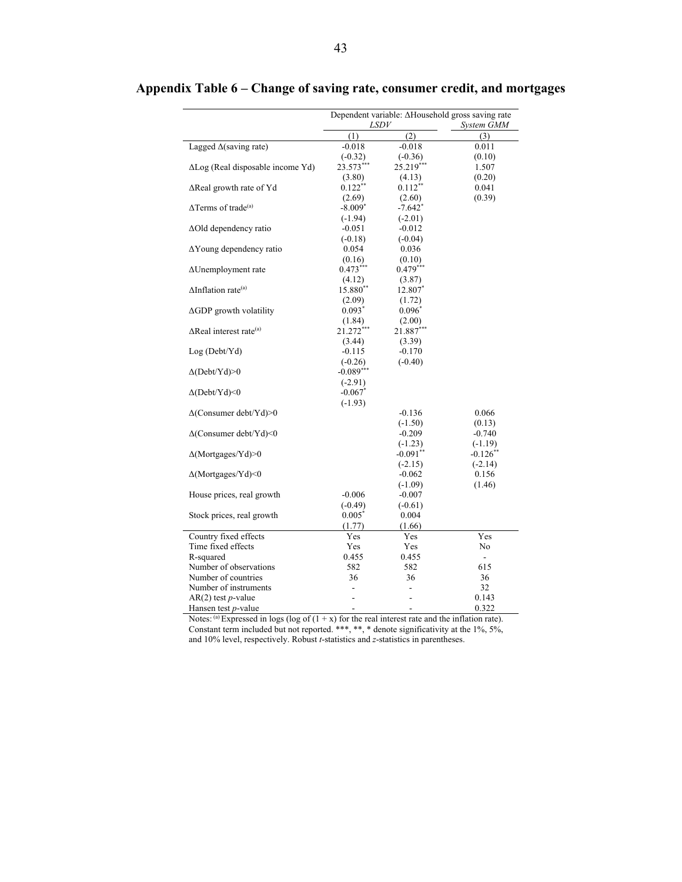## Appendix Table 6 – Change of saving rate, consumer credit, and mortgages

| | Dependent variable: ΔHousehold gross saving rate | | |
|---|---|---|---|
| | *LSDV* | | *System GMM* |
| | (1) | (2) | (3) |
| Lagged Δ(saving rate) | -0.018 | -0.018 | 0.011 |
| | (-0.32) | (-0.36) | (0.10) |
| ΔLog (Real disposable income Yd) | 23.573*** | 25.219*** | 1.507 |
| | (3.80) | (4.13) | (0.20) |
| ΔReal growth rate of Yd | 0.122** | 0.112** | 0.041 |
| | (2.69) | (2.60) | (0.39) |
| ΔTerms of trade(a) | -8.009* | -7.642* | |
| | (-1.94) | (-2.01) | |
| ΔOld dependency ratio | -0.051 | -0.012 | |
| | (-0.18) | (-0.04) | |
| ΔYoung dependency ratio | 0.054 | 0.036 | |
| | (0.16) | (0.10) | |
| ΔUnemployment rate | 0.473*** | 0.479*** | |
| | (4.12) | (3.87) | |
| ΔInflation rate(a) | 15.880** | 12.807* | |
| | (2.09) | (1.72) | |
| ΔGDP growth volatility | 0.093* | 0.096* | |
| | (1.84) | (2.00) | |
| ΔReal interest rate(a) | 21.272*** | 21.887*** | |
| | (3.44) | (3.39) | |
| Log (Debt/Yd) | -0.115 | -0.170 | |
| | (-0.26) | (-0.40) | |
| Δ(Debt/Yd)>0 | -0.089*** | | |
| | (-2.91) | | |
| Δ(Debt/Yd)<0 | -0.067* | | |
| | (-1.93) | | |
| Δ(Consumer debt/Yd)>0 | | -0.136 | 0.066 |
| | | (-1.50) | (0.13) |
| Δ(Consumer debt/Yd)<0 | | -0.209 | -0.740 |
| | | (-1.23) | (-1.19) |
| Δ(Mortgages/Yd)>0 | | -0.091** | -0.126** |
| | | (-2.15) | (-2.14) |
| Δ(Mortgages/Yd)<0 | | -0.062 | 0.156 |
| | | (-1.09) | (1.46) |
| House prices, real growth | -0.006 | -0.007 | |
| | (-0.49) | (-0.61) | |
| Stock prices, real growth | 0.005* | 0.004 | |
| | (1.77) | (1.66) | |
| Country fixed effects | Yes | Yes | Yes |
| Time fixed effects | Yes | Yes | No |
| R-squared | 0.455 | 0.455 | - |
| Number of observations | 582 | 582 | 615 |
| Number of countries | 36 | 36 | 36 |
| Number of instruments | - | - | 32 |
| AR(2) test *p*-value | - | - | 0.143 |
| Hansen test *p*-value | - | - | 0.322 |

Notes: (a) Expressed in logs (log of (1 + x) for the real interest rate and the inflation rate). Constant term included but not reported. ***, **, * denote significativity at the 1%, 5%, and 10% level, respectively. Robust *t*-statistics and *z*-statistics in parentheses.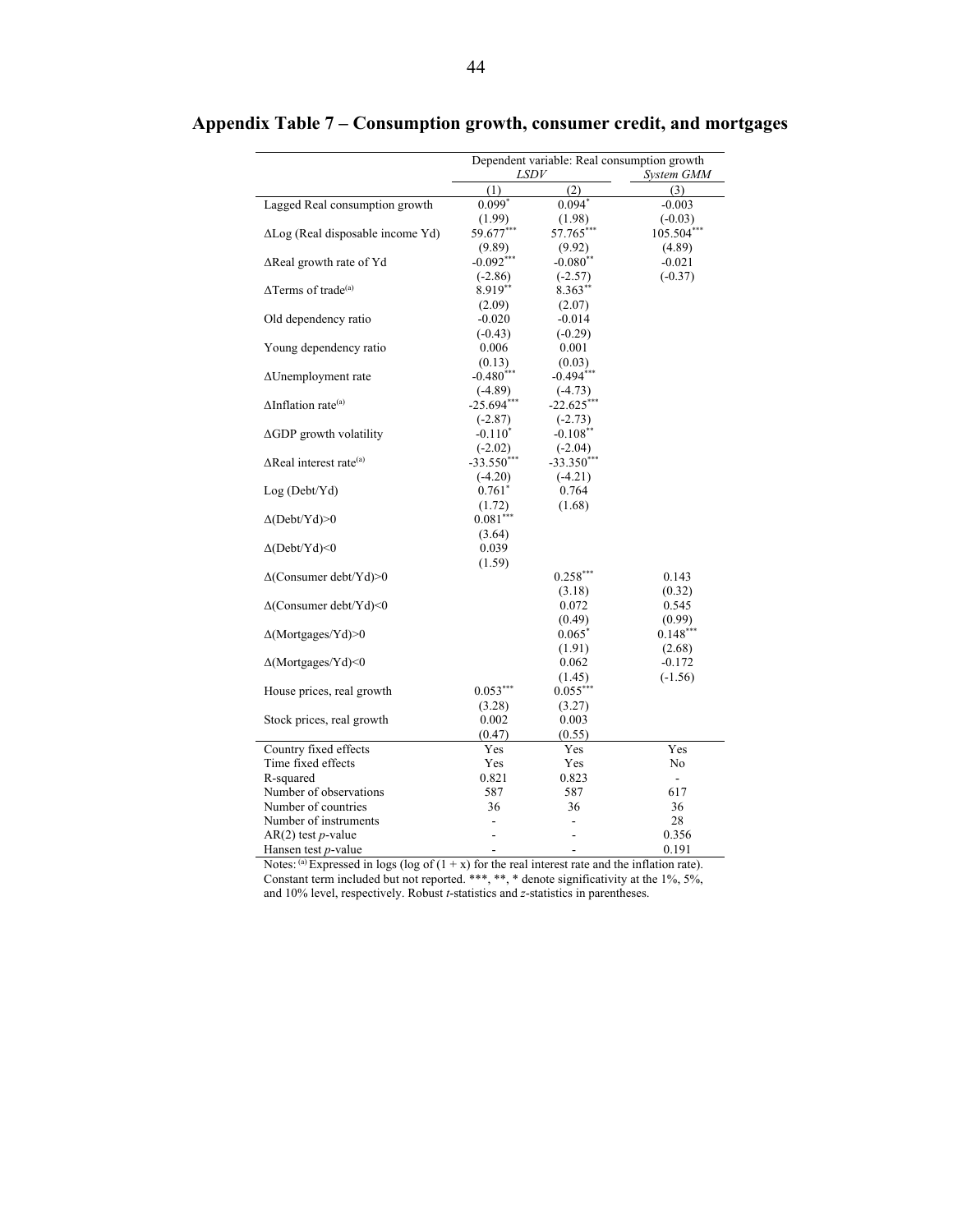## Appendix Table 7 – Consumption growth, consumer credit, and mortgages

| | Dependent variable: Real consumption growth | | |
|---|---|---|---|
| | *LSDV* | | *System GMM* |
| | (1) | (2) | (3) |
| Lagged Real consumption growth | 0.099* | 0.094* | -0.003 |
| | (1.99) | (1.98) | (-0.03) |
| ΔLog (Real disposable income Yd) | 59.677*** | 57.765*** | 105.504*** |
| | (9.89) | (9.92) | (4.89) |
| ΔReal growth rate of Yd | -0.092*** | -0.080** | -0.021 |
| | (-2.86) | (-2.57) | (-0.37) |
| ΔTerms of trade[(a)] | 8.919** | 8.363** | |
| | (2.09) | (2.07) | |
| Old dependency ratio | -0.020 | -0.014 | |
| | (-0.43) | (-0.29) | |
| Young dependency ratio | 0.006 | 0.001 | |
| | (0.13) | (0.03) | |
| ΔUnemployment rate | -0.480*** | -0.494*** | |
| | (-4.89) | (-4.73) | |
| ΔInflation rate[(a)] | -25.694*** | -22.625*** | |
| | (-2.87) | (-2.73) | |
| ΔGDP growth volatility | -0.110* | -0.108** | |
| | (-2.02) | (-2.04) | |
| ΔReal interest rate[(a)] | -33.550*** | -33.350*** | |
| | (-4.20) | (-4.21) | |
| Log (Debt/Yd) | 0.761* | 0.764 | |
| | (1.72) | (1.68) | |
| Δ(Debt/Yd)>0 | 0.081*** | | |
| | (3.64) | | |
| Δ(Debt/Yd)<0 | 0.039 | | |
| | (1.59) | | |
| Δ(Consumer debt/Yd)>0 | | 0.258*** | 0.143 |
| | | (3.18) | (0.32) |
| Δ(Consumer debt/Yd)<0 | | 0.072 | 0.545 |
| | | (0.49) | (0.99) |
| Δ(Mortgages/Yd)>0 | | 0.065* | 0.148*** |
| | | (1.91) | (2.68) |
| Δ(Mortgages/Yd)<0 | | 0.062 | -0.172 |
| | | (1.45) | (-1.56) |
| House prices, real growth | 0.053*** | 0.055*** | |
| | (3.28) | (3.27) | |
| Stock prices, real growth | 0.002 | 0.003 | |
| | (0.47) | (0.55) | |
| Country fixed effects | Yes | Yes | Yes |
| Time fixed effects | Yes | Yes | No |
| R-squared | 0.821 | 0.823 | - |
| Number of observations | 587 | 587 | 617 |
| Number of countries | 36 | 36 | 36 |
| Number of instruments | - | - | 28 |
| AR(2) test *p*-value | - | - | 0.356 |
| Hansen test *p*-value | - | - | 0.191 |

Notes: [(a)] Expressed in logs (log of (1 + x) for the real interest rate and the inflation rate). Constant term included but not reported. ***, **, * denote significativity at the 1%, 5%, and 10% level, respectively. Robust *t*-statistics and *z*-statistics in parentheses.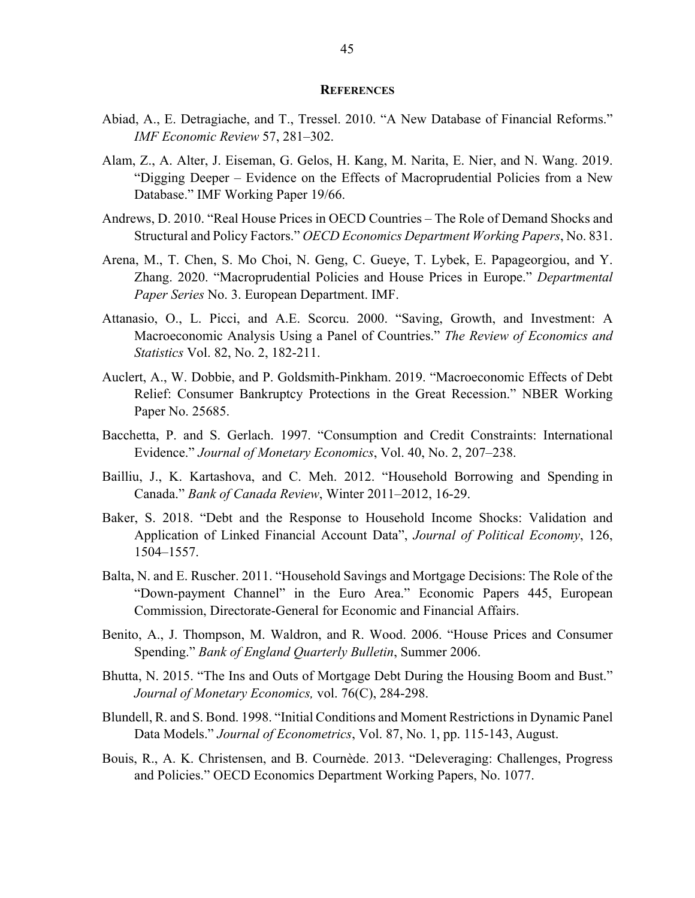## REFERENCES

Abiad, A., E. Detragiache, and T., Tressel. 2010. "A New Database of Financial Reforms." *IMF Economic Review* 57, 281–302.

Alam, Z., A. Alter, J. Eiseman, G. Gelos, H. Kang, M. Narita, E. Nier, and N. Wang. 2019. "Digging Deeper – Evidence on the Effects of Macroprudential Policies from a New Database." IMF Working Paper 19/66.

Andrews, D. 2010. "Real House Prices in OECD Countries – The Role of Demand Shocks and Structural and Policy Factors." *OECD Economics Department Working Papers*, No. 831.

Arena, M., T. Chen, S. Mo Choi, N. Geng, C. Gueye, T. Lybek, E. Papageorgiou, and Y. Zhang. 2020. "Macroprudential Policies and House Prices in Europe." *Departmental Paper Series* No. 3. European Department. IMF.

Attanasio, O., L. Picci, and A.E. Scorcu. 2000. "Saving, Growth, and Investment: A Macroeconomic Analysis Using a Panel of Countries." *The Review of Economics and Statistics* Vol. 82, No. 2, 182-211.

Auclert, A., W. Dobbie, and P. Goldsmith-Pinkham. 2019. "Macroeconomic Effects of Debt Relief: Consumer Bankruptcy Protections in the Great Recession." NBER Working Paper No. 25685.

Bacchetta, P. and S. Gerlach. 1997. "Consumption and Credit Constraints: International Evidence." *Journal of Monetary Economics*, Vol. 40, No. 2, 207–238.

Bailliu, J., K. Kartashova, and C. Meh. 2012. "Household Borrowing and Spending in Canada." *Bank of Canada Review*, Winter 2011–2012, 16-29.

Baker, S. 2018. "Debt and the Response to Household Income Shocks: Validation and Application of Linked Financial Account Data", *Journal of Political Economy*, 126, 1504–1557.

Balta, N. and E. Ruscher. 2011. "Household Savings and Mortgage Decisions: The Role of the "Down-payment Channel" in the Euro Area." Economic Papers 445, European Commission, Directorate-General for Economic and Financial Affairs.

Benito, A., J. Thompson, M. Waldron, and R. Wood. 2006. "House Prices and Consumer Spending." *Bank of England Quarterly Bulletin*, Summer 2006.

Bhutta, N. 2015. "The Ins and Outs of Mortgage Debt During the Housing Boom and Bust." *Journal of Monetary Economics,* vol. 76(C), 284-298.

Blundell, R. and S. Bond. 1998. "Initial Conditions and Moment Restrictions in Dynamic Panel Data Models." *Journal of Econometrics*, Vol. 87, No. 1, pp. 115-143, August.

Bouis, R., A. K. Christensen, and B. Cournède. 2013. "Deleveraging: Challenges, Progress and Policies." OECD Economics Department Working Papers, No. 1077.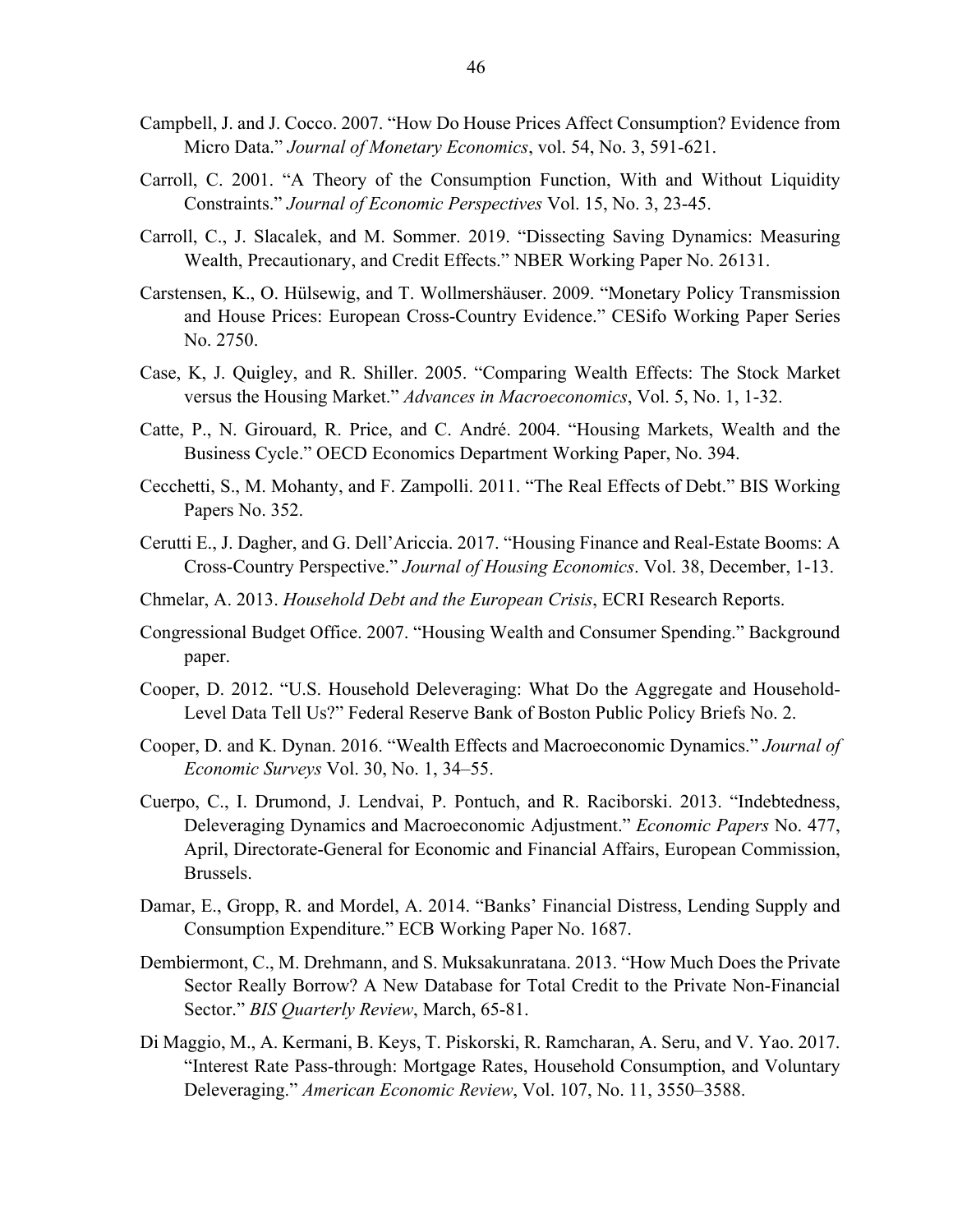Campbell, J. and J. Cocco. 2007. "How Do House Prices Affect Consumption? Evidence from Micro Data." *Journal of Monetary Economics*, vol. 54, No. 3, 591-621.

Carroll, C. 2001. "A Theory of the Consumption Function, With and Without Liquidity Constraints." *Journal of Economic Perspectives* Vol. 15, No. 3, 23-45.

Carroll, C., J. Slacalek, and M. Sommer. 2019. "Dissecting Saving Dynamics: Measuring Wealth, Precautionary, and Credit Effects." NBER Working Paper No. 26131.

Carstensen, K., O. Hülsewig, and T. Wollmershäuser. 2009. "Monetary Policy Transmission and House Prices: European Cross-Country Evidence." CESifo Working Paper Series No. 2750.

Case, K, J. Quigley, and R. Shiller. 2005. "Comparing Wealth Effects: The Stock Market versus the Housing Market." *Advances in Macroeconomics*, Vol. 5, No. 1, 1-32.

Catte, P., N. Girouard, R. Price, and C. André. 2004. "Housing Markets, Wealth and the Business Cycle." OECD Economics Department Working Paper, No. 394.

Cecchetti, S., M. Mohanty, and F. Zampolli. 2011. "The Real Effects of Debt." BIS Working Papers No. 352.

Cerutti E., J. Dagher, and G. Dell'Ariccia. 2017. "Housing Finance and Real-Estate Booms: A Cross-Country Perspective." *Journal of Housing Economics*. Vol. 38, December, 1-13.

Chmelar, A. 2013. *Household Debt and the European Crisis*, ECRI Research Reports.

Congressional Budget Office. 2007. "Housing Wealth and Consumer Spending." Background paper.

Cooper, D. 2012. "U.S. Household Deleveraging: What Do the Aggregate and Household-Level Data Tell Us?" Federal Reserve Bank of Boston Public Policy Briefs No. 2.

Cooper, D. and K. Dynan. 2016. "Wealth Effects and Macroeconomic Dynamics." *Journal of Economic Surveys* Vol. 30, No. 1, 34–55.

Cuerpo, C., I. Drumond, J. Lendvai, P. Pontuch, and R. Raciborski. 2013. "Indebtedness, Deleveraging Dynamics and Macroeconomic Adjustment." *Economic Papers* No. 477, April, Directorate-General for Economic and Financial Affairs, European Commission, Brussels.

Damar, E., Gropp, R. and Mordel, A. 2014. "Banks' Financial Distress, Lending Supply and Consumption Expenditure." ECB Working Paper No. 1687.

Dembiermont, C., M. Drehmann, and S. Muksakunratana. 2013. "How Much Does the Private Sector Really Borrow? A New Database for Total Credit to the Private Non-Financial Sector." *BIS Quarterly Review*, March, 65-81.

Di Maggio, M., A. Kermani, B. Keys, T. Piskorski, R. Ramcharan, A. Seru, and V. Yao. 2017. "Interest Rate Pass-through: Mortgage Rates, Household Consumption, and Voluntary Deleveraging." *American Economic Review*, Vol. 107, No. 11, 3550–3588.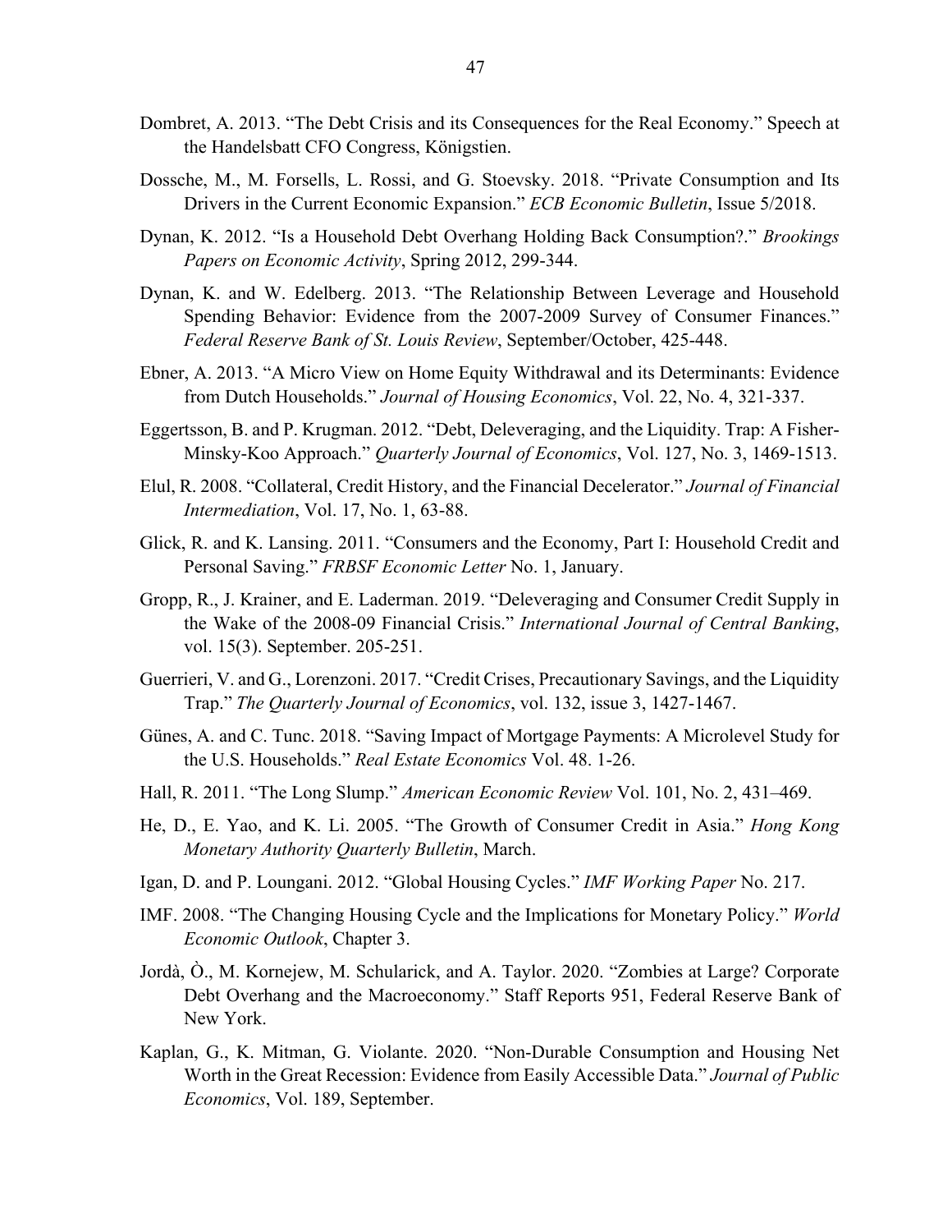Dombret, A. 2013. "The Debt Crisis and its Consequences for the Real Economy." Speech at the Handelsbatt CFO Congress, Königstien.

Dossche, M., M. Forsells, L. Rossi, and G. Stoevsky. 2018. "Private Consumption and Its Drivers in the Current Economic Expansion." *ECB Economic Bulletin*, Issue 5/2018.

Dynan, K. 2012. "Is a Household Debt Overhang Holding Back Consumption?." *Brookings Papers on Economic Activity*, Spring 2012, 299-344.

Dynan, K. and W. Edelberg. 2013. "The Relationship Between Leverage and Household Spending Behavior: Evidence from the 2007-2009 Survey of Consumer Finances." *Federal Reserve Bank of St. Louis Review*, September/October, 425-448.

Ebner, A. 2013. "A Micro View on Home Equity Withdrawal and its Determinants: Evidence from Dutch Households." *Journal of Housing Economics*, Vol. 22, No. 4, 321-337.

Eggertsson, B. and P. Krugman. 2012. "Debt, Deleveraging, and the Liquidity. Trap: A Fisher-Minsky-Koo Approach." *Quarterly Journal of Economics*, Vol. 127, No. 3, 1469-1513.

Elul, R. 2008. "Collateral, Credit History, and the Financial Decelerator." *Journal of Financial Intermediation*, Vol. 17, No. 1, 63-88.

Glick, R. and K. Lansing. 2011. "Consumers and the Economy, Part I: Household Credit and Personal Saving." *FRBSF Economic Letter* No. 1, January.

Gropp, R., J. Krainer, and E. Laderman. 2019. "Deleveraging and Consumer Credit Supply in the Wake of the 2008-09 Financial Crisis." *International Journal of Central Banking*, vol. 15(3). September. 205-251.

Guerrieri, V. and G., Lorenzoni. 2017. "Credit Crises, Precautionary Savings, and the Liquidity Trap." *The Quarterly Journal of Economics*, vol. 132, issue 3, 1427-1467.

Günes, A. and C. Tunc. 2018. "Saving Impact of Mortgage Payments: A Microlevel Study for the U.S. Households." *Real Estate Economics* Vol. 48. 1-26.

Hall, R. 2011. "The Long Slump." *American Economic Review* Vol. 101, No. 2, 431–469.

He, D., E. Yao, and K. Li. 2005. "The Growth of Consumer Credit in Asia." *Hong Kong Monetary Authority Quarterly Bulletin*, March.

Igan, D. and P. Loungani. 2012. "Global Housing Cycles." *IMF Working Paper* No. 217.

IMF. 2008. "The Changing Housing Cycle and the Implications for Monetary Policy." *World Economic Outlook*, Chapter 3.

Jordà, Ò., M. Kornejew, M. Schularick, and A. Taylor. 2020. "Zombies at Large? Corporate Debt Overhang and the Macroeconomy." Staff Reports 951, Federal Reserve Bank of New York.

Kaplan, G., K. Mitman, G. Violante. 2020. "Non-Durable Consumption and Housing Net Worth in the Great Recession: Evidence from Easily Accessible Data." *Journal of Public Economics*, Vol. 189, September.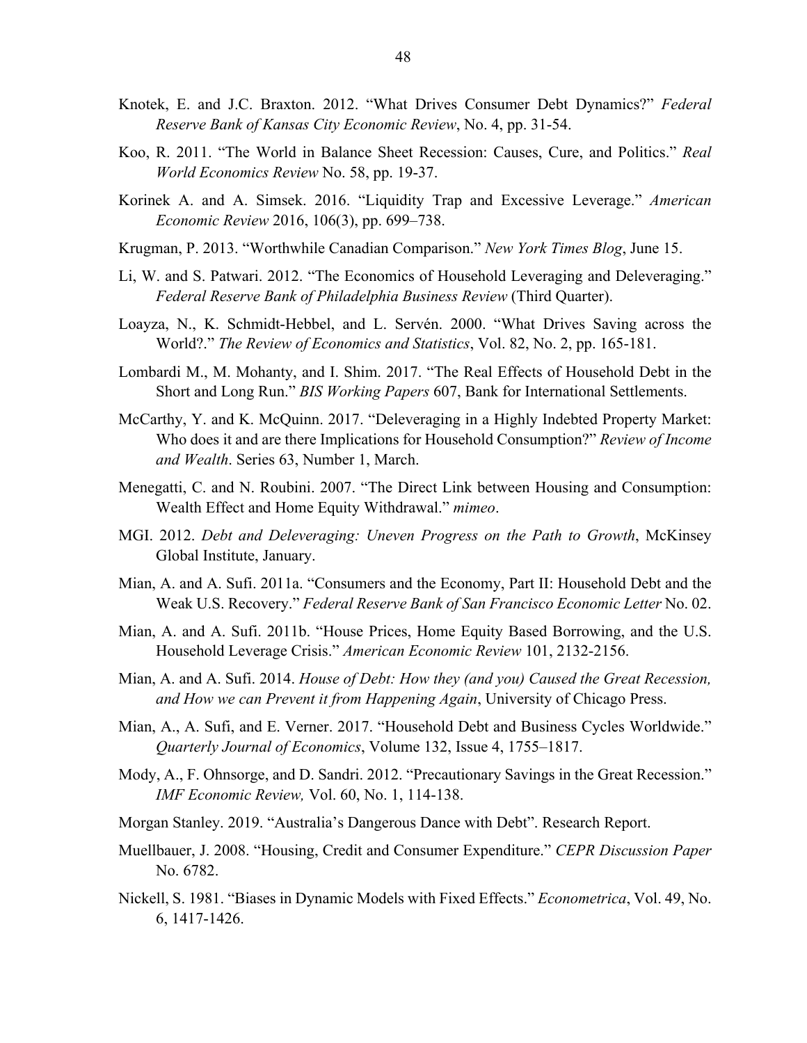Knotek, E. and J.C. Braxton. 2012. "What Drives Consumer Debt Dynamics?" *Federal Reserve Bank of Kansas City Economic Review*, No. 4, pp. 31-54.

Koo, R. 2011. "The World in Balance Sheet Recession: Causes, Cure, and Politics." *Real World Economics Review* No. 58, pp. 19-37.

Korinek A. and A. Simsek. 2016. "Liquidity Trap and Excessive Leverage." *American Economic Review* 2016, 106(3), pp. 699–738.

Krugman, P. 2013. "Worthwhile Canadian Comparison." *New York Times Blog*, June 15.

Li, W. and S. Patwari. 2012. "The Economics of Household Leveraging and Deleveraging." *Federal Reserve Bank of Philadelphia Business Review* (Third Quarter).

Loayza, N., K. Schmidt-Hebbel, and L. Servén. 2000. "What Drives Saving across the World?." *The Review of Economics and Statistics*, Vol. 82, No. 2, pp. 165-181.

Lombardi M., M. Mohanty, and I. Shim. 2017. "The Real Effects of Household Debt in the Short and Long Run." *BIS Working Papers* 607, Bank for International Settlements.

McCarthy, Y. and K. McQuinn. 2017. "Deleveraging in a Highly Indebted Property Market: Who does it and are there Implications for Household Consumption?" *Review of Income and Wealth*. Series 63, Number 1, March.

Menegatti, C. and N. Roubini. 2007. "The Direct Link between Housing and Consumption: Wealth Effect and Home Equity Withdrawal." *mimeo*.

MGI. 2012. *Debt and Deleveraging: Uneven Progress on the Path to Growth*, McKinsey Global Institute, January.

Mian, A. and A. Sufi. 2011a. "Consumers and the Economy, Part II: Household Debt and the Weak U.S. Recovery." *Federal Reserve Bank of San Francisco Economic Letter* No. 02.

Mian, A. and A. Sufi. 2011b. "House Prices, Home Equity Based Borrowing, and the U.S. Household Leverage Crisis." *American Economic Review* 101, 2132-2156.

Mian, A. and A. Sufi. 2014. *House of Debt: How they (and you) Caused the Great Recession, and How we can Prevent it from Happening Again*, University of Chicago Press.

Mian, A., A. Sufi, and E. Verner. 2017. "Household Debt and Business Cycles Worldwide." *Quarterly Journal of Economics*, Volume 132, Issue 4, 1755–1817.

Mody, A., F. Ohnsorge, and D. Sandri. 2012. "Precautionary Savings in the Great Recession." *IMF Economic Review,* Vol. 60, No. 1, 114-138.

Morgan Stanley. 2019. "Australia's Dangerous Dance with Debt". Research Report.

Muellbauer, J. 2008. "Housing, Credit and Consumer Expenditure." *CEPR Discussion Paper* No. 6782.

Nickell, S. 1981. "Biases in Dynamic Models with Fixed Effects." *Econometrica*, Vol. 49, No. 6, 1417-1426.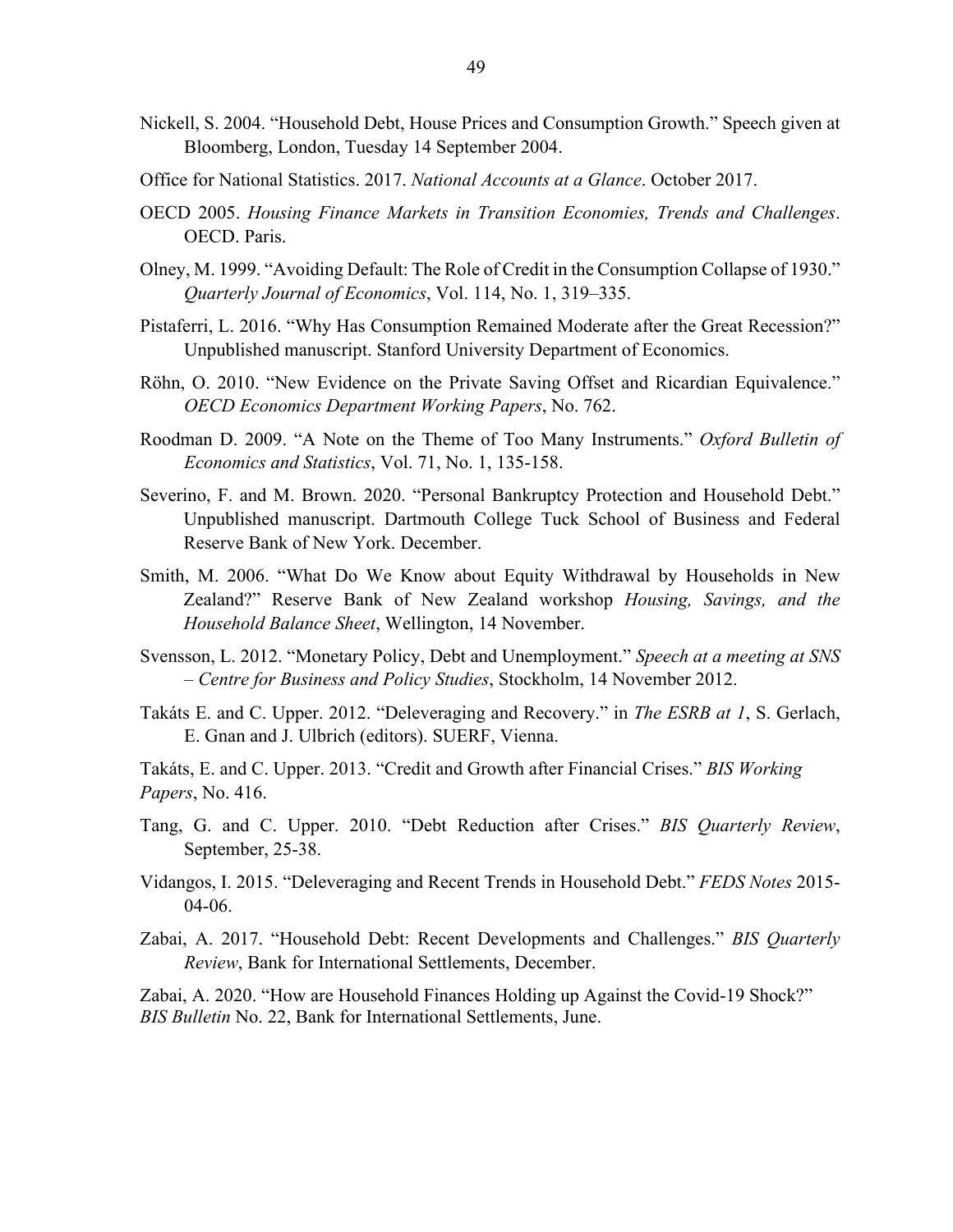Nickell, S. 2004. "Household Debt, House Prices and Consumption Growth." Speech given at Bloomberg, London, Tuesday 14 September 2004.

Office for National Statistics. 2017. *National Accounts at a Glance*. October 2017.

OECD 2005. *Housing Finance Markets in Transition Economies, Trends and Challenges*. OECD. Paris.

Olney, M. 1999. "Avoiding Default: The Role of Credit in the Consumption Collapse of 1930." *Quarterly Journal of Economics*, Vol. 114, No. 1, 319–335.

Pistaferri, L. 2016. "Why Has Consumption Remained Moderate after the Great Recession?" Unpublished manuscript. Stanford University Department of Economics.

Röhn, O. 2010. "New Evidence on the Private Saving Offset and Ricardian Equivalence." *OECD Economics Department Working Papers*, No. 762.

Roodman D. 2009. "A Note on the Theme of Too Many Instruments." *Oxford Bulletin of Economics and Statistics*, Vol. 71, No. 1, 135-158.

Severino, F. and M. Brown. 2020. "Personal Bankruptcy Protection and Household Debt." Unpublished manuscript. Dartmouth College Tuck School of Business and Federal Reserve Bank of New York. December.

Smith, M. 2006. "What Do We Know about Equity Withdrawal by Households in New Zealand?" Reserve Bank of New Zealand workshop *Housing, Savings, and the Household Balance Sheet*, Wellington, 14 November.

Svensson, L. 2012. "Monetary Policy, Debt and Unemployment." *Speech at a meeting at SNS – Centre for Business and Policy Studies*, Stockholm, 14 November 2012.

Takáts E. and C. Upper. 2012. "Deleveraging and Recovery." in *The ESRB at 1*, S. Gerlach, E. Gnan and J. Ulbrich (editors). SUERF, Vienna.

Takáts, E. and C. Upper. 2013. "Credit and Growth after Financial Crises." *BIS Working Papers*, No. 416.

Tang, G. and C. Upper. 2010. "Debt Reduction after Crises." *BIS Quarterly Review*, September, 25-38.

Vidangos, I. 2015. "Deleveraging and Recent Trends in Household Debt." *FEDS Notes* 2015-04-06.

Zabai, A. 2017. "Household Debt: Recent Developments and Challenges." *BIS Quarterly Review*, Bank for International Settlements, December.

Zabai, A. 2020. "How are Household Finances Holding up Against the Covid-19 Shock?" *BIS Bulletin* No. 22, Bank for International Settlements, June.